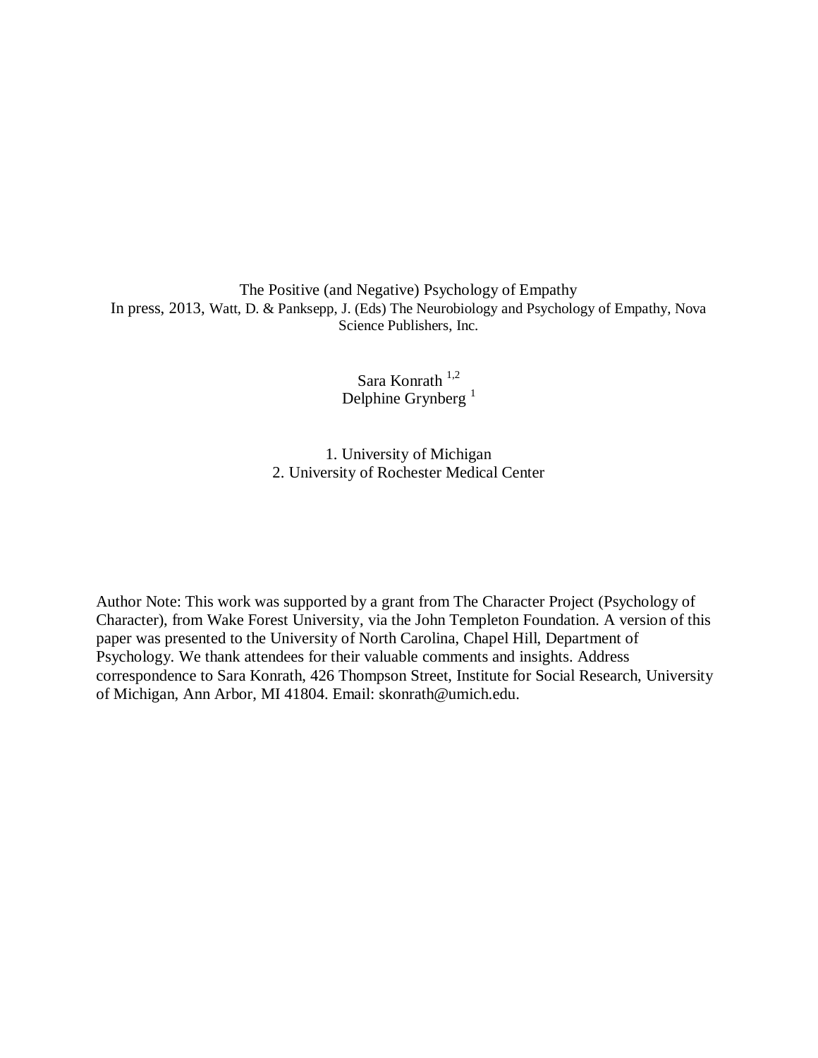# The Positive (and Negative) Psychology of Empathy

In press, 2013, Watt, D. & Panksepp, J. (Eds) The Neurobiology and Psychology of Empathy, Nova Science Publishers, Inc.

Sara Konrath [1,2]
Delphine Grynberg [1]

1. University of Michigan
2. University of Rochester Medical Center

Author Note: This work was supported by a grant from The Character Project (Psychology of Character), from Wake Forest University, via the John Templeton Foundation. A version of this paper was presented to the University of North Carolina, Chapel Hill, Department of Psychology. We thank attendees for their valuable comments and insights. Address correspondence to Sara Konrath, 426 Thompson Street, Institute for Social Research, University of Michigan, Ann Arbor, MI 41804. Email: skonrath@umich.edu.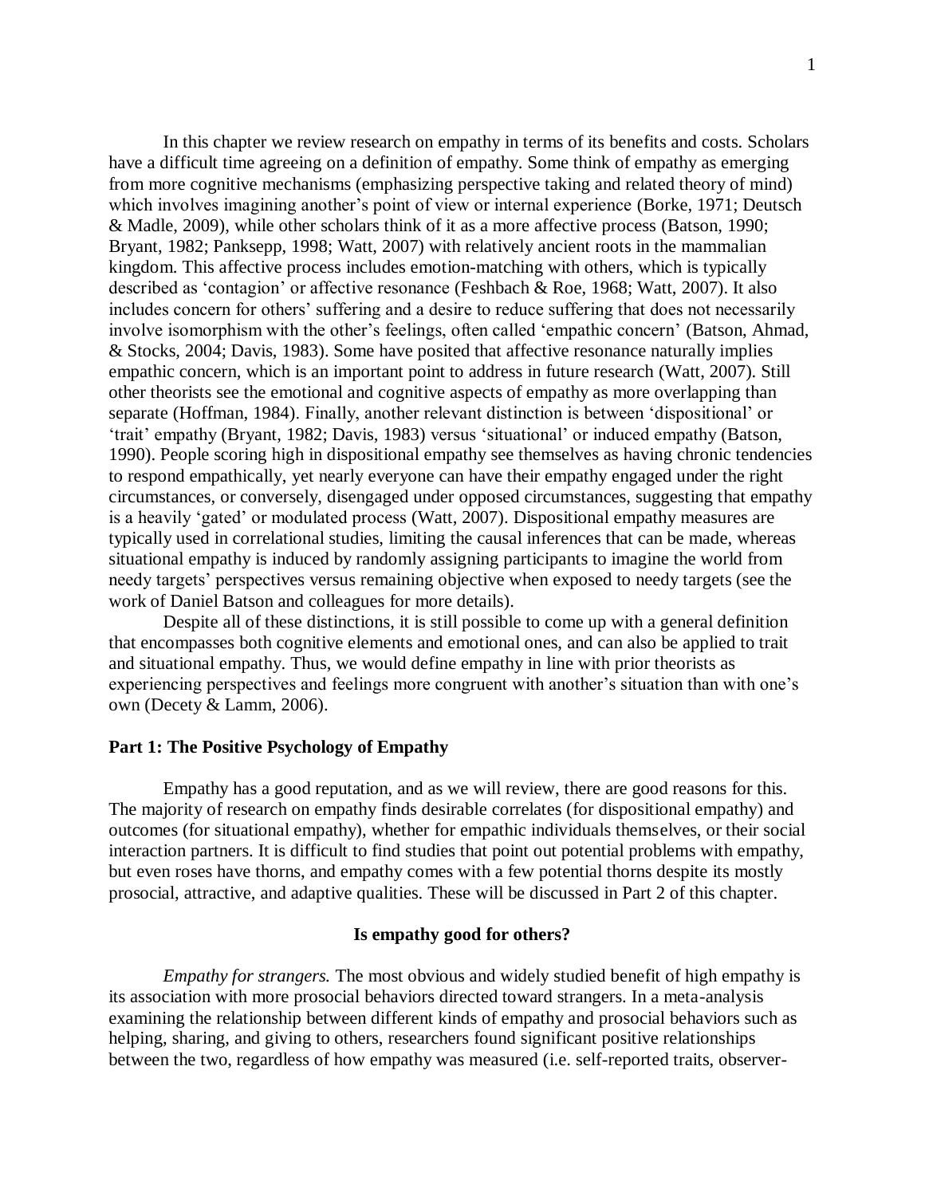In this chapter we review research on empathy in terms of its benefits and costs. Scholars have a difficult time agreeing on a definition of empathy. Some think of empathy as emerging from more cognitive mechanisms (emphasizing perspective taking and related theory of mind) which involves imagining another's point of view or internal experience (Borke, 1971; Deutsch & Madle, 2009), while other scholars think of it as a more affective process (Batson, 1990; Bryant, 1982; Panksepp, 1998; Watt, 2007) with relatively ancient roots in the mammalian kingdom. This affective process includes emotion-matching with others, which is typically described as 'contagion' or affective resonance (Feshbach & Roe, 1968; Watt, 2007). It also includes concern for others' suffering and a desire to reduce suffering that does not necessarily involve isomorphism with the other's feelings, often called 'empathic concern' (Batson, Ahmad, & Stocks, 2004; Davis, 1983). Some have posited that affective resonance naturally implies empathic concern, which is an important point to address in future research (Watt, 2007). Still other theorists see the emotional and cognitive aspects of empathy as more overlapping than separate (Hoffman, 1984). Finally, another relevant distinction is between 'dispositional' or 'trait' empathy (Bryant, 1982; Davis, 1983) versus 'situational' or induced empathy (Batson, 1990). People scoring high in dispositional empathy see themselves as having chronic tendencies to respond empathically, yet nearly everyone can have their empathy engaged under the right circumstances, or conversely, disengaged under opposed circumstances, suggesting that empathy is a heavily 'gated' or modulated process (Watt, 2007). Dispositional empathy measures are typically used in correlational studies, limiting the causal inferences that can be made, whereas situational empathy is induced by randomly assigning participants to imagine the world from needy targets' perspectives versus remaining objective when exposed to needy targets (see the work of Daniel Batson and colleagues for more details).

Despite all of these distinctions, it is still possible to come up with a general definition that encompasses both cognitive elements and emotional ones, and can also be applied to trait and situational empathy. Thus, we would define empathy in line with prior theorists as experiencing perspectives and feelings more congruent with another's situation than with one's own (Decety & Lamm, 2006).

## Part 1: The Positive Psychology of Empathy

Empathy has a good reputation, and as we will review, there are good reasons for this. The majority of research on empathy finds desirable correlates (for dispositional empathy) and outcomes (for situational empathy), whether for empathic individuals themselves, or their social interaction partners. It is difficult to find studies that point out potential problems with empathy, but even roses have thorns, and empathy comes with a few potential thorns despite its mostly prosocial, attractive, and adaptive qualities. These will be discussed in Part 2 of this chapter.

### Is empathy good for others?

*Empathy for strangers.* The most obvious and widely studied benefit of high empathy is its association with more prosocial behaviors directed toward strangers. In a meta-analysis examining the relationship between different kinds of empathy and prosocial behaviors such as helping, sharing, and giving to others, researchers found significant positive relationships between the two, regardless of how empathy was measured (i.e. self-reported traits, observer-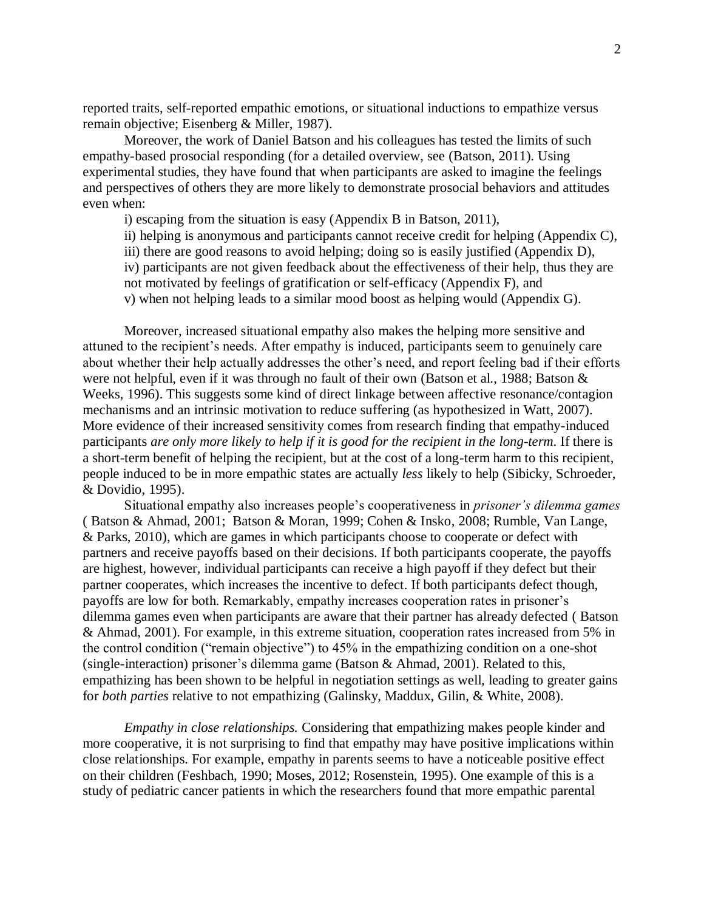reported traits, self-reported empathic emotions, or situational inductions to empathize versus remain objective; Eisenberg & Miller, 1987).

Moreover, the work of Daniel Batson and his colleagues has tested the limits of such empathy-based prosocial responding (for a detailed overview, see (Batson, 2011). Using experimental studies, they have found that when participants are asked to imagine the feelings and perspectives of others they are more likely to demonstrate prosocial behaviors and attitudes even when:

i) escaping from the situation is easy (Appendix B in Batson, 2011),
ii) helping is anonymous and participants cannot receive credit for helping (Appendix C),
iii) there are good reasons to avoid helping; doing so is easily justified (Appendix D),
iv) participants are not given feedback about the effectiveness of their help, thus they are not motivated by feelings of gratification or self-efficacy (Appendix F), and
v) when not helping leads to a similar mood boost as helping would (Appendix G).

Moreover, increased situational empathy also makes the helping more sensitive and attuned to the recipient's needs. After empathy is induced, participants seem to genuinely care about whether their help actually addresses the other's need, and report feeling bad if their efforts were not helpful, even if it was through no fault of their own (Batson et al., 1988; Batson & Weeks, 1996). This suggests some kind of direct linkage between affective resonance/contagion mechanisms and an intrinsic motivation to reduce suffering (as hypothesized in Watt, 2007). More evidence of their increased sensitivity comes from research finding that empathy-induced participants *are only more likely to help if it is good for the recipient in the long-term*. If there is a short-term benefit of helping the recipient, but at the cost of a long-term harm to this recipient, people induced to be in more empathic states are actually *less* likely to help (Sibicky, Schroeder, & Dovidio, 1995).

Situational empathy also increases people's cooperativeness in *prisoner's dilemma games* ( Batson & Ahmad, 2001; Batson & Moran, 1999; Cohen & Insko, 2008; Rumble, Van Lange, & Parks, 2010), which are games in which participants choose to cooperate or defect with partners and receive payoffs based on their decisions. If both participants cooperate, the payoffs are highest, however, individual participants can receive a high payoff if they defect but their partner cooperates, which increases the incentive to defect. If both participants defect though, payoffs are low for both. Remarkably, empathy increases cooperation rates in prisoner's dilemma games even when participants are aware that their partner has already defected ( Batson & Ahmad, 2001). For example, in this extreme situation, cooperation rates increased from 5% in the control condition ("remain objective") to 45% in the empathizing condition on a one-shot (single-interaction) prisoner's dilemma game (Batson & Ahmad, 2001). Related to this, empathizing has been shown to be helpful in negotiation settings as well, leading to greater gains for *both parties* relative to not empathizing (Galinsky, Maddux, Gilin, & White, 2008).

*Empathy in close relationships.* Considering that empathizing makes people kinder and more cooperative, it is not surprising to find that empathy may have positive implications within close relationships. For example, empathy in parents seems to have a noticeable positive effect on their children (Feshbach, 1990; Moses, 2012; Rosenstein, 1995). One example of this is a study of pediatric cancer patients in which the researchers found that more empathic parental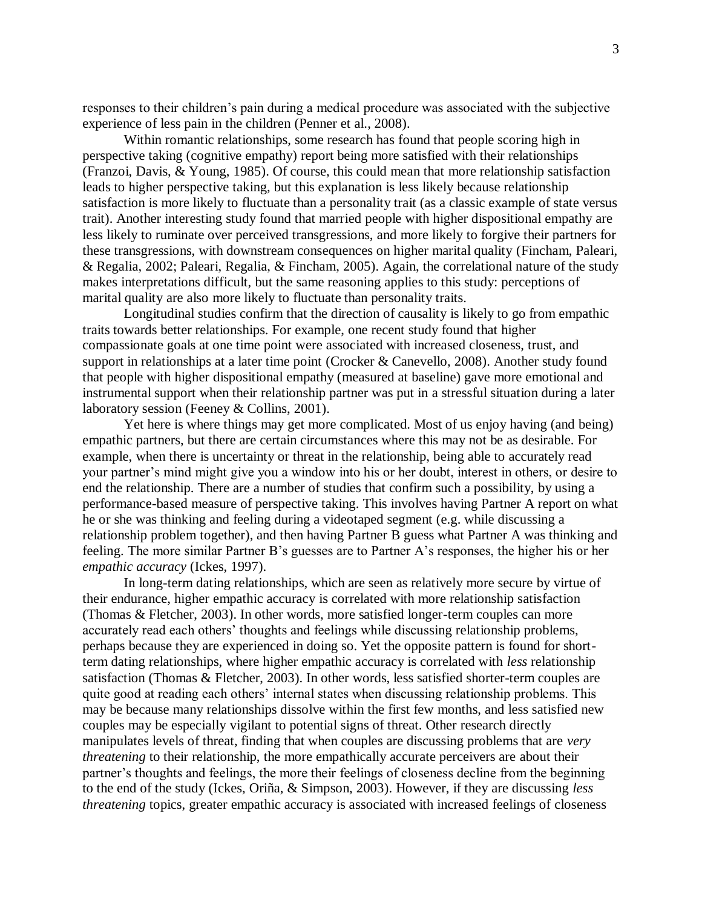responses to their children's pain during a medical procedure was associated with the subjective experience of less pain in the children (Penner et al., 2008).

Within romantic relationships, some research has found that people scoring high in perspective taking (cognitive empathy) report being more satisfied with their relationships (Franzoi, Davis, & Young, 1985). Of course, this could mean that more relationship satisfaction leads to higher perspective taking, but this explanation is less likely because relationship satisfaction is more likely to fluctuate than a personality trait (as a classic example of state versus trait). Another interesting study found that married people with higher dispositional empathy are less likely to ruminate over perceived transgressions, and more likely to forgive their partners for these transgressions, with downstream consequences on higher marital quality (Fincham, Paleari, & Regalia, 2002; Paleari, Regalia, & Fincham, 2005). Again, the correlational nature of the study makes interpretations difficult, but the same reasoning applies to this study: perceptions of marital quality are also more likely to fluctuate than personality traits.

Longitudinal studies confirm that the direction of causality is likely to go from empathic traits towards better relationships. For example, one recent study found that higher compassionate goals at one time point were associated with increased closeness, trust, and support in relationships at a later time point (Crocker & Canevello, 2008). Another study found that people with higher dispositional empathy (measured at baseline) gave more emotional and instrumental support when their relationship partner was put in a stressful situation during a later laboratory session (Feeney & Collins, 2001).

Yet here is where things may get more complicated. Most of us enjoy having (and being) empathic partners, but there are certain circumstances where this may not be as desirable. For example, when there is uncertainty or threat in the relationship, being able to accurately read your partner's mind might give you a window into his or her doubt, interest in others, or desire to end the relationship. There are a number of studies that confirm such a possibility, by using a performance-based measure of perspective taking. This involves having Partner A report on what he or she was thinking and feeling during a videotaped segment (e.g. while discussing a relationship problem together), and then having Partner B guess what Partner A was thinking and feeling. The more similar Partner B's guesses are to Partner A's responses, the higher his or her *empathic accuracy* (Ickes, 1997).

In long-term dating relationships, which are seen as relatively more secure by virtue of their endurance, higher empathic accuracy is correlated with more relationship satisfaction (Thomas & Fletcher, 2003). In other words, more satisfied longer-term couples can more accurately read each others' thoughts and feelings while discussing relationship problems, perhaps because they are experienced in doing so. Yet the opposite pattern is found for short-term dating relationships, where higher empathic accuracy is correlated with *less* relationship satisfaction (Thomas & Fletcher, 2003). In other words, less satisfied shorter-term couples are quite good at reading each others' internal states when discussing relationship problems. This may be because many relationships dissolve within the first few months, and less satisfied new couples may be especially vigilant to potential signs of threat. Other research directly manipulates levels of threat, finding that when couples are discussing problems that are *very threatening* to their relationship, the more empathically accurate perceivers are about their partner's thoughts and feelings, the more their feelings of closeness decline from the beginning to the end of the study (Ickes, Oriña, & Simpson, 2003). However, if they are discussing *less threatening* topics, greater empathic accuracy is associated with increased feelings of closeness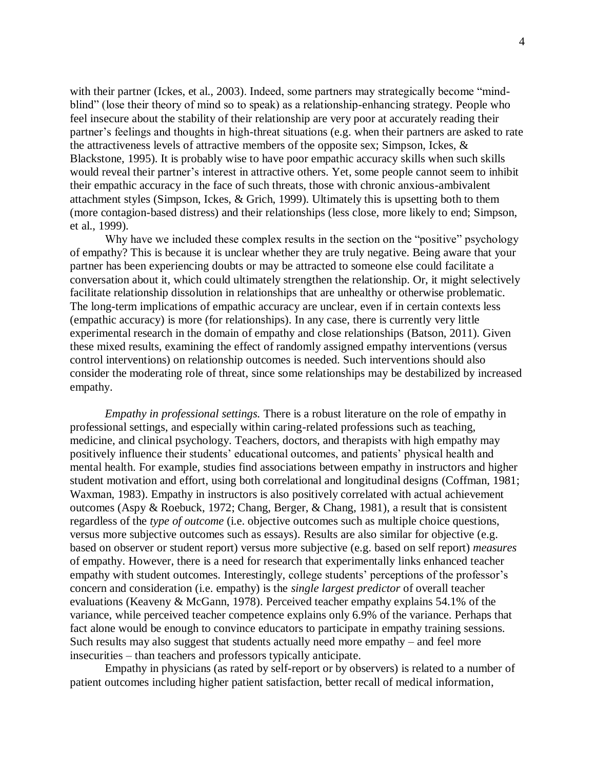with their partner (Ickes, et al., 2003). Indeed, some partners may strategically become "mind-blind" (lose their theory of mind so to speak) as a relationship-enhancing strategy. People who feel insecure about the stability of their relationship are very poor at accurately reading their partner's feelings and thoughts in high-threat situations (e.g. when their partners are asked to rate the attractiveness levels of attractive members of the opposite sex; Simpson, Ickes, & Blackstone, 1995). It is probably wise to have poor empathic accuracy skills when such skills would reveal their partner's interest in attractive others. Yet, some people cannot seem to inhibit their empathic accuracy in the face of such threats, those with chronic anxious-ambivalent attachment styles (Simpson, Ickes, & Grich, 1999). Ultimately this is upsetting both to them (more contagion-based distress) and their relationships (less close, more likely to end; Simpson, et al., 1999).

Why have we included these complex results in the section on the "positive" psychology of empathy? This is because it is unclear whether they are truly negative. Being aware that your partner has been experiencing doubts or may be attracted to someone else could facilitate a conversation about it, which could ultimately strengthen the relationship. Or, it might selectively facilitate relationship dissolution in relationships that are unhealthy or otherwise problematic. The long-term implications of empathic accuracy are unclear, even if in certain contexts less (empathic accuracy) is more (for relationships). In any case, there is currently very little experimental research in the domain of empathy and close relationships (Batson, 2011). Given these mixed results, examining the effect of randomly assigned empathy interventions (versus control interventions) on relationship outcomes is needed. Such interventions should also consider the moderating role of threat, since some relationships may be destabilized by increased empathy.

*Empathy in professional settings.* There is a robust literature on the role of empathy in professional settings, and especially within caring-related professions such as teaching, medicine, and clinical psychology. Teachers, doctors, and therapists with high empathy may positively influence their students' educational outcomes, and patients' physical health and mental health. For example, studies find associations between empathy in instructors and higher student motivation and effort, using both correlational and longitudinal designs (Coffman, 1981; Waxman, 1983). Empathy in instructors is also positively correlated with actual achievement outcomes (Aspy & Roebuck, 1972; Chang, Berger, & Chang, 1981), a result that is consistent regardless of the *type of outcome* (i.e. objective outcomes such as multiple choice questions, versus more subjective outcomes such as essays). Results are also similar for objective (e.g. based on observer or student report) versus more subjective (e.g. based on self report) *measures* of empathy. However, there is a need for research that experimentally links enhanced teacher empathy with student outcomes. Interestingly, college students' perceptions of the professor's concern and consideration (i.e. empathy) is the *single largest predictor* of overall teacher evaluations (Keaveny & McGann, 1978). Perceived teacher empathy explains 54.1% of the variance, while perceived teacher competence explains only 6.9% of the variance. Perhaps that fact alone would be enough to convince educators to participate in empathy training sessions. Such results may also suggest that students actually need more empathy – and feel more insecurities – than teachers and professors typically anticipate.

Empathy in physicians (as rated by self-report or by observers) is related to a number of patient outcomes including higher patient satisfaction, better recall of medical information,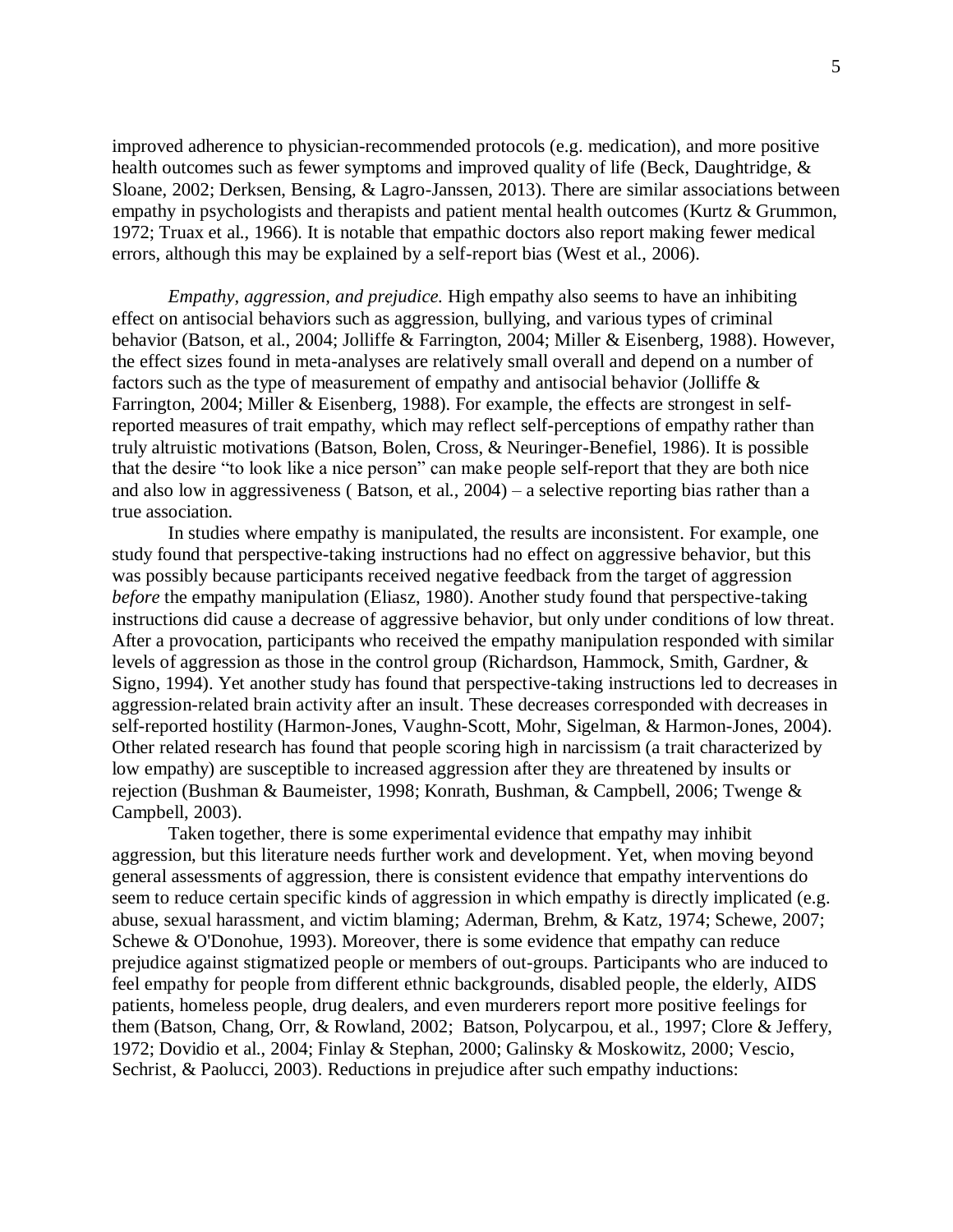improved adherence to physician-recommended protocols (e.g. medication), and more positive health outcomes such as fewer symptoms and improved quality of life (Beck, Daughtridge, & Sloane, 2002; Derksen, Bensing, & Lagro-Janssen, 2013). There are similar associations between empathy in psychologists and therapists and patient mental health outcomes (Kurtz & Grummon, 1972; Truax et al., 1966). It is notable that empathic doctors also report making fewer medical errors, although this may be explained by a self-report bias (West et al., 2006).

*Empathy, aggression, and prejudice.* High empathy also seems to have an inhibiting effect on antisocial behaviors such as aggression, bullying, and various types of criminal behavior (Batson, et al., 2004; Jolliffe & Farrington, 2004; Miller & Eisenberg, 1988). However, the effect sizes found in meta-analyses are relatively small overall and depend on a number of factors such as the type of measurement of empathy and antisocial behavior (Jolliffe & Farrington, 2004; Miller & Eisenberg, 1988). For example, the effects are strongest in self-reported measures of trait empathy, which may reflect self-perceptions of empathy rather than truly altruistic motivations (Batson, Bolen, Cross, & Neuringer-Benefiel, 1986). It is possible that the desire "to look like a nice person" can make people self-report that they are both nice and also low in aggressiveness ( Batson, et al., 2004) – a selective reporting bias rather than a true association.

In studies where empathy is manipulated, the results are inconsistent. For example, one study found that perspective-taking instructions had no effect on aggressive behavior, but this was possibly because participants received negative feedback from the target of aggression *before* the empathy manipulation (Eliasz, 1980). Another study found that perspective-taking instructions did cause a decrease of aggressive behavior, but only under conditions of low threat. After a provocation, participants who received the empathy manipulation responded with similar levels of aggression as those in the control group (Richardson, Hammock, Smith, Gardner, & Signo, 1994). Yet another study has found that perspective-taking instructions led to decreases in aggression-related brain activity after an insult. These decreases corresponded with decreases in self-reported hostility (Harmon-Jones, Vaughn-Scott, Mohr, Sigelman, & Harmon-Jones, 2004). Other related research has found that people scoring high in narcissism (a trait characterized by low empathy) are susceptible to increased aggression after they are threatened by insults or rejection (Bushman & Baumeister, 1998; Konrath, Bushman, & Campbell, 2006; Twenge & Campbell, 2003).

Taken together, there is some experimental evidence that empathy may inhibit aggression, but this literature needs further work and development. Yet, when moving beyond general assessments of aggression, there is consistent evidence that empathy interventions do seem to reduce certain specific kinds of aggression in which empathy is directly implicated (e.g. abuse, sexual harassment, and victim blaming; Aderman, Brehm, & Katz, 1974; Schewe, 2007; Schewe & O'Donohue, 1993). Moreover, there is some evidence that empathy can reduce prejudice against stigmatized people or members of out-groups. Participants who are induced to feel empathy for people from different ethnic backgrounds, disabled people, the elderly, AIDS patients, homeless people, drug dealers, and even murderers report more positive feelings for them (Batson, Chang, Orr, & Rowland, 2002; Batson, Polycarpou, et al., 1997; Clore & Jeffery, 1972; Dovidio et al., 2004; Finlay & Stephan, 2000; Galinsky & Moskowitz, 2000; Vescio, Sechrist, & Paolucci, 2003). Reductions in prejudice after such empathy inductions: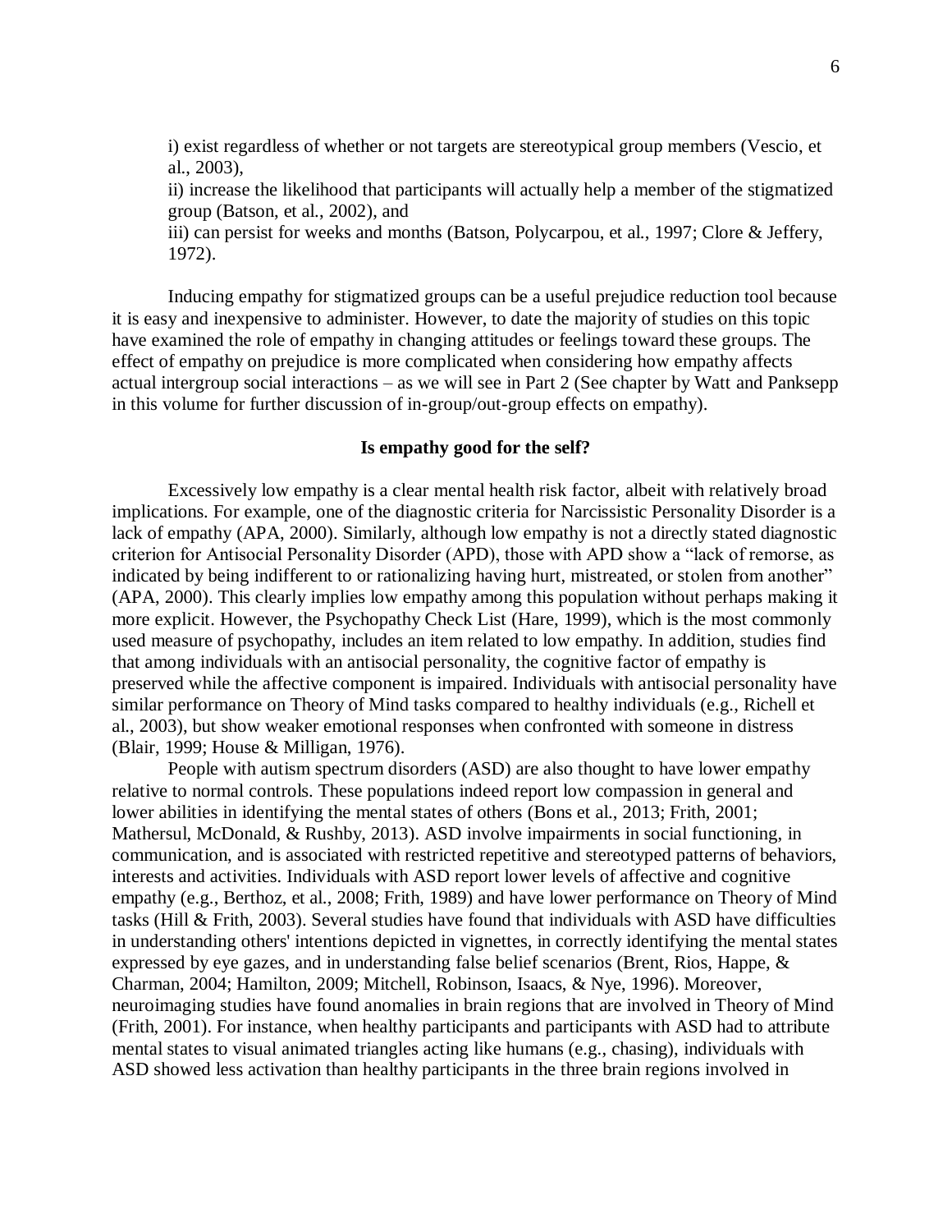i) exist regardless of whether or not targets are stereotypical group members (Vescio, et al., 2003),
ii) increase the likelihood that participants will actually help a member of the stigmatized group (Batson, et al., 2002), and
iii) can persist for weeks and months (Batson, Polycarpou, et al., 1997; Clore & Jeffery, 1972).

Inducing empathy for stigmatized groups can be a useful prejudice reduction tool because it is easy and inexpensive to administer. However, to date the majority of studies on this topic have examined the role of empathy in changing attitudes or feelings toward these groups. The effect of empathy on prejudice is more complicated when considering how empathy affects actual intergroup social interactions – as we will see in Part 2 (See chapter by Watt and Panksepp in this volume for further discussion of in-group/out-group effects on empathy).

**Is empathy good for the self?**

Excessively low empathy is a clear mental health risk factor, albeit with relatively broad implications. For example, one of the diagnostic criteria for Narcissistic Personality Disorder is a lack of empathy (APA, 2000). Similarly, although low empathy is not a directly stated diagnostic criterion for Antisocial Personality Disorder (APD), those with APD show a "lack of remorse, as indicated by being indifferent to or rationalizing having hurt, mistreated, or stolen from another" (APA, 2000). This clearly implies low empathy among this population without perhaps making it more explicit. However, the Psychopathy Check List (Hare, 1999), which is the most commonly used measure of psychopathy, includes an item related to low empathy. In addition, studies find that among individuals with an antisocial personality, the cognitive factor of empathy is preserved while the affective component is impaired. Individuals with antisocial personality have similar performance on Theory of Mind tasks compared to healthy individuals (e.g., Richell et al., 2003), but show weaker emotional responses when confronted with someone in distress (Blair, 1999; House & Milligan, 1976).

People with autism spectrum disorders (ASD) are also thought to have lower empathy relative to normal controls. These populations indeed report low compassion in general and lower abilities in identifying the mental states of others (Bons et al., 2013; Frith, 2001; Mathersul, McDonald, & Rushby, 2013). ASD involve impairments in social functioning, in communication, and is associated with restricted repetitive and stereotyped patterns of behaviors, interests and activities. Individuals with ASD report lower levels of affective and cognitive empathy (e.g., Berthoz, et al., 2008; Frith, 1989) and have lower performance on Theory of Mind tasks (Hill & Frith, 2003). Several studies have found that individuals with ASD have difficulties in understanding others' intentions depicted in vignettes, in correctly identifying the mental states expressed by eye gazes, and in understanding false belief scenarios (Brent, Rios, Happe, & Charman, 2004; Hamilton, 2009; Mitchell, Robinson, Isaacs, & Nye, 1996). Moreover, neuroimaging studies have found anomalies in brain regions that are involved in Theory of Mind (Frith, 2001). For instance, when healthy participants and participants with ASD had to attribute mental states to visual animated triangles acting like humans (e.g., chasing), individuals with ASD showed less activation than healthy participants in the three brain regions involved in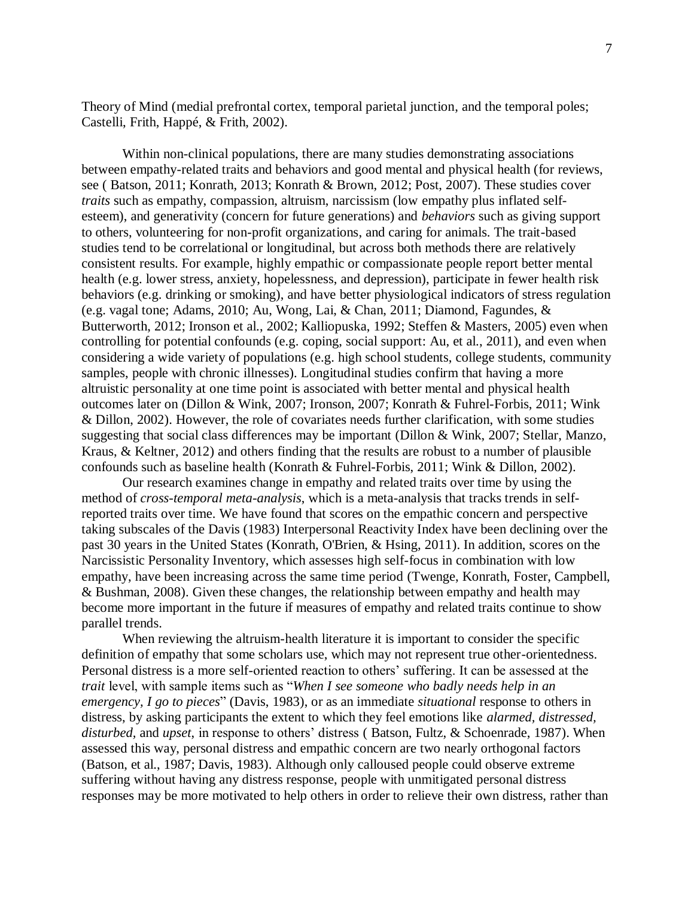Theory of Mind (medial prefrontal cortex, temporal parietal junction, and the temporal poles; Castelli, Frith, Happé, & Frith, 2002).

Within non-clinical populations, there are many studies demonstrating associations between empathy-related traits and behaviors and good mental and physical health (for reviews, see ( Batson, 2011; Konrath, 2013; Konrath & Brown, 2012; Post, 2007). These studies cover *traits* such as empathy, compassion, altruism, narcissism (low empathy plus inflated self-esteem), and generativity (concern for future generations) and *behaviors* such as giving support to others, volunteering for non-profit organizations, and caring for animals. The trait-based studies tend to be correlational or longitudinal, but across both methods there are relatively consistent results. For example, highly empathic or compassionate people report better mental health (e.g. lower stress, anxiety, hopelessness, and depression), participate in fewer health risk behaviors (e.g. drinking or smoking), and have better physiological indicators of stress regulation (e.g. vagal tone; Adams, 2010; Au, Wong, Lai, & Chan, 2011; Diamond, Fagundes, & Butterworth, 2012; Ironson et al., 2002; Kalliopuska, 1992; Steffen & Masters, 2005) even when controlling for potential confounds (e.g. coping, social support: Au, et al., 2011), and even when considering a wide variety of populations (e.g. high school students, college students, community samples, people with chronic illnesses). Longitudinal studies confirm that having a more altruistic personality at one time point is associated with better mental and physical health outcomes later on (Dillon & Wink, 2007; Ironson, 2007; Konrath & Fuhrel-Forbis, 2011; Wink & Dillon, 2002). However, the role of covariates needs further clarification, with some studies suggesting that social class differences may be important (Dillon & Wink, 2007; Stellar, Manzo, Kraus, & Keltner, 2012) and others finding that the results are robust to a number of plausible confounds such as baseline health (Konrath & Fuhrel-Forbis, 2011; Wink & Dillon, 2002).

Our research examines change in empathy and related traits over time by using the method of *cross-temporal meta-analysis*, which is a meta-analysis that tracks trends in self-reported traits over time. We have found that scores on the empathic concern and perspective taking subscales of the Davis (1983) Interpersonal Reactivity Index have been declining over the past 30 years in the United States (Konrath, O'Brien, & Hsing, 2011). In addition, scores on the Narcissistic Personality Inventory, which assesses high self-focus in combination with low empathy, have been increasing across the same time period (Twenge, Konrath, Foster, Campbell, & Bushman, 2008). Given these changes, the relationship between empathy and health may become more important in the future if measures of empathy and related traits continue to show parallel trends.

When reviewing the altruism-health literature it is important to consider the specific definition of empathy that some scholars use, which may not represent true other-orientedness. Personal distress is a more self-oriented reaction to others' suffering. It can be assessed at the *trait* level, with sample items such as "*When I see someone who badly needs help in an emergency, I go to pieces*" (Davis, 1983), or as an immediate *situational* response to others in distress, by asking participants the extent to which they feel emotions like *alarmed, distressed, disturbed,* and *upset,* in response to others' distress ( Batson, Fultz, & Schoenrade, 1987). When assessed this way, personal distress and empathic concern are two nearly orthogonal factors (Batson, et al., 1987; Davis, 1983). Although only calloused people could observe extreme suffering without having any distress response, people with unmitigated personal distress responses may be more motivated to help others in order to relieve their own distress, rather than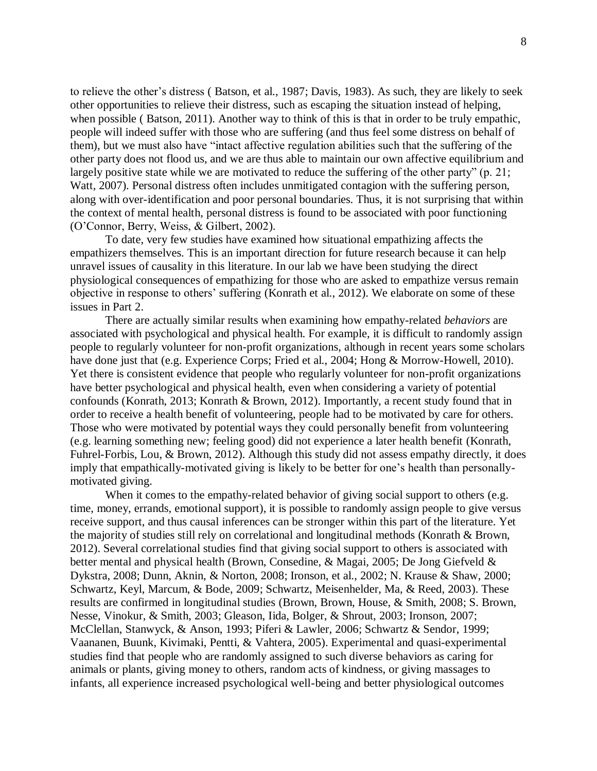to relieve the other's distress ( Batson, et al., 1987; Davis, 1983). As such, they are likely to seek other opportunities to relieve their distress, such as escaping the situation instead of helping, when possible ( Batson, 2011). Another way to think of this is that in order to be truly empathic, people will indeed suffer with those who are suffering (and thus feel some distress on behalf of them), but we must also have "intact affective regulation abilities such that the suffering of the other party does not flood us, and we are thus able to maintain our own affective equilibrium and largely positive state while we are motivated to reduce the suffering of the other party" (p. 21; Watt, 2007). Personal distress often includes unmitigated contagion with the suffering person, along with over-identification and poor personal boundaries. Thus, it is not surprising that within the context of mental health, personal distress is found to be associated with poor functioning (O'Connor, Berry, Weiss, & Gilbert, 2002).

To date, very few studies have examined how situational empathizing affects the empathizers themselves. This is an important direction for future research because it can help unravel issues of causality in this literature. In our lab we have been studying the direct physiological consequences of empathizing for those who are asked to empathize versus remain objective in response to others' suffering (Konrath et al., 2012). We elaborate on some of these issues in Part 2.

There are actually similar results when examining how empathy-related *behaviors* are associated with psychological and physical health. For example, it is difficult to randomly assign people to regularly volunteer for non-profit organizations, although in recent years some scholars have done just that (e.g. Experience Corps; Fried et al., 2004; Hong & Morrow-Howell, 2010). Yet there is consistent evidence that people who regularly volunteer for non-profit organizations have better psychological and physical health, even when considering a variety of potential confounds (Konrath, 2013; Konrath & Brown, 2012). Importantly, a recent study found that in order to receive a health benefit of volunteering, people had to be motivated by care for others. Those who were motivated by potential ways they could personally benefit from volunteering (e.g. learning something new; feeling good) did not experience a later health benefit (Konrath, Fuhrel-Forbis, Lou, & Brown, 2012). Although this study did not assess empathy directly, it does imply that empathically-motivated giving is likely to be better for one's health than personally-motivated giving.

When it comes to the empathy-related behavior of giving social support to others (e.g. time, money, errands, emotional support), it is possible to randomly assign people to give versus receive support, and thus causal inferences can be stronger within this part of the literature. Yet the majority of studies still rely on correlational and longitudinal methods (Konrath & Brown, 2012). Several correlational studies find that giving social support to others is associated with better mental and physical health (Brown, Consedine, & Magai, 2005; De Jong Giefveld & Dykstra, 2008; Dunn, Aknin, & Norton, 2008; Ironson, et al., 2002; N. Krause & Shaw, 2000; Schwartz, Keyl, Marcum, & Bode, 2009; Schwartz, Meisenhelder, Ma, & Reed, 2003). These results are confirmed in longitudinal studies (Brown, Brown, House, & Smith, 2008; S. Brown, Nesse, Vinokur, & Smith, 2003; Gleason, Iida, Bolger, & Shrout, 2003; Ironson, 2007; McClellan, Stanwyck, & Anson, 1993; Piferi & Lawler, 2006; Schwartz & Sendor, 1999; Vaananen, Buunk, Kivimaki, Pentti, & Vahtera, 2005). Experimental and quasi-experimental studies find that people who are randomly assigned to such diverse behaviors as caring for animals or plants, giving money to others, random acts of kindness, or giving massages to infants, all experience increased psychological well-being and better physiological outcomes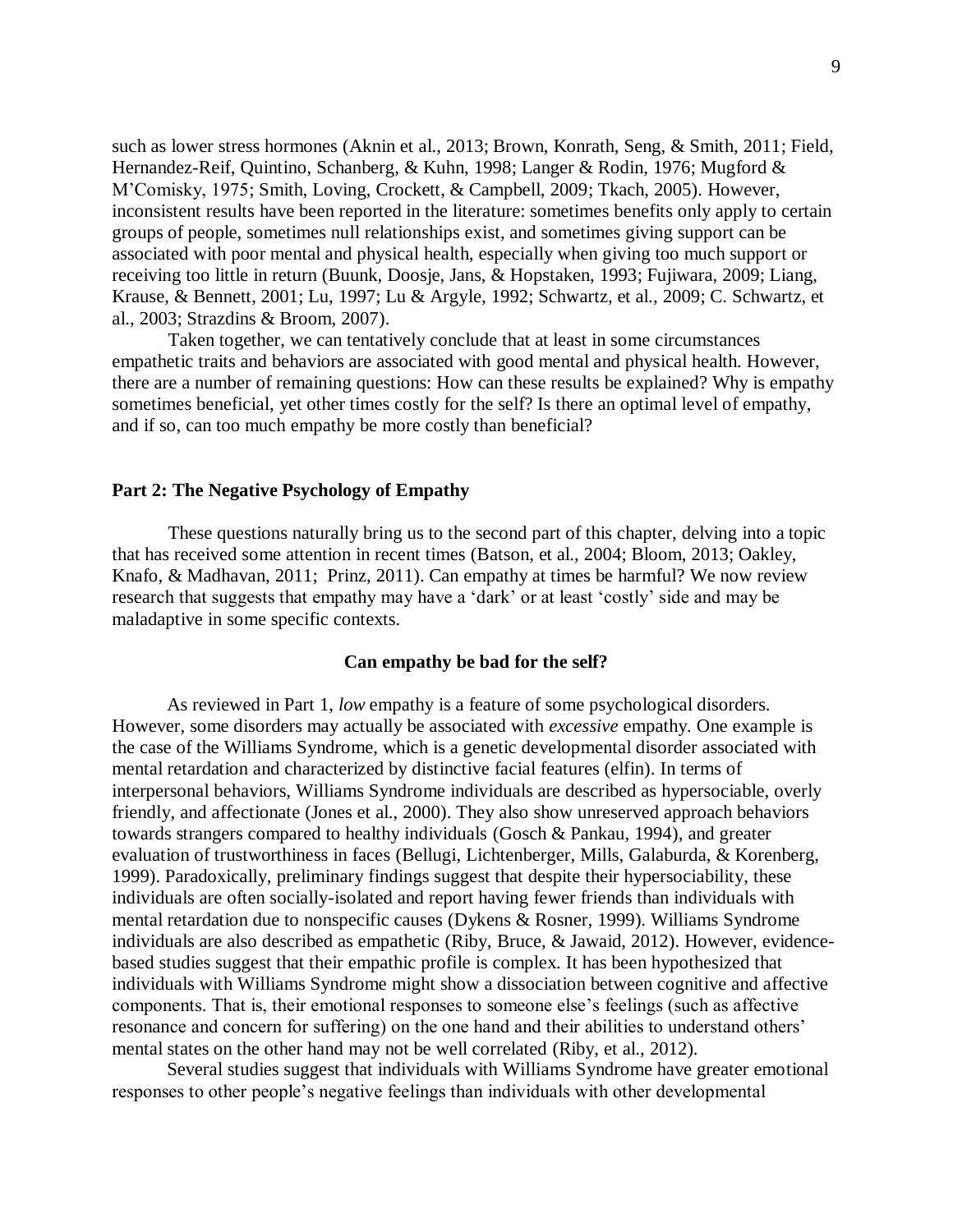such as lower stress hormones (Aknin et al., 2013; Brown, Konrath, Seng, & Smith, 2011; Field, Hernandez-Reif, Quintino, Schanberg, & Kuhn, 1998; Langer & Rodin, 1976; Mugford & M'Comisky, 1975; Smith, Loving, Crockett, & Campbell, 2009; Tkach, 2005). However, inconsistent results have been reported in the literature: sometimes benefits only apply to certain groups of people, sometimes null relationships exist, and sometimes giving support can be associated with poor mental and physical health, especially when giving too much support or receiving too little in return (Buunk, Doosje, Jans, & Hopstaken, 1993; Fujiwara, 2009; Liang, Krause, & Bennett, 2001; Lu, 1997; Lu & Argyle, 1992; Schwartz, et al., 2009; C. Schwartz, et al., 2003; Strazdins & Broom, 2007).

Taken together, we can tentatively conclude that at least in some circumstances empathetic traits and behaviors are associated with good mental and physical health. However, there are a number of remaining questions: How can these results be explained? Why is empathy sometimes beneficial, yet other times costly for the self? Is there an optimal level of empathy, and if so, can too much empathy be more costly than beneficial?

## Part 2: The Negative Psychology of Empathy

These questions naturally bring us to the second part of this chapter, delving into a topic that has received some attention in recent times (Batson, et al., 2004; Bloom, 2013; Oakley, Knafo, & Madhavan, 2011; Prinz, 2011). Can empathy at times be harmful? We now review research that suggests that empathy may have a 'dark' or at least 'costly' side and may be maladaptive in some specific contexts.

### Can empathy be bad for the self?

As reviewed in Part 1, *low* empathy is a feature of some psychological disorders. However, some disorders may actually be associated with *excessive* empathy. One example is the case of the Williams Syndrome, which is a genetic developmental disorder associated with mental retardation and characterized by distinctive facial features (elfin). In terms of interpersonal behaviors, Williams Syndrome individuals are described as hypersociable, overly friendly, and affectionate (Jones et al., 2000). They also show unreserved approach behaviors towards strangers compared to healthy individuals (Gosch & Pankau, 1994), and greater evaluation of trustworthiness in faces (Bellugi, Lichtenberger, Mills, Galaburda, & Korenberg, 1999). Paradoxically, preliminary findings suggest that despite their hypersociability, these individuals are often socially-isolated and report having fewer friends than individuals with mental retardation due to nonspecific causes (Dykens & Rosner, 1999). Williams Syndrome individuals are also described as empathetic (Riby, Bruce, & Jawaid, 2012). However, evidence-based studies suggest that their empathic profile is complex. It has been hypothesized that individuals with Williams Syndrome might show a dissociation between cognitive and affective components. That is, their emotional responses to someone else's feelings (such as affective resonance and concern for suffering) on the one hand and their abilities to understand others' mental states on the other hand may not be well correlated (Riby, et al., 2012).

Several studies suggest that individuals with Williams Syndrome have greater emotional responses to other people's negative feelings than individuals with other developmental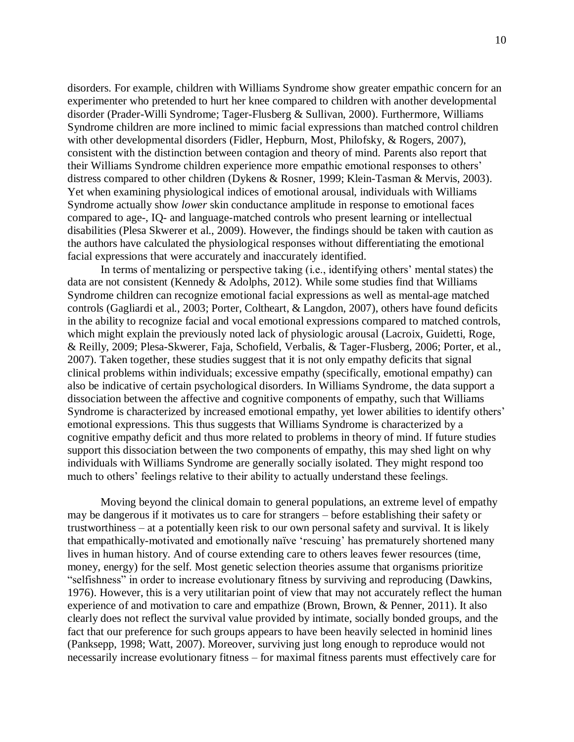disorders. For example, children with Williams Syndrome show greater empathic concern for an experimenter who pretended to hurt her knee compared to children with another developmental disorder (Prader-Willi Syndrome; Tager-Flusberg & Sullivan, 2000). Furthermore, Williams Syndrome children are more inclined to mimic facial expressions than matched control children with other developmental disorders (Fidler, Hepburn, Most, Philofsky, & Rogers, 2007), consistent with the distinction between contagion and theory of mind. Parents also report that their Williams Syndrome children experience more empathic emotional responses to others' distress compared to other children (Dykens & Rosner, 1999; Klein-Tasman & Mervis, 2003). Yet when examining physiological indices of emotional arousal, individuals with Williams Syndrome actually show *lower* skin conductance amplitude in response to emotional faces compared to age-, IQ- and language-matched controls who present learning or intellectual disabilities (Plesa Skwerer et al., 2009). However, the findings should be taken with caution as the authors have calculated the physiological responses without differentiating the emotional facial expressions that were accurately and inaccurately identified.

In terms of mentalizing or perspective taking (i.e., identifying others' mental states) the data are not consistent (Kennedy & Adolphs, 2012). While some studies find that Williams Syndrome children can recognize emotional facial expressions as well as mental-age matched controls (Gagliardi et al., 2003; Porter, Coltheart, & Langdon, 2007), others have found deficits in the ability to recognize facial and vocal emotional expressions compared to matched controls, which might explain the previously noted lack of physiologic arousal (Lacroix, Guidetti, Roge, & Reilly, 2009; Plesa-Skwerer, Faja, Schofield, Verbalis, & Tager-Flusberg, 2006; Porter, et al., 2007). Taken together, these studies suggest that it is not only empathy deficits that signal clinical problems within individuals; excessive empathy (specifically, emotional empathy) can also be indicative of certain psychological disorders. In Williams Syndrome, the data support a dissociation between the affective and cognitive components of empathy, such that Williams Syndrome is characterized by increased emotional empathy, yet lower abilities to identify others' emotional expressions. This thus suggests that Williams Syndrome is characterized by a cognitive empathy deficit and thus more related to problems in theory of mind. If future studies support this dissociation between the two components of empathy, this may shed light on why individuals with Williams Syndrome are generally socially isolated. They might respond too much to others' feelings relative to their ability to actually understand these feelings.

Moving beyond the clinical domain to general populations, an extreme level of empathy may be dangerous if it motivates us to care for strangers – before establishing their safety or trustworthiness – at a potentially keen risk to our own personal safety and survival. It is likely that empathically-motivated and emotionally naïve 'rescuing' has prematurely shortened many lives in human history. And of course extending care to others leaves fewer resources (time, money, energy) for the self. Most genetic selection theories assume that organisms prioritize "selfishness" in order to increase evolutionary fitness by surviving and reproducing (Dawkins, 1976). However, this is a very utilitarian point of view that may not accurately reflect the human experience of and motivation to care and empathize (Brown, Brown, & Penner, 2011). It also clearly does not reflect the survival value provided by intimate, socially bonded groups, and the fact that our preference for such groups appears to have been heavily selected in hominid lines (Panksepp, 1998; Watt, 2007). Moreover, surviving just long enough to reproduce would not necessarily increase evolutionary fitness – for maximal fitness parents must effectively care for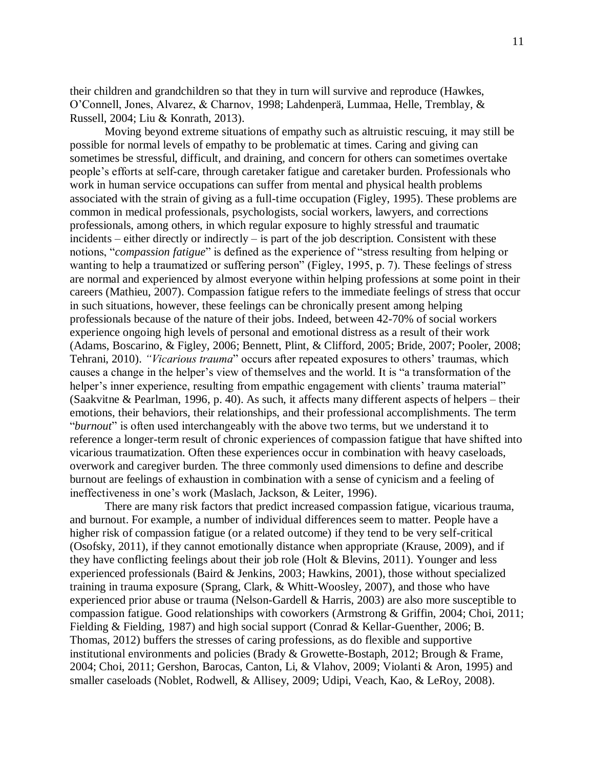their children and grandchildren so that they in turn will survive and reproduce (Hawkes, O'Connell, Jones, Alvarez, & Charnov, 1998; Lahdenperä, Lummaa, Helle, Tremblay, & Russell, 2004; Liu & Konrath, 2013).

Moving beyond extreme situations of empathy such as altruistic rescuing, it may still be possible for normal levels of empathy to be problematic at times. Caring and giving can sometimes be stressful, difficult, and draining, and concern for others can sometimes overtake people's efforts at self-care, through caretaker fatigue and caretaker burden. Professionals who work in human service occupations can suffer from mental and physical health problems associated with the strain of giving as a full-time occupation (Figley, 1995). These problems are common in medical professionals, psychologists, social workers, lawyers, and corrections professionals, among others, in which regular exposure to highly stressful and traumatic incidents – either directly or indirectly – is part of the job description. Consistent with these notions, "*compassion fatigue*" is defined as the experience of "stress resulting from helping or wanting to help a traumatized or suffering person" (Figley, 1995, p. 7). These feelings of stress are normal and experienced by almost everyone within helping professions at some point in their careers (Mathieu, 2007). Compassion fatigue refers to the immediate feelings of stress that occur in such situations, however, these feelings can be chronically present among helping professionals because of the nature of their jobs. Indeed, between 42-70% of social workers experience ongoing high levels of personal and emotional distress as a result of their work (Adams, Boscarino, & Figley, 2006; Bennett, Plint, & Clifford, 2005; Bride, 2007; Pooler, 2008; Tehrani, 2010). *"Vicarious trauma"* occurs after repeated exposures to others' traumas, which causes a change in the helper's view of themselves and the world. It is "a transformation of the helper's inner experience, resulting from empathic engagement with clients' trauma material" (Saakvitne & Pearlman, 1996, p. 40). As such, it affects many different aspects of helpers – their emotions, their behaviors, their relationships, and their professional accomplishments. The term "*burnout*" is often used interchangeably with the above two terms, but we understand it to reference a longer-term result of chronic experiences of compassion fatigue that have shifted into vicarious traumatization. Often these experiences occur in combination with heavy caseloads, overwork and caregiver burden. The three commonly used dimensions to define and describe burnout are feelings of exhaustion in combination with a sense of cynicism and a feeling of ineffectiveness in one's work (Maslach, Jackson, & Leiter, 1996).

There are many risk factors that predict increased compassion fatigue, vicarious trauma, and burnout. For example, a number of individual differences seem to matter. People have a higher risk of compassion fatigue (or a related outcome) if they tend to be very self-critical (Osofsky, 2011), if they cannot emotionally distance when appropriate (Krause, 2009), and if they have conflicting feelings about their job role (Holt & Blevins, 2011). Younger and less experienced professionals (Baird & Jenkins, 2003; Hawkins, 2001), those without specialized training in trauma exposure (Sprang, Clark, & Whitt-Woosley, 2007), and those who have experienced prior abuse or trauma (Nelson-Gardell & Harris, 2003) are also more susceptible to compassion fatigue. Good relationships with coworkers (Armstrong & Griffin, 2004; Choi, 2011; Fielding & Fielding, 1987) and high social support (Conrad & Kellar-Guenther, 2006; B. Thomas, 2012) buffers the stresses of caring professions, as do flexible and supportive institutional environments and policies (Brady & Growette-Bostaph, 2012; Brough & Frame, 2004; Choi, 2011; Gershon, Barocas, Canton, Li, & Vlahov, 2009; Violanti & Aron, 1995) and smaller caseloads (Noblet, Rodwell, & Allisey, 2009; Udipi, Veach, Kao, & LeRoy, 2008).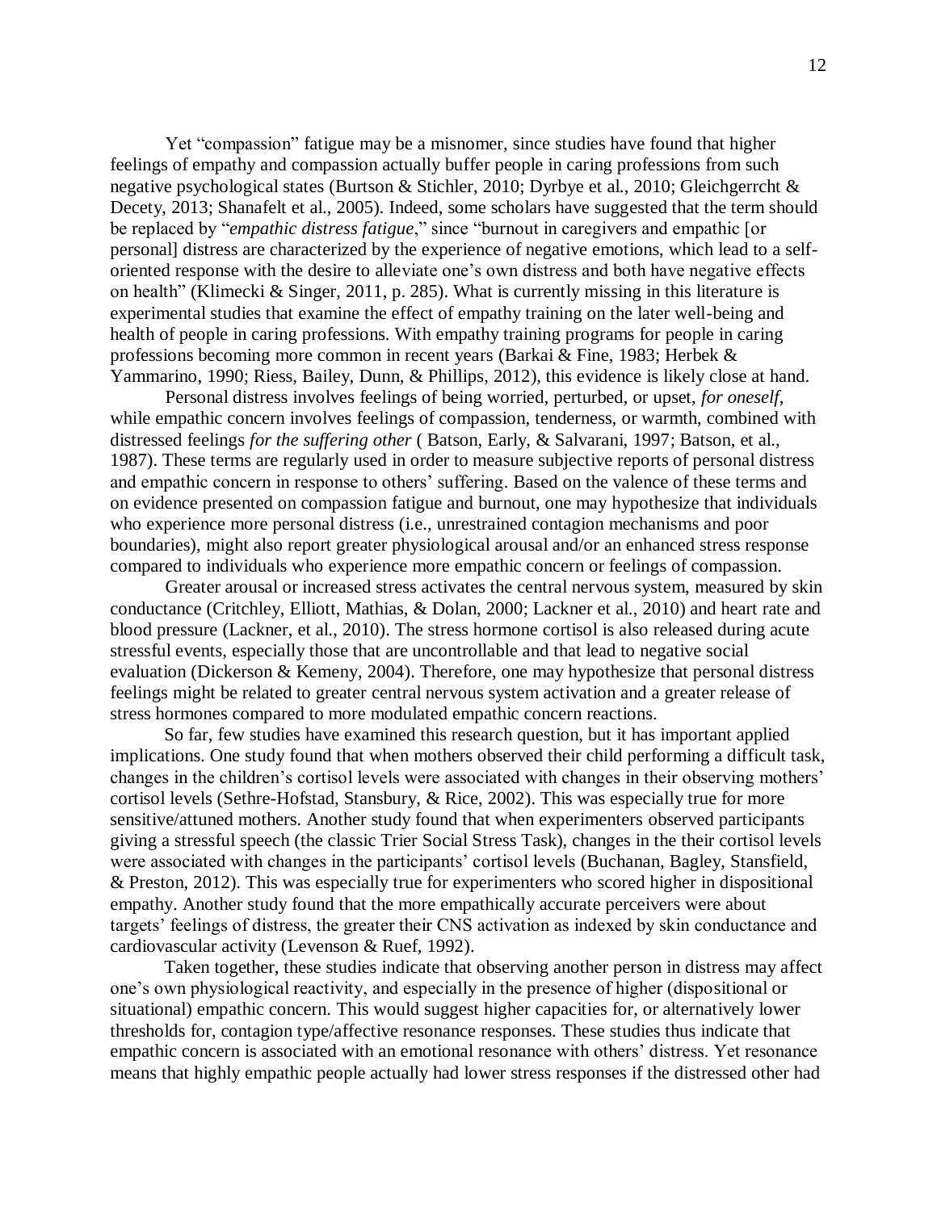Yet "compassion" fatigue may be a misnomer, since studies have found that higher feelings of empathy and compassion actually buffer people in caring professions from such negative psychological states (Burtson & Stichler, 2010; Dyrbye et al., 2010; Gleichgerrcht & Decety, 2013; Shanafelt et al., 2005). Indeed, some scholars have suggested that the term should be replaced by "*empathic distress fatigue*," since "burnout in caregivers and empathic [or personal] distress are characterized by the experience of negative emotions, which lead to a self-oriented response with the desire to alleviate one's own distress and both have negative effects on health" (Klimecki & Singer, 2011, p. 285). What is currently missing in this literature is experimental studies that examine the effect of empathy training on the later well-being and health of people in caring professions. With empathy training programs for people in caring professions becoming more common in recent years (Barkai & Fine, 1983; Herbek & Yammarino, 1990; Riess, Bailey, Dunn, & Phillips, 2012), this evidence is likely close at hand.

Personal distress involves feelings of being worried, perturbed, or upset, *for oneself*, while empathic concern involves feelings of compassion, tenderness, or warmth, combined with distressed feelings *for the suffering other* ( Batson, Early, & Salvarani, 1997; Batson, et al., 1987). These terms are regularly used in order to measure subjective reports of personal distress and empathic concern in response to others' suffering. Based on the valence of these terms and on evidence presented on compassion fatigue and burnout, one may hypothesize that individuals who experience more personal distress (i.e., unrestrained contagion mechanisms and poor boundaries), might also report greater physiological arousal and/or an enhanced stress response compared to individuals who experience more empathic concern or feelings of compassion.

Greater arousal or increased stress activates the central nervous system, measured by skin conductance (Critchley, Elliott, Mathias, & Dolan, 2000; Lackner et al., 2010) and heart rate and blood pressure (Lackner, et al., 2010). The stress hormone cortisol is also released during acute stressful events, especially those that are uncontrollable and that lead to negative social evaluation (Dickerson & Kemeny, 2004). Therefore, one may hypothesize that personal distress feelings might be related to greater central nervous system activation and a greater release of stress hormones compared to more modulated empathic concern reactions.

So far, few studies have examined this research question, but it has important applied implications. One study found that when mothers observed their child performing a difficult task, changes in the children's cortisol levels were associated with changes in their observing mothers' cortisol levels (Sethre-Hofstad, Stansbury, & Rice, 2002). This was especially true for more sensitive/attuned mothers. Another study found that when experimenters observed participants giving a stressful speech (the classic Trier Social Stress Task), changes in the their cortisol levels were associated with changes in the participants' cortisol levels (Buchanan, Bagley, Stansfield, & Preston, 2012). This was especially true for experimenters who scored higher in dispositional empathy. Another study found that the more empathically accurate perceivers were about targets' feelings of distress, the greater their CNS activation as indexed by skin conductance and cardiovascular activity (Levenson & Ruef, 1992).

Taken together, these studies indicate that observing another person in distress may affect one's own physiological reactivity, and especially in the presence of higher (dispositional or situational) empathic concern. This would suggest higher capacities for, or alternatively lower thresholds for, contagion type/affective resonance responses. These studies thus indicate that empathic concern is associated with an emotional resonance with others' distress. Yet resonance means that highly empathic people actually had lower stress responses if the distressed other had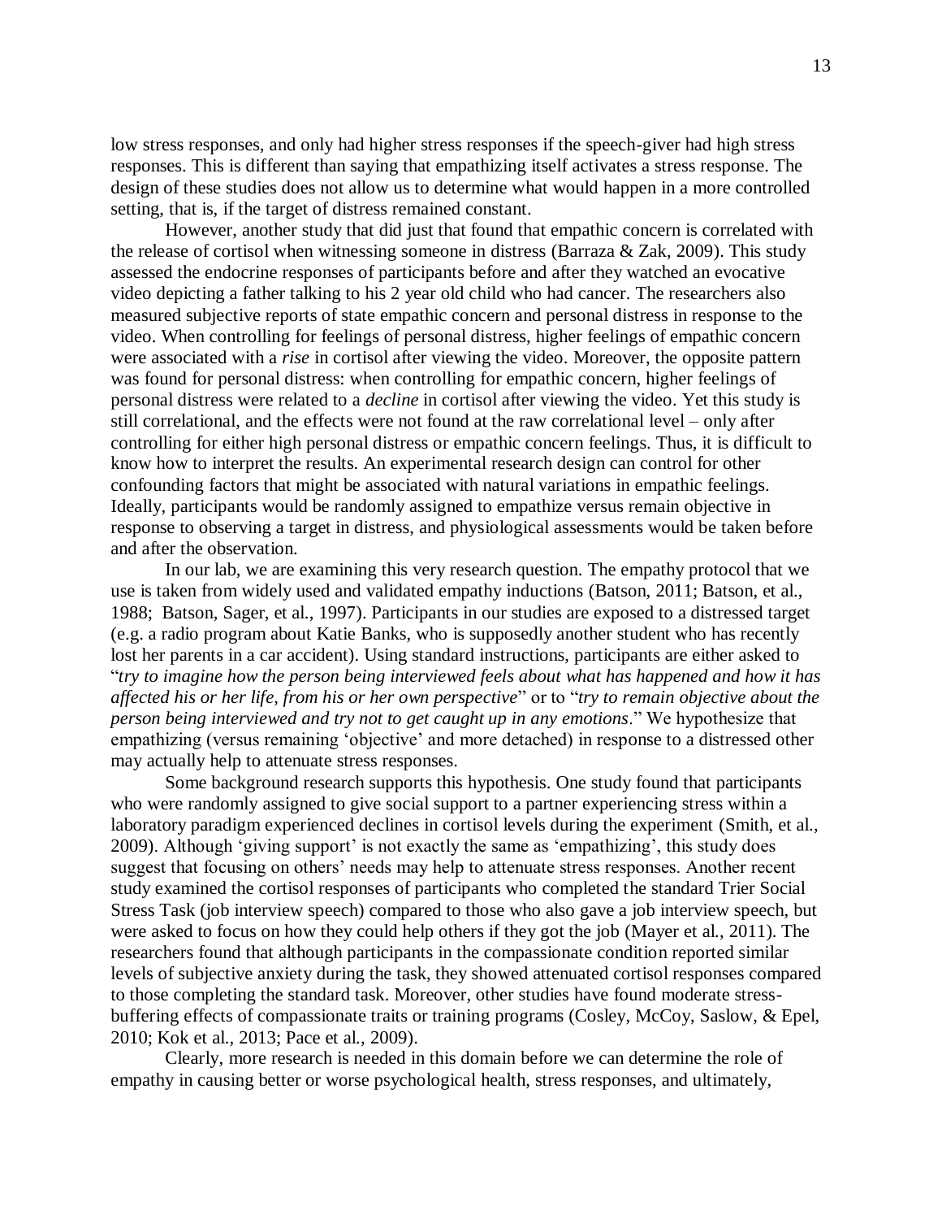low stress responses, and only had higher stress responses if the speech-giver had high stress responses. This is different than saying that empathizing itself activates a stress response. The design of these studies does not allow us to determine what would happen in a more controlled setting, that is, if the target of distress remained constant.

However, another study that did just that found that empathic concern is correlated with the release of cortisol when witnessing someone in distress (Barraza & Zak, 2009). This study assessed the endocrine responses of participants before and after they watched an evocative video depicting a father talking to his 2 year old child who had cancer. The researchers also measured subjective reports of state empathic concern and personal distress in response to the video. When controlling for feelings of personal distress, higher feelings of empathic concern were associated with a *rise* in cortisol after viewing the video. Moreover, the opposite pattern was found for personal distress: when controlling for empathic concern, higher feelings of personal distress were related to a *decline* in cortisol after viewing the video. Yet this study is still correlational, and the effects were not found at the raw correlational level – only after controlling for either high personal distress or empathic concern feelings. Thus, it is difficult to know how to interpret the results. An experimental research design can control for other confounding factors that might be associated with natural variations in empathic feelings. Ideally, participants would be randomly assigned to empathize versus remain objective in response to observing a target in distress, and physiological assessments would be taken before and after the observation.

In our lab, we are examining this very research question. The empathy protocol that we use is taken from widely used and validated empathy inductions (Batson, 2011; Batson, et al., 1988; Batson, Sager, et al., 1997). Participants in our studies are exposed to a distressed target (e.g. a radio program about Katie Banks, who is supposedly another student who has recently lost her parents in a car accident). Using standard instructions, participants are either asked to "*try to imagine how the person being interviewed feels about what has happened and how it has affected his or her life, from his or her own perspective*" or to "*try to remain objective about the person being interviewed and try not to get caught up in any emotions*." We hypothesize that empathizing (versus remaining 'objective' and more detached) in response to a distressed other may actually help to attenuate stress responses.

Some background research supports this hypothesis. One study found that participants who were randomly assigned to give social support to a partner experiencing stress within a laboratory paradigm experienced declines in cortisol levels during the experiment (Smith, et al., 2009). Although 'giving support' is not exactly the same as 'empathizing', this study does suggest that focusing on others' needs may help to attenuate stress responses. Another recent study examined the cortisol responses of participants who completed the standard Trier Social Stress Task (job interview speech) compared to those who also gave a job interview speech, but were asked to focus on how they could help others if they got the job (Mayer et al., 2011). The researchers found that although participants in the compassionate condition reported similar levels of subjective anxiety during the task, they showed attenuated cortisol responses compared to those completing the standard task. Moreover, other studies have found moderate stress-buffering effects of compassionate traits or training programs (Cosley, McCoy, Saslow, & Epel, 2010; Kok et al., 2013; Pace et al., 2009).

Clearly, more research is needed in this domain before we can determine the role of empathy in causing better or worse psychological health, stress responses, and ultimately,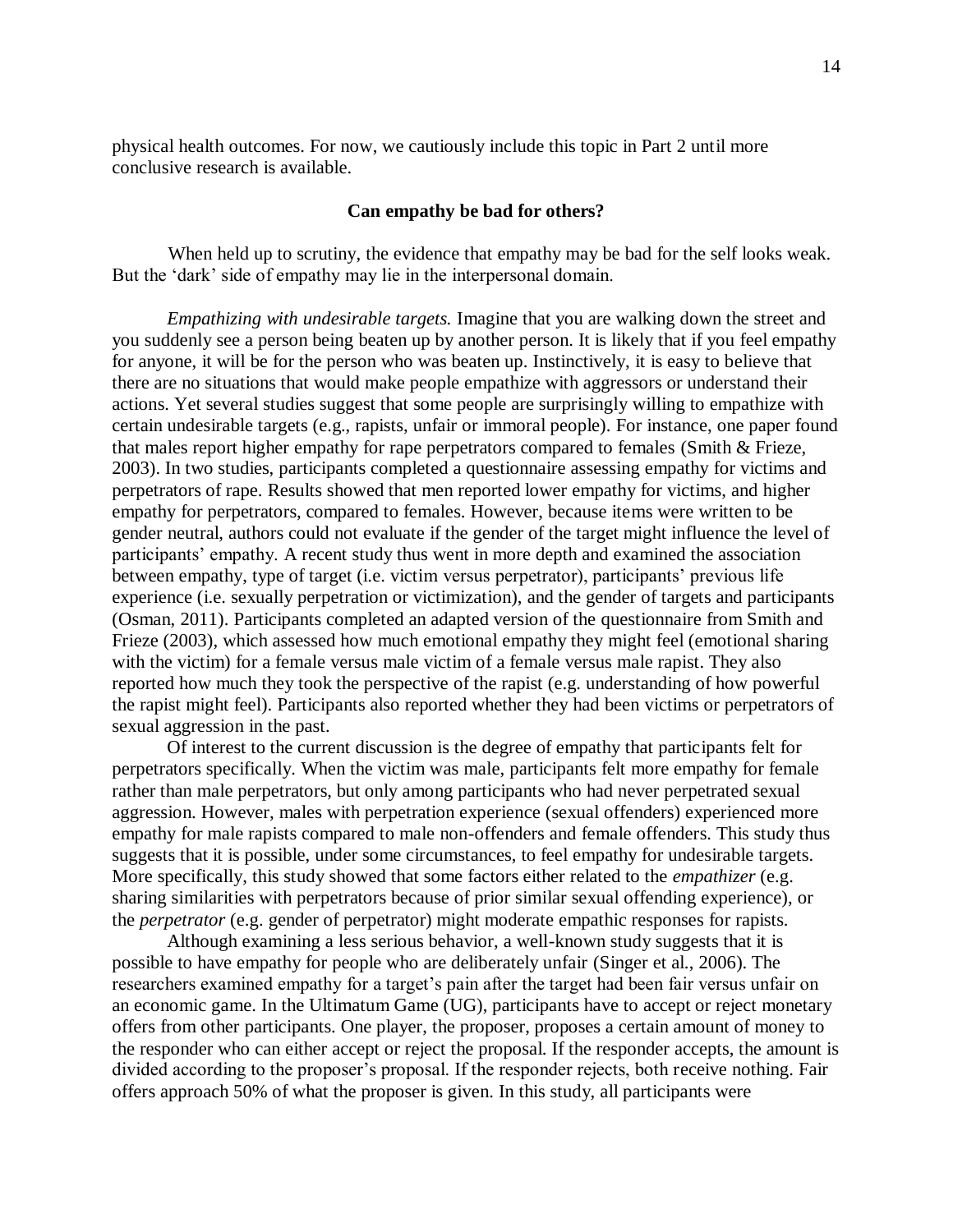physical health outcomes. For now, we cautiously include this topic in Part 2 until more conclusive research is available.

## Can empathy be bad for others?

When held up to scrutiny, the evidence that empathy may be bad for the self looks weak. But the 'dark' side of empathy may lie in the interpersonal domain.

*Empathizing with undesirable targets.* Imagine that you are walking down the street and you suddenly see a person being beaten up by another person. It is likely that if you feel empathy for anyone, it will be for the person who was beaten up. Instinctively, it is easy to believe that there are no situations that would make people empathize with aggressors or understand their actions. Yet several studies suggest that some people are surprisingly willing to empathize with certain undesirable targets (e.g., rapists, unfair or immoral people). For instance, one paper found that males report higher empathy for rape perpetrators compared to females (Smith & Frieze, 2003). In two studies, participants completed a questionnaire assessing empathy for victims and perpetrators of rape. Results showed that men reported lower empathy for victims, and higher empathy for perpetrators, compared to females. However, because items were written to be gender neutral, authors could not evaluate if the gender of the target might influence the level of participants' empathy. A recent study thus went in more depth and examined the association between empathy, type of target (i.e. victim versus perpetrator), participants' previous life experience (i.e. sexually perpetration or victimization), and the gender of targets and participants (Osman, 2011). Participants completed an adapted version of the questionnaire from Smith and Frieze (2003), which assessed how much emotional empathy they might feel (emotional sharing with the victim) for a female versus male victim of a female versus male rapist. They also reported how much they took the perspective of the rapist (e.g. understanding of how powerful the rapist might feel). Participants also reported whether they had been victims or perpetrators of sexual aggression in the past.

Of interest to the current discussion is the degree of empathy that participants felt for perpetrators specifically. When the victim was male, participants felt more empathy for female rather than male perpetrators, but only among participants who had never perpetrated sexual aggression. However, males with perpetration experience (sexual offenders) experienced more empathy for male rapists compared to male non-offenders and female offenders. This study thus suggests that it is possible, under some circumstances, to feel empathy for undesirable targets. More specifically, this study showed that some factors either related to the *empathizer* (e.g. sharing similarities with perpetrators because of prior similar sexual offending experience), or the *perpetrator* (e.g. gender of perpetrator) might moderate empathic responses for rapists.

Although examining a less serious behavior, a well-known study suggests that it is possible to have empathy for people who are deliberately unfair (Singer et al., 2006). The researchers examined empathy for a target's pain after the target had been fair versus unfair on an economic game. In the Ultimatum Game (UG), participants have to accept or reject monetary offers from other participants. One player, the proposer, proposes a certain amount of money to the responder who can either accept or reject the proposal. If the responder accepts, the amount is divided according to the proposer's proposal. If the responder rejects, both receive nothing. Fair offers approach 50% of what the proposer is given. In this study, all participants were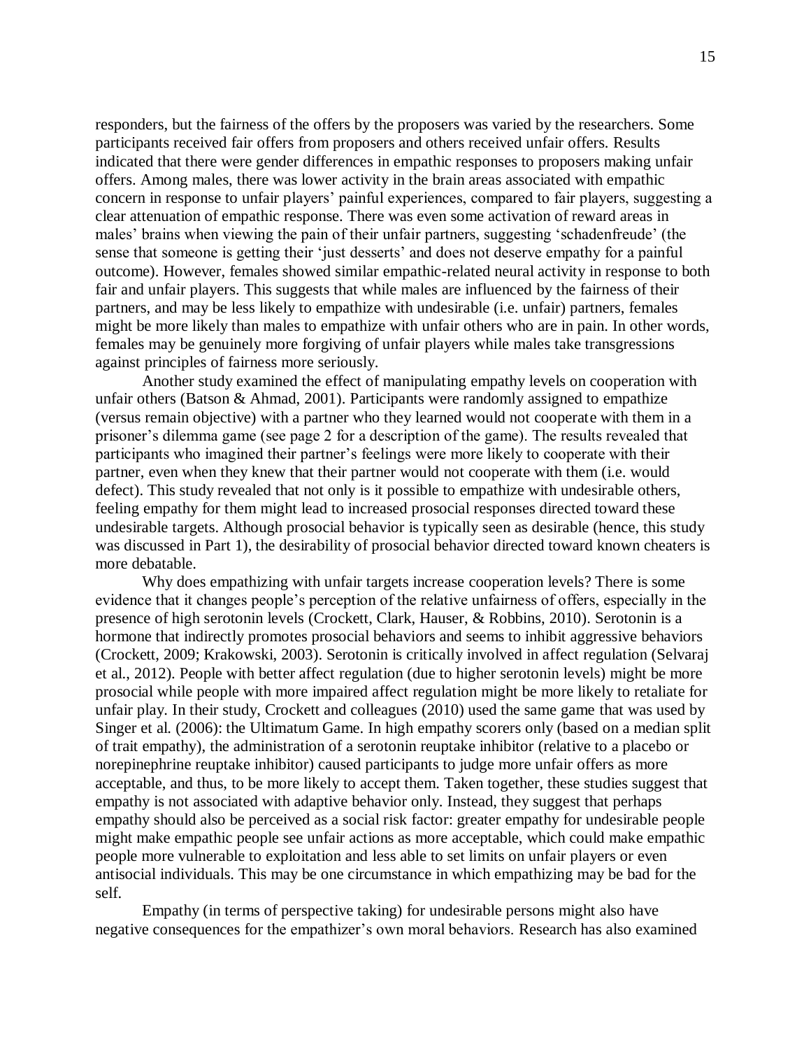responders, but the fairness of the offers by the proposers was varied by the researchers. Some participants received fair offers from proposers and others received unfair offers. Results indicated that there were gender differences in empathic responses to proposers making unfair offers. Among males, there was lower activity in the brain areas associated with empathic concern in response to unfair players' painful experiences, compared to fair players, suggesting a clear attenuation of empathic response. There was even some activation of reward areas in males' brains when viewing the pain of their unfair partners, suggesting 'schadenfreude' (the sense that someone is getting their 'just desserts' and does not deserve empathy for a painful outcome). However, females showed similar empathic-related neural activity in response to both fair and unfair players. This suggests that while males are influenced by the fairness of their partners, and may be less likely to empathize with undesirable (i.e. unfair) partners, females might be more likely than males to empathize with unfair others who are in pain. In other words, females may be genuinely more forgiving of unfair players while males take transgressions against principles of fairness more seriously.

Another study examined the effect of manipulating empathy levels on cooperation with unfair others (Batson & Ahmad, 2001). Participants were randomly assigned to empathize (versus remain objective) with a partner who they learned would not cooperate with them in a prisoner's dilemma game (see page 2 for a description of the game). The results revealed that participants who imagined their partner's feelings were more likely to cooperate with their partner, even when they knew that their partner would not cooperate with them (i.e. would defect). This study revealed that not only is it possible to empathize with undesirable others, feeling empathy for them might lead to increased prosocial responses directed toward these undesirable targets. Although prosocial behavior is typically seen as desirable (hence, this study was discussed in Part 1), the desirability of prosocial behavior directed toward known cheaters is more debatable.

Why does empathizing with unfair targets increase cooperation levels? There is some evidence that it changes people's perception of the relative unfairness of offers, especially in the presence of high serotonin levels (Crockett, Clark, Hauser, & Robbins, 2010). Serotonin is a hormone that indirectly promotes prosocial behaviors and seems to inhibit aggressive behaviors (Crockett, 2009; Krakowski, 2003). Serotonin is critically involved in affect regulation (Selvaraj et al., 2012). People with better affect regulation (due to higher serotonin levels) might be more prosocial while people with more impaired affect regulation might be more likely to retaliate for unfair play. In their study, Crockett and colleagues (2010) used the same game that was used by Singer et al. (2006): the Ultimatum Game. In high empathy scorers only (based on a median split of trait empathy), the administration of a serotonin reuptake inhibitor (relative to a placebo or norepinephrine reuptake inhibitor) caused participants to judge more unfair offers as more acceptable, and thus, to be more likely to accept them. Taken together, these studies suggest that empathy is not associated with adaptive behavior only. Instead, they suggest that perhaps empathy should also be perceived as a social risk factor: greater empathy for undesirable people might make empathic people see unfair actions as more acceptable, which could make empathic people more vulnerable to exploitation and less able to set limits on unfair players or even antisocial individuals. This may be one circumstance in which empathizing may be bad for the self.

Empathy (in terms of perspective taking) for undesirable persons might also have negative consequences for the empathizer's own moral behaviors. Research has also examined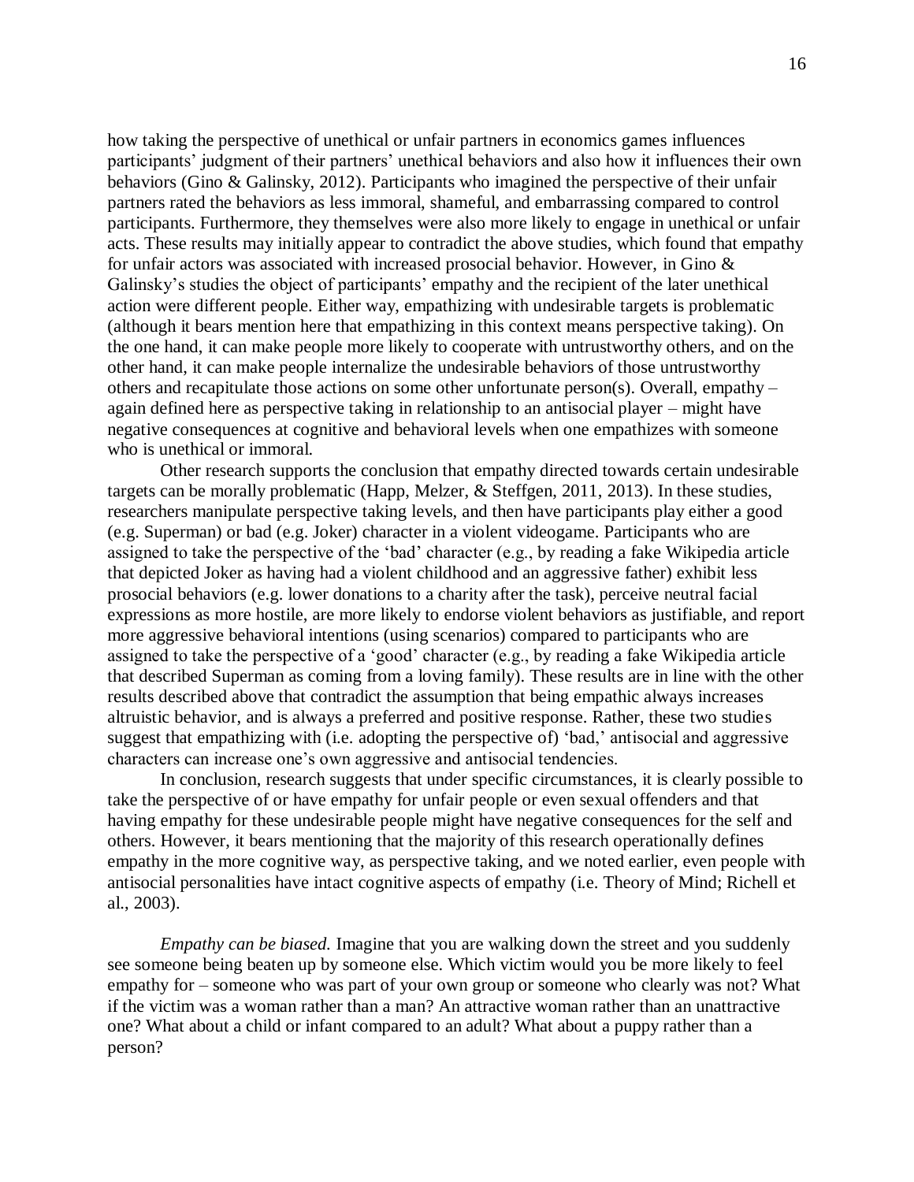how taking the perspective of unethical or unfair partners in economics games influences participants' judgment of their partners' unethical behaviors and also how it influences their own behaviors (Gino & Galinsky, 2012). Participants who imagined the perspective of their unfair partners rated the behaviors as less immoral, shameful, and embarrassing compared to control participants. Furthermore, they themselves were also more likely to engage in unethical or unfair acts. These results may initially appear to contradict the above studies, which found that empathy for unfair actors was associated with increased prosocial behavior. However, in Gino & Galinsky's studies the object of participants' empathy and the recipient of the later unethical action were different people. Either way, empathizing with undesirable targets is problematic (although it bears mention here that empathizing in this context means perspective taking). On the one hand, it can make people more likely to cooperate with untrustworthy others, and on the other hand, it can make people internalize the undesirable behaviors of those untrustworthy others and recapitulate those actions on some other unfortunate person(s). Overall, empathy – again defined here as perspective taking in relationship to an antisocial player – might have negative consequences at cognitive and behavioral levels when one empathizes with someone who is unethical or immoral.

Other research supports the conclusion that empathy directed towards certain undesirable targets can be morally problematic (Happ, Melzer, & Steffgen, 2011, 2013). In these studies, researchers manipulate perspective taking levels, and then have participants play either a good (e.g. Superman) or bad (e.g. Joker) character in a violent videogame. Participants who are assigned to take the perspective of the 'bad' character (e.g., by reading a fake Wikipedia article that depicted Joker as having had a violent childhood and an aggressive father) exhibit less prosocial behaviors (e.g. lower donations to a charity after the task), perceive neutral facial expressions as more hostile, are more likely to endorse violent behaviors as justifiable, and report more aggressive behavioral intentions (using scenarios) compared to participants who are assigned to take the perspective of a 'good' character (e.g., by reading a fake Wikipedia article that described Superman as coming from a loving family). These results are in line with the other results described above that contradict the assumption that being empathic always increases altruistic behavior, and is always a preferred and positive response. Rather, these two studies suggest that empathizing with (i.e. adopting the perspective of) 'bad,' antisocial and aggressive characters can increase one's own aggressive and antisocial tendencies.

In conclusion, research suggests that under specific circumstances, it is clearly possible to take the perspective of or have empathy for unfair people or even sexual offenders and that having empathy for these undesirable people might have negative consequences for the self and others. However, it bears mentioning that the majority of this research operationally defines empathy in the more cognitive way, as perspective taking, and we noted earlier, even people with antisocial personalities have intact cognitive aspects of empathy (i.e. Theory of Mind; Richell et al., 2003).

*Empathy can be biased.* Imagine that you are walking down the street and you suddenly see someone being beaten up by someone else. Which victim would you be more likely to feel empathy for – someone who was part of your own group or someone who clearly was not? What if the victim was a woman rather than a man? An attractive woman rather than an unattractive one? What about a child or infant compared to an adult? What about a puppy rather than a person?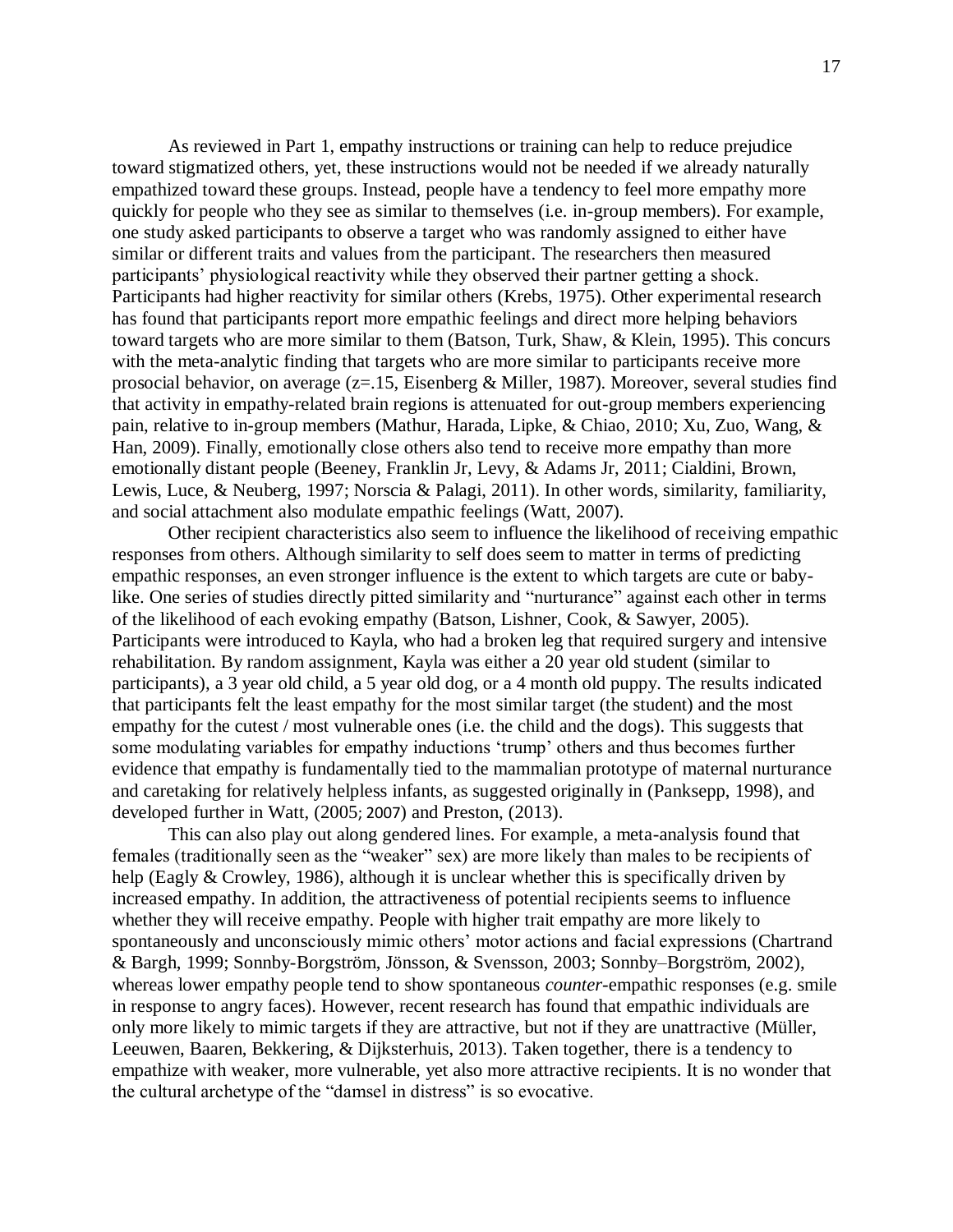As reviewed in Part 1, empathy instructions or training can help to reduce prejudice toward stigmatized others, yet, these instructions would not be needed if we already naturally empathized toward these groups. Instead, people have a tendency to feel more empathy more quickly for people who they see as similar to themselves (i.e. in-group members). For example, one study asked participants to observe a target who was randomly assigned to either have similar or different traits and values from the participant. The researchers then measured participants' physiological reactivity while they observed their partner getting a shock. Participants had higher reactivity for similar others (Krebs, 1975). Other experimental research has found that participants report more empathic feelings and direct more helping behaviors toward targets who are more similar to them (Batson, Turk, Shaw, & Klein, 1995). This concurs with the meta-analytic finding that targets who are more similar to participants receive more prosocial behavior, on average ($z=.15$, Eisenberg & Miller, 1987). Moreover, several studies find that activity in empathy-related brain regions is attenuated for out-group members experiencing pain, relative to in-group members (Mathur, Harada, Lipke, & Chiao, 2010; Xu, Zuo, Wang, & Han, 2009). Finally, emotionally close others also tend to receive more empathy than more emotionally distant people (Beeney, Franklin Jr, Levy, & Adams Jr, 2011; Cialdini, Brown, Lewis, Luce, & Neuberg, 1997; Norscia & Palagi, 2011). In other words, similarity, familiarity, and social attachment also modulate empathic feelings (Watt, 2007).

Other recipient characteristics also seem to influence the likelihood of receiving empathic responses from others. Although similarity to self does seem to matter in terms of predicting empathic responses, an even stronger influence is the extent to which targets are cute or baby-like. One series of studies directly pitted similarity and "nurturance" against each other in terms of the likelihood of each evoking empathy (Batson, Lishner, Cook, & Sawyer, 2005). Participants were introduced to Kayla, who had a broken leg that required surgery and intensive rehabilitation. By random assignment, Kayla was either a 20 year old student (similar to participants), a 3 year old child, a 5 year old dog, or a 4 month old puppy. The results indicated that participants felt the least empathy for the most similar target (the student) and the most empathy for the cutest / most vulnerable ones (i.e. the child and the dogs). This suggests that some modulating variables for empathy inductions 'trump' others and thus becomes further evidence that empathy is fundamentally tied to the mammalian prototype of maternal nurturance and caretaking for relatively helpless infants, as suggested originally in (Panksepp, 1998), and developed further in Watt, (2005; 2007) and Preston, (2013).

This can also play out along gendered lines. For example, a meta-analysis found that females (traditionally seen as the "weaker" sex) are more likely than males to be recipients of help (Eagly & Crowley, 1986), although it is unclear whether this is specifically driven by increased empathy. In addition, the attractiveness of potential recipients seems to influence whether they will receive empathy. People with higher trait empathy are more likely to spontaneously and unconsciously mimic others' motor actions and facial expressions (Chartrand & Bargh, 1999; Sonnby-Borgström, Jönsson, & Svensson, 2003; Sonnby–Borgström, 2002), whereas lower empathy people tend to show spontaneous *counter*-empathic responses (e.g. smile in response to angry faces). However, recent research has found that empathic individuals are only more likely to mimic targets if they are attractive, but not if they are unattractive (Müller, Leeuwen, Baaren, Bekkering, & Dijksterhuis, 2013). Taken together, there is a tendency to empathize with weaker, more vulnerable, yet also more attractive recipients. It is no wonder that the cultural archetype of the "damsel in distress" is so evocative.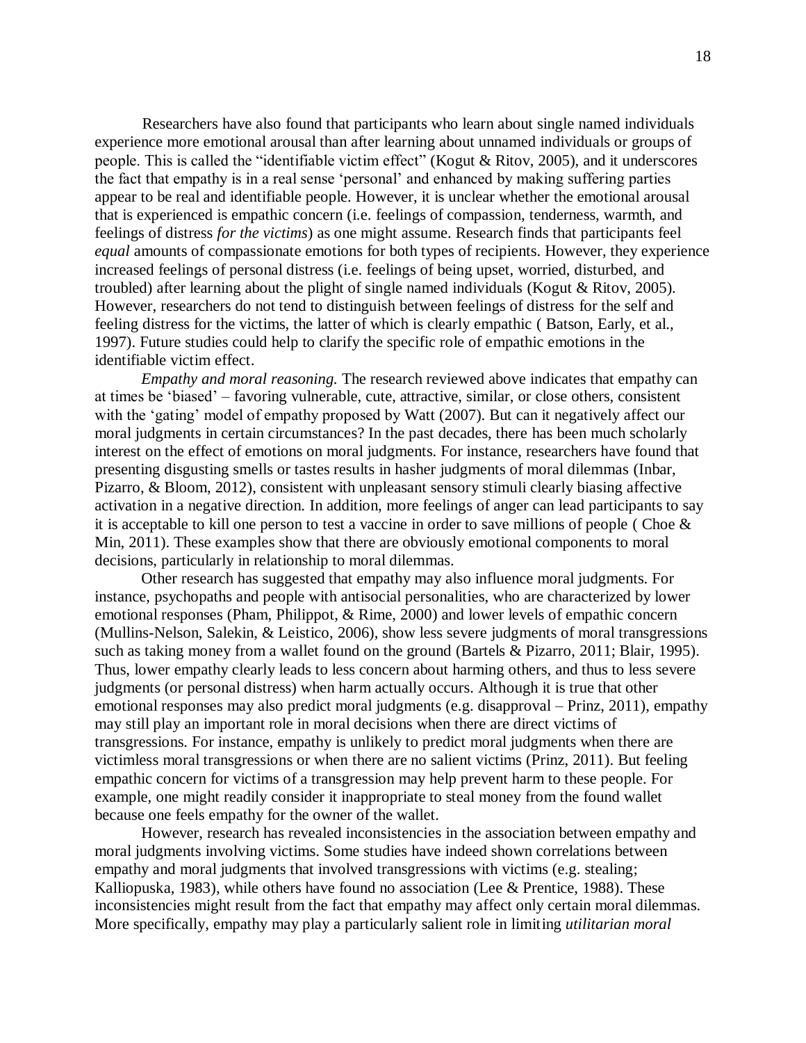Researchers have also found that participants who learn about single named individuals experience more emotional arousal than after learning about unnamed individuals or groups of people. This is called the "identifiable victim effect" (Kogut & Ritov, 2005), and it underscores the fact that empathy is in a real sense 'personal' and enhanced by making suffering parties appear to be real and identifiable people. However, it is unclear whether the emotional arousal that is experienced is empathic concern (i.e. feelings of compassion, tenderness, warmth, and feelings of distress *for the victims*) as one might assume. Research finds that participants feel *equal* amounts of compassionate emotions for both types of recipients. However, they experience increased feelings of personal distress (i.e. feelings of being upset, worried, disturbed, and troubled) after learning about the plight of single named individuals (Kogut & Ritov, 2005). However, researchers do not tend to distinguish between feelings of distress for the self and feeling distress for the victims, the latter of which is clearly empathic ( Batson, Early, et al., 1997). Future studies could help to clarify the specific role of empathic emotions in the identifiable victim effect.

*Empathy and moral reasoning.* The research reviewed above indicates that empathy can at times be 'biased' – favoring vulnerable, cute, attractive, similar, or close others, consistent with the 'gating' model of empathy proposed by Watt (2007). But can it negatively affect our moral judgments in certain circumstances? In the past decades, there has been much scholarly interest on the effect of emotions on moral judgments. For instance, researchers have found that presenting disgusting smells or tastes results in hasher judgments of moral dilemmas (Inbar, Pizarro, & Bloom, 2012), consistent with unpleasant sensory stimuli clearly biasing affective activation in a negative direction. In addition, more feelings of anger can lead participants to say it is acceptable to kill one person to test a vaccine in order to save millions of people ( Choe & Min, 2011). These examples show that there are obviously emotional components to moral decisions, particularly in relationship to moral dilemmas.

Other research has suggested that empathy may also influence moral judgments. For instance, psychopaths and people with antisocial personalities, who are characterized by lower emotional responses (Pham, Philippot, & Rime, 2000) and lower levels of empathic concern (Mullins-Nelson, Salekin, & Leistico, 2006), show less severe judgments of moral transgressions such as taking money from a wallet found on the ground (Bartels & Pizarro, 2011; Blair, 1995). Thus, lower empathy clearly leads to less concern about harming others, and thus to less severe judgments (or personal distress) when harm actually occurs. Although it is true that other emotional responses may also predict moral judgments (e.g. disapproval – Prinz, 2011), empathy may still play an important role in moral decisions when there are direct victims of transgressions. For instance, empathy is unlikely to predict moral judgments when there are victimless moral transgressions or when there are no salient victims (Prinz, 2011). But feeling empathic concern for victims of a transgression may help prevent harm to these people. For example, one might readily consider it inappropriate to steal money from the found wallet because one feels empathy for the owner of the wallet.

However, research has revealed inconsistencies in the association between empathy and moral judgments involving victims. Some studies have indeed shown correlations between empathy and moral judgments that involved transgressions with victims (e.g. stealing; Kalliopuska, 1983), while others have found no association (Lee & Prentice, 1988). These inconsistencies might result from the fact that empathy may affect only certain moral dilemmas. More specifically, empathy may play a particularly salient role in limiting *utilitarian moral*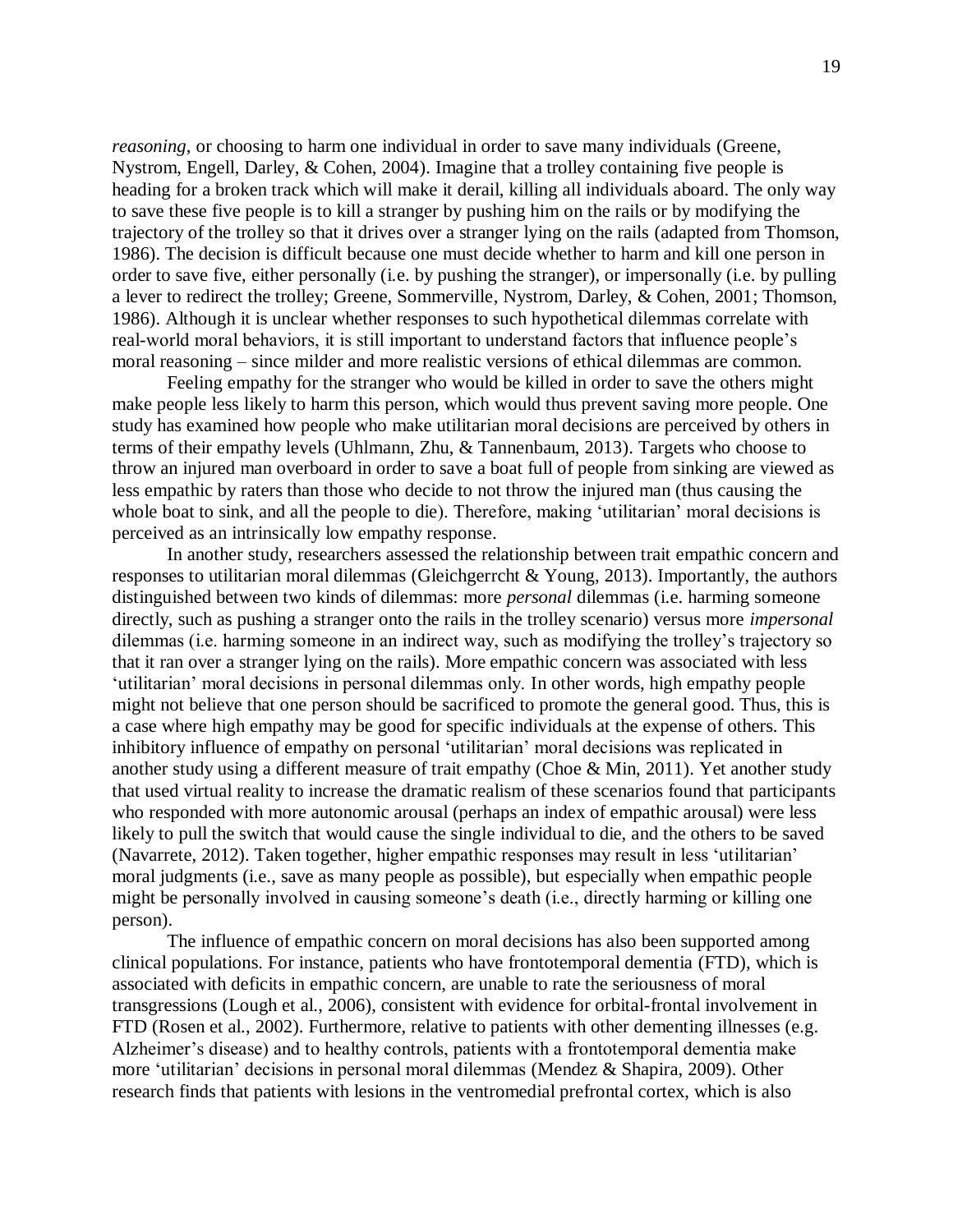*reasoning*, or choosing to harm one individual in order to save many individuals (Greene, Nystrom, Engell, Darley, & Cohen, 2004). Imagine that a trolley containing five people is heading for a broken track which will make it derail, killing all individuals aboard. The only way to save these five people is to kill a stranger by pushing him on the rails or by modifying the trajectory of the trolley so that it drives over a stranger lying on the rails (adapted from Thomson, 1986). The decision is difficult because one must decide whether to harm and kill one person in order to save five, either personally (i.e. by pushing the stranger), or impersonally (i.e. by pulling a lever to redirect the trolley; Greene, Sommerville, Nystrom, Darley, & Cohen, 2001; Thomson, 1986). Although it is unclear whether responses to such hypothetical dilemmas correlate with real-world moral behaviors, it is still important to understand factors that influence people's moral reasoning – since milder and more realistic versions of ethical dilemmas are common.

Feeling empathy for the stranger who would be killed in order to save the others might make people less likely to harm this person, which would thus prevent saving more people. One study has examined how people who make utilitarian moral decisions are perceived by others in terms of their empathy levels (Uhlmann, Zhu, & Tannenbaum, 2013). Targets who choose to throw an injured man overboard in order to save a boat full of people from sinking are viewed as less empathic by raters than those who decide to not throw the injured man (thus causing the whole boat to sink, and all the people to die). Therefore, making 'utilitarian' moral decisions is perceived as an intrinsically low empathy response.

In another study, researchers assessed the relationship between trait empathic concern and responses to utilitarian moral dilemmas (Gleichgerrcht & Young, 2013). Importantly, the authors distinguished between two kinds of dilemmas: more *personal* dilemmas (i.e. harming someone directly, such as pushing a stranger onto the rails in the trolley scenario) versus more *impersonal* dilemmas (i.e. harming someone in an indirect way, such as modifying the trolley's trajectory so that it ran over a stranger lying on the rails). More empathic concern was associated with less 'utilitarian' moral decisions in personal dilemmas only. In other words, high empathy people might not believe that one person should be sacrificed to promote the general good. Thus, this is a case where high empathy may be good for specific individuals at the expense of others. This inhibitory influence of empathy on personal 'utilitarian' moral decisions was replicated in another study using a different measure of trait empathy (Choe & Min, 2011). Yet another study that used virtual reality to increase the dramatic realism of these scenarios found that participants who responded with more autonomic arousal (perhaps an index of empathic arousal) were less likely to pull the switch that would cause the single individual to die, and the others to be saved (Navarrete, 2012). Taken together, higher empathic responses may result in less 'utilitarian' moral judgments (i.e., save as many people as possible), but especially when empathic people might be personally involved in causing someone's death (i.e., directly harming or killing one person).

The influence of empathic concern on moral decisions has also been supported among clinical populations. For instance, patients who have frontotemporal dementia (FTD), which is associated with deficits in empathic concern, are unable to rate the seriousness of moral transgressions (Lough et al., 2006), consistent with evidence for orbital-frontal involvement in FTD (Rosen et al., 2002). Furthermore, relative to patients with other dementing illnesses (e.g. Alzheimer's disease) and to healthy controls, patients with a frontotemporal dementia make more 'utilitarian' decisions in personal moral dilemmas (Mendez & Shapira, 2009). Other research finds that patients with lesions in the ventromedial prefrontal cortex, which is also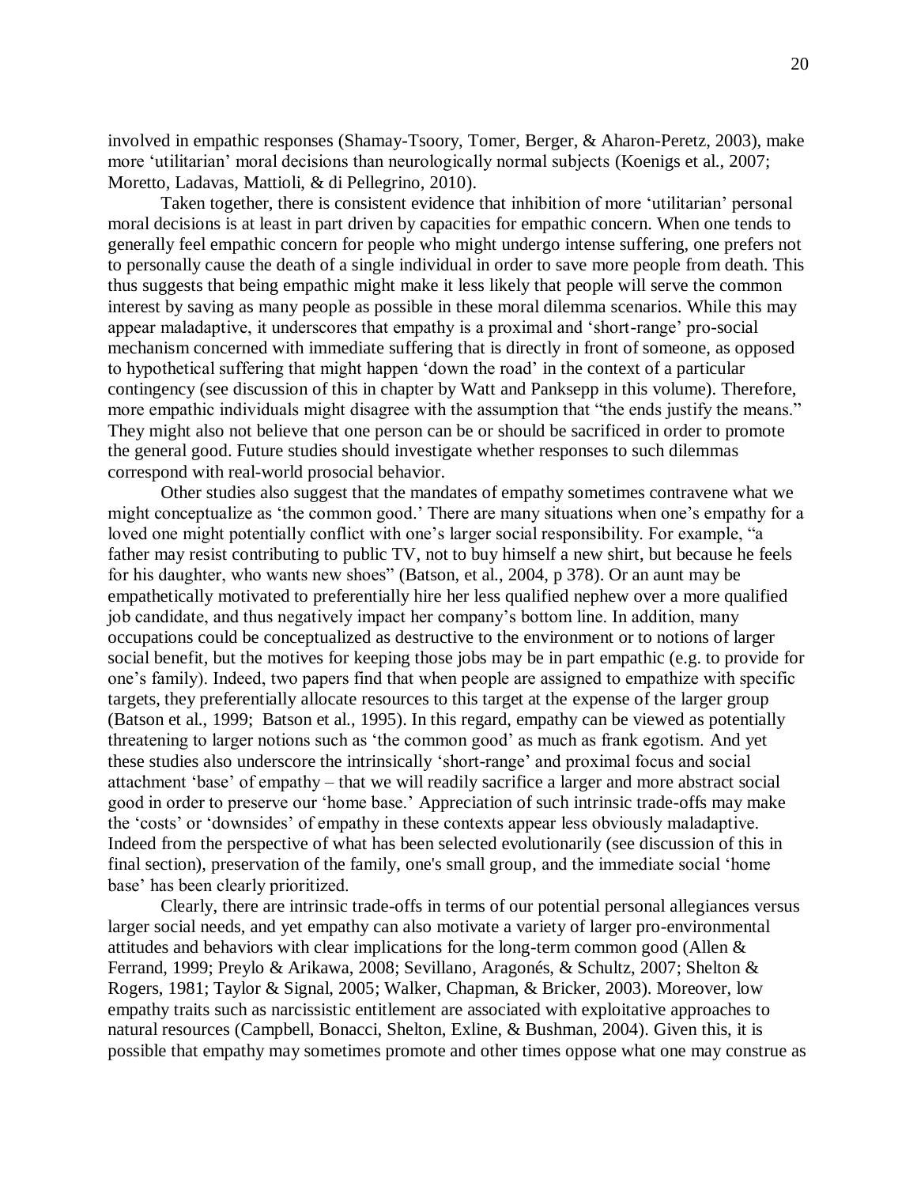involved in empathic responses (Shamay-Tsoory, Tomer, Berger, & Aharon-Peretz, 2003), make more 'utilitarian' moral decisions than neurologically normal subjects (Koenigs et al., 2007; Moretto, Ladavas, Mattioli, & di Pellegrino, 2010).

Taken together, there is consistent evidence that inhibition of more 'utilitarian' personal moral decisions is at least in part driven by capacities for empathic concern. When one tends to generally feel empathic concern for people who might undergo intense suffering, one prefers not to personally cause the death of a single individual in order to save more people from death. This thus suggests that being empathic might make it less likely that people will serve the common interest by saving as many people as possible in these moral dilemma scenarios. While this may appear maladaptive, it underscores that empathy is a proximal and 'short-range' pro-social mechanism concerned with immediate suffering that is directly in front of someone, as opposed to hypothetical suffering that might happen 'down the road' in the context of a particular contingency (see discussion of this in chapter by Watt and Panksepp in this volume). Therefore, more empathic individuals might disagree with the assumption that "the ends justify the means." They might also not believe that one person can be or should be sacrificed in order to promote the general good. Future studies should investigate whether responses to such dilemmas correspond with real-world prosocial behavior.

Other studies also suggest that the mandates of empathy sometimes contravene what we might conceptualize as 'the common good.' There are many situations when one's empathy for a loved one might potentially conflict with one's larger social responsibility. For example, "a father may resist contributing to public TV, not to buy himself a new shirt, but because he feels for his daughter, who wants new shoes" (Batson, et al., 2004, p 378). Or an aunt may be empathetically motivated to preferentially hire her less qualified nephew over a more qualified job candidate, and thus negatively impact her company's bottom line. In addition, many occupations could be conceptualized as destructive to the environment or to notions of larger social benefit, but the motives for keeping those jobs may be in part empathic (e.g. to provide for one's family). Indeed, two papers find that when people are assigned to empathize with specific targets, they preferentially allocate resources to this target at the expense of the larger group (Batson et al., 1999; Batson et al., 1995). In this regard, empathy can be viewed as potentially threatening to larger notions such as 'the common good' as much as frank egotism. And yet these studies also underscore the intrinsically 'short-range' and proximal focus and social attachment 'base' of empathy – that we will readily sacrifice a larger and more abstract social good in order to preserve our 'home base.' Appreciation of such intrinsic trade-offs may make the 'costs' or 'downsides' of empathy in these contexts appear less obviously maladaptive. Indeed from the perspective of what has been selected evolutionarily (see discussion of this in final section), preservation of the family, one's small group, and the immediate social 'home base' has been clearly prioritized.

Clearly, there are intrinsic trade-offs in terms of our potential personal allegiances versus larger social needs, and yet empathy can also motivate a variety of larger pro-environmental attitudes and behaviors with clear implications for the long-term common good (Allen & Ferrand, 1999; Preylo & Arikawa, 2008; Sevillano, Aragonés, & Schultz, 2007; Shelton & Rogers, 1981; Taylor & Signal, 2005; Walker, Chapman, & Bricker, 2003). Moreover, low empathy traits such as narcissistic entitlement are associated with exploitative approaches to natural resources (Campbell, Bonacci, Shelton, Exline, & Bushman, 2004). Given this, it is possible that empathy may sometimes promote and other times oppose what one may construe as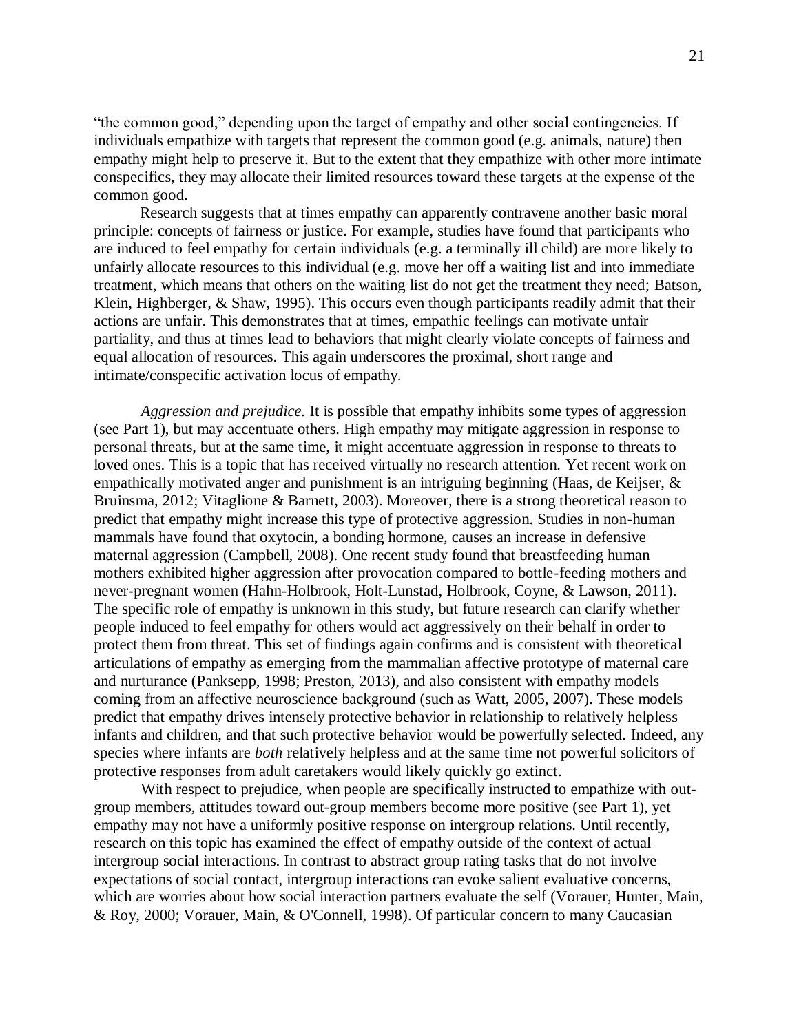"the common good," depending upon the target of empathy and other social contingencies. If individuals empathize with targets that represent the common good (e.g. animals, nature) then empathy might help to preserve it. But to the extent that they empathize with other more intimate conspecifics, they may allocate their limited resources toward these targets at the expense of the common good.

Research suggests that at times empathy can apparently contravene another basic moral principle: concepts of fairness or justice. For example, studies have found that participants who are induced to feel empathy for certain individuals (e.g. a terminally ill child) are more likely to unfairly allocate resources to this individual (e.g. move her off a waiting list and into immediate treatment, which means that others on the waiting list do not get the treatment they need; Batson, Klein, Highberger, & Shaw, 1995). This occurs even though participants readily admit that their actions are unfair. This demonstrates that at times, empathic feelings can motivate unfair partiality, and thus at times lead to behaviors that might clearly violate concepts of fairness and equal allocation of resources. This again underscores the proximal, short range and intimate/conspecific activation locus of empathy.

*Aggression and prejudice.* It is possible that empathy inhibits some types of aggression (see Part 1), but may accentuate others. High empathy may mitigate aggression in response to personal threats, but at the same time, it might accentuate aggression in response to threats to loved ones. This is a topic that has received virtually no research attention. Yet recent work on empathically motivated anger and punishment is an intriguing beginning (Haas, de Keijser, & Bruinsma, 2012; Vitaglione & Barnett, 2003). Moreover, there is a strong theoretical reason to predict that empathy might increase this type of protective aggression. Studies in non-human mammals have found that oxytocin, a bonding hormone, causes an increase in defensive maternal aggression (Campbell, 2008). One recent study found that breastfeeding human mothers exhibited higher aggression after provocation compared to bottle-feeding mothers and never-pregnant women (Hahn-Holbrook, Holt-Lunstad, Holbrook, Coyne, & Lawson, 2011). The specific role of empathy is unknown in this study, but future research can clarify whether people induced to feel empathy for others would act aggressively on their behalf in order to protect them from threat. This set of findings again confirms and is consistent with theoretical articulations of empathy as emerging from the mammalian affective prototype of maternal care and nurturance (Panksepp, 1998; Preston, 2013), and also consistent with empathy models coming from an affective neuroscience background (such as Watt, 2005, 2007). These models predict that empathy drives intensely protective behavior in relationship to relatively helpless infants and children, and that such protective behavior would be powerfully selected. Indeed, any species where infants are *both* relatively helpless and at the same time not powerful solicitors of protective responses from adult caretakers would likely quickly go extinct.

With respect to prejudice, when people are specifically instructed to empathize with out-group members, attitudes toward out-group members become more positive (see Part 1), yet empathy may not have a uniformly positive response on intergroup relations. Until recently, research on this topic has examined the effect of empathy outside of the context of actual intergroup social interactions. In contrast to abstract group rating tasks that do not involve expectations of social contact, intergroup interactions can evoke salient evaluative concerns, which are worries about how social interaction partners evaluate the self (Vorauer, Hunter, Main, & Roy, 2000; Vorauer, Main, & O'Connell, 1998). Of particular concern to many Caucasian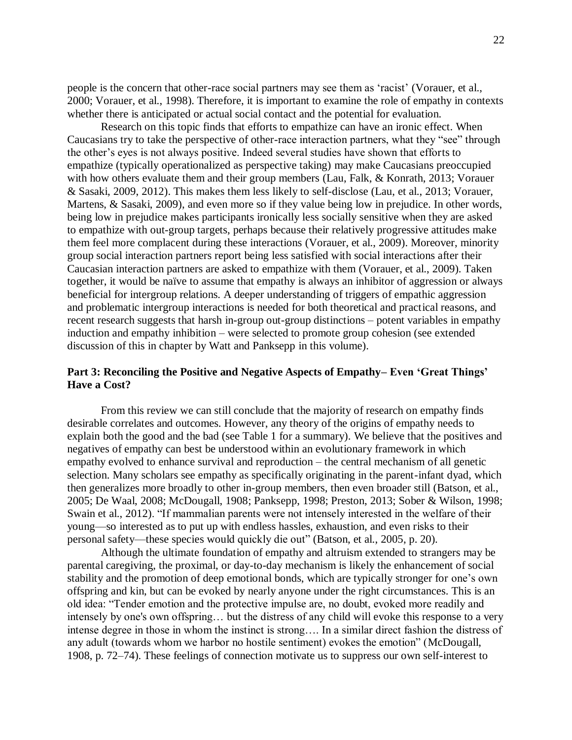people is the concern that other-race social partners may see them as 'racist' (Vorauer, et al., 2000; Vorauer, et al., 1998). Therefore, it is important to examine the role of empathy in contexts whether there is anticipated or actual social contact and the potential for evaluation.

Research on this topic finds that efforts to empathize can have an ironic effect. When Caucasians try to take the perspective of other-race interaction partners, what they "see" through the other's eyes is not always positive. Indeed several studies have shown that efforts to empathize (typically operationalized as perspective taking) may make Caucasians preoccupied with how others evaluate them and their group members (Lau, Falk, & Konrath, 2013; Vorauer & Sasaki, 2009, 2012). This makes them less likely to self-disclose (Lau, et al., 2013; Vorauer, Martens, & Sasaki, 2009), and even more so if they value being low in prejudice. In other words, being low in prejudice makes participants ironically less socially sensitive when they are asked to empathize with out-group targets, perhaps because their relatively progressive attitudes make them feel more complacent during these interactions (Vorauer, et al., 2009). Moreover, minority group social interaction partners report being less satisfied with social interactions after their Caucasian interaction partners are asked to empathize with them (Vorauer, et al., 2009). Taken together, it would be naïve to assume that empathy is always an inhibitor of aggression or always beneficial for intergroup relations. A deeper understanding of triggers of empathic aggression and problematic intergroup interactions is needed for both theoretical and practical reasons, and recent research suggests that harsh in-group out-group distinctions – potent variables in empathy induction and empathy inhibition – were selected to promote group cohesion (see extended discussion of this in chapter by Watt and Panksepp in this volume).

## Part 3: Reconciling the Positive and Negative Aspects of Empathy– Even 'Great Things' Have a Cost?

From this review we can still conclude that the majority of research on empathy finds desirable correlates and outcomes. However, any theory of the origins of empathy needs to explain both the good and the bad (see Table 1 for a summary). We believe that the positives and negatives of empathy can best be understood within an evolutionary framework in which empathy evolved to enhance survival and reproduction – the central mechanism of all genetic selection. Many scholars see empathy as specifically originating in the parent-infant dyad, which then generalizes more broadly to other in-group members, then even broader still (Batson, et al., 2005; De Waal, 2008; McDougall, 1908; Panksepp, 1998; Preston, 2013; Sober & Wilson, 1998; Swain et al., 2012). "If mammalian parents were not intensely interested in the welfare of their young—so interested as to put up with endless hassles, exhaustion, and even risks to their personal safety—these species would quickly die out" (Batson, et al., 2005, p. 20).

Although the ultimate foundation of empathy and altruism extended to strangers may be parental caregiving, the proximal, or day-to-day mechanism is likely the enhancement of social stability and the promotion of deep emotional bonds, which are typically stronger for one's own offspring and kin, but can be evoked by nearly anyone under the right circumstances. This is an old idea: "Tender emotion and the protective impulse are, no doubt, evoked more readily and intensely by one's own offspring… but the distress of any child will evoke this response to a very intense degree in those in whom the instinct is strong…. In a similar direct fashion the distress of any adult (towards whom we harbor no hostile sentiment) evokes the emotion" (McDougall, 1908, p. 72–74). These feelings of connection motivate us to suppress our own self-interest to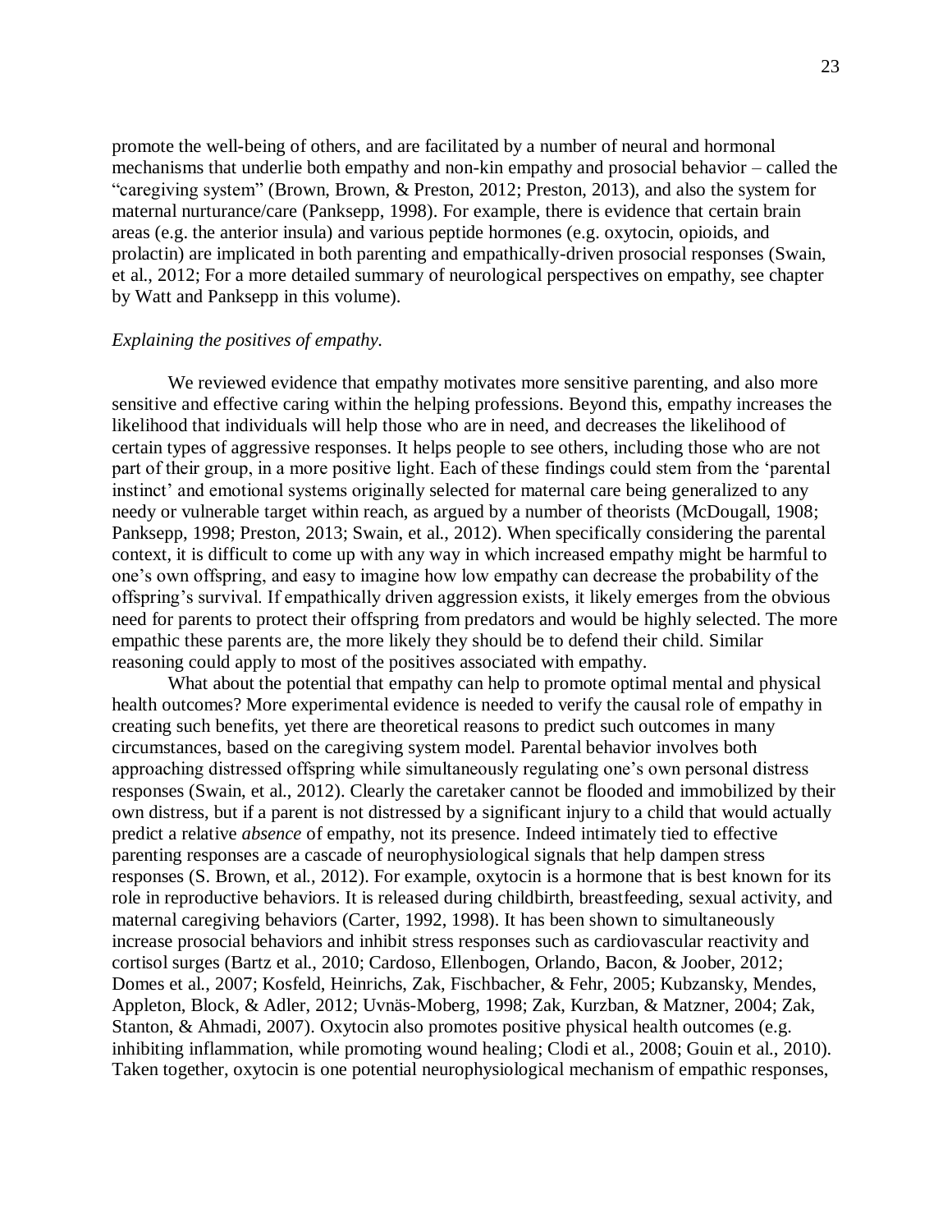promote the well-being of others, and are facilitated by a number of neural and hormonal mechanisms that underlie both empathy and non-kin empathy and prosocial behavior – called the "caregiving system" (Brown, Brown, & Preston, 2012; Preston, 2013), and also the system for maternal nurturance/care (Panksepp, 1998). For example, there is evidence that certain brain areas (e.g. the anterior insula) and various peptide hormones (e.g. oxytocin, opioids, and prolactin) are implicated in both parenting and empathically-driven prosocial responses (Swain, et al., 2012; For a more detailed summary of neurological perspectives on empathy, see chapter by Watt and Panksepp in this volume).

*Explaining the positives of empathy.*

We reviewed evidence that empathy motivates more sensitive parenting, and also more sensitive and effective caring within the helping professions. Beyond this, empathy increases the likelihood that individuals will help those who are in need, and decreases the likelihood of certain types of aggressive responses. It helps people to see others, including those who are not part of their group, in a more positive light. Each of these findings could stem from the 'parental instinct' and emotional systems originally selected for maternal care being generalized to any needy or vulnerable target within reach, as argued by a number of theorists (McDougall, 1908; Panksepp, 1998; Preston, 2013; Swain, et al., 2012). When specifically considering the parental context, it is difficult to come up with any way in which increased empathy might be harmful to one's own offspring, and easy to imagine how low empathy can decrease the probability of the offspring's survival. If empathically driven aggression exists, it likely emerges from the obvious need for parents to protect their offspring from predators and would be highly selected. The more empathic these parents are, the more likely they should be to defend their child. Similar reasoning could apply to most of the positives associated with empathy.

What about the potential that empathy can help to promote optimal mental and physical health outcomes? More experimental evidence is needed to verify the causal role of empathy in creating such benefits, yet there are theoretical reasons to predict such outcomes in many circumstances, based on the caregiving system model. Parental behavior involves both approaching distressed offspring while simultaneously regulating one's own personal distress responses (Swain, et al., 2012). Clearly the caretaker cannot be flooded and immobilized by their own distress, but if a parent is not distressed by a significant injury to a child that would actually predict a relative *absence* of empathy, not its presence. Indeed intimately tied to effective parenting responses are a cascade of neurophysiological signals that help dampen stress responses (S. Brown, et al., 2012). For example, oxytocin is a hormone that is best known for its role in reproductive behaviors. It is released during childbirth, breastfeeding, sexual activity, and maternal caregiving behaviors (Carter, 1992, 1998). It has been shown to simultaneously increase prosocial behaviors and inhibit stress responses such as cardiovascular reactivity and cortisol surges (Bartz et al., 2010; Cardoso, Ellenbogen, Orlando, Bacon, & Joober, 2012; Domes et al., 2007; Kosfeld, Heinrichs, Zak, Fischbacher, & Fehr, 2005; Kubzansky, Mendes, Appleton, Block, & Adler, 2012; Uvnäs-Moberg, 1998; Zak, Kurzban, & Matzner, 2004; Zak, Stanton, & Ahmadi, 2007). Oxytocin also promotes positive physical health outcomes (e.g. inhibiting inflammation, while promoting wound healing; Clodi et al., 2008; Gouin et al., 2010). Taken together, oxytocin is one potential neurophysiological mechanism of empathic responses,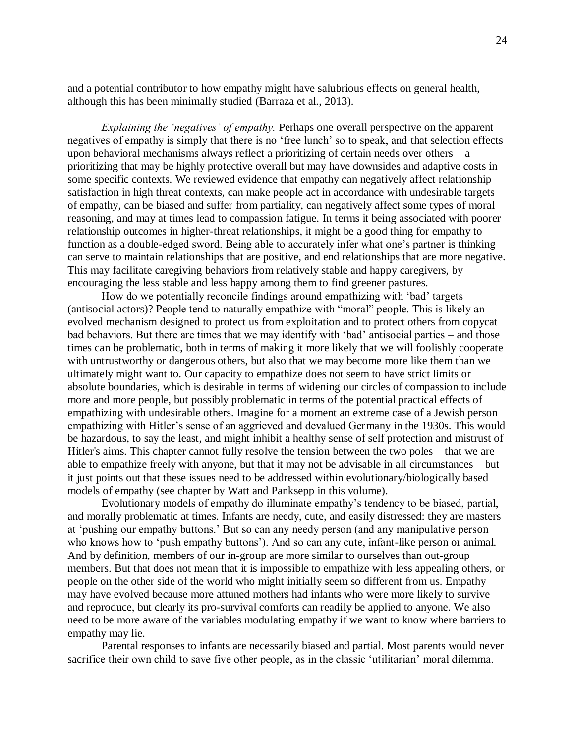and a potential contributor to how empathy might have salubrious effects on general health, although this has been minimally studied (Barraza et al., 2013).

*Explaining the 'negatives' of empathy.* Perhaps one overall perspective on the apparent negatives of empathy is simply that there is no 'free lunch' so to speak, and that selection effects upon behavioral mechanisms always reflect a prioritizing of certain needs over others – a prioritizing that may be highly protective overall but may have downsides and adaptive costs in some specific contexts. We reviewed evidence that empathy can negatively affect relationship satisfaction in high threat contexts, can make people act in accordance with undesirable targets of empathy, can be biased and suffer from partiality, can negatively affect some types of moral reasoning, and may at times lead to compassion fatigue. In terms it being associated with poorer relationship outcomes in higher-threat relationships, it might be a good thing for empathy to function as a double-edged sword. Being able to accurately infer what one's partner is thinking can serve to maintain relationships that are positive, and end relationships that are more negative. This may facilitate caregiving behaviors from relatively stable and happy caregivers, by encouraging the less stable and less happy among them to find greener pastures.

How do we potentially reconcile findings around empathizing with 'bad' targets (antisocial actors)? People tend to naturally empathize with "moral" people. This is likely an evolved mechanism designed to protect us from exploitation and to protect others from copycat bad behaviors. But there are times that we may identify with 'bad' antisocial parties – and those times can be problematic, both in terms of making it more likely that we will foolishly cooperate with untrustworthy or dangerous others, but also that we may become more like them than we ultimately might want to. Our capacity to empathize does not seem to have strict limits or absolute boundaries, which is desirable in terms of widening our circles of compassion to include more and more people, but possibly problematic in terms of the potential practical effects of empathizing with undesirable others. Imagine for a moment an extreme case of a Jewish person empathizing with Hitler's sense of an aggrieved and devalued Germany in the 1930s. This would be hazardous, to say the least, and might inhibit a healthy sense of self protection and mistrust of Hitler's aims. This chapter cannot fully resolve the tension between the two poles – that we are able to empathize freely with anyone, but that it may not be advisable in all circumstances – but it just points out that these issues need to be addressed within evolutionary/biologically based models of empathy (see chapter by Watt and Panksepp in this volume).

Evolutionary models of empathy do illuminate empathy's tendency to be biased, partial, and morally problematic at times. Infants are needy, cute, and easily distressed: they are masters at 'pushing our empathy buttons.' But so can any needy person (and any manipulative person who knows how to 'push empathy buttons'). And so can any cute, infant-like person or animal. And by definition, members of our in-group are more similar to ourselves than out-group members. But that does not mean that it is impossible to empathize with less appealing others, or people on the other side of the world who might initially seem so different from us. Empathy may have evolved because more attuned mothers had infants who were more likely to survive and reproduce, but clearly its pro-survival comforts can readily be applied to anyone. We also need to be more aware of the variables modulating empathy if we want to know where barriers to empathy may lie.

Parental responses to infants are necessarily biased and partial. Most parents would never sacrifice their own child to save five other people, as in the classic 'utilitarian' moral dilemma.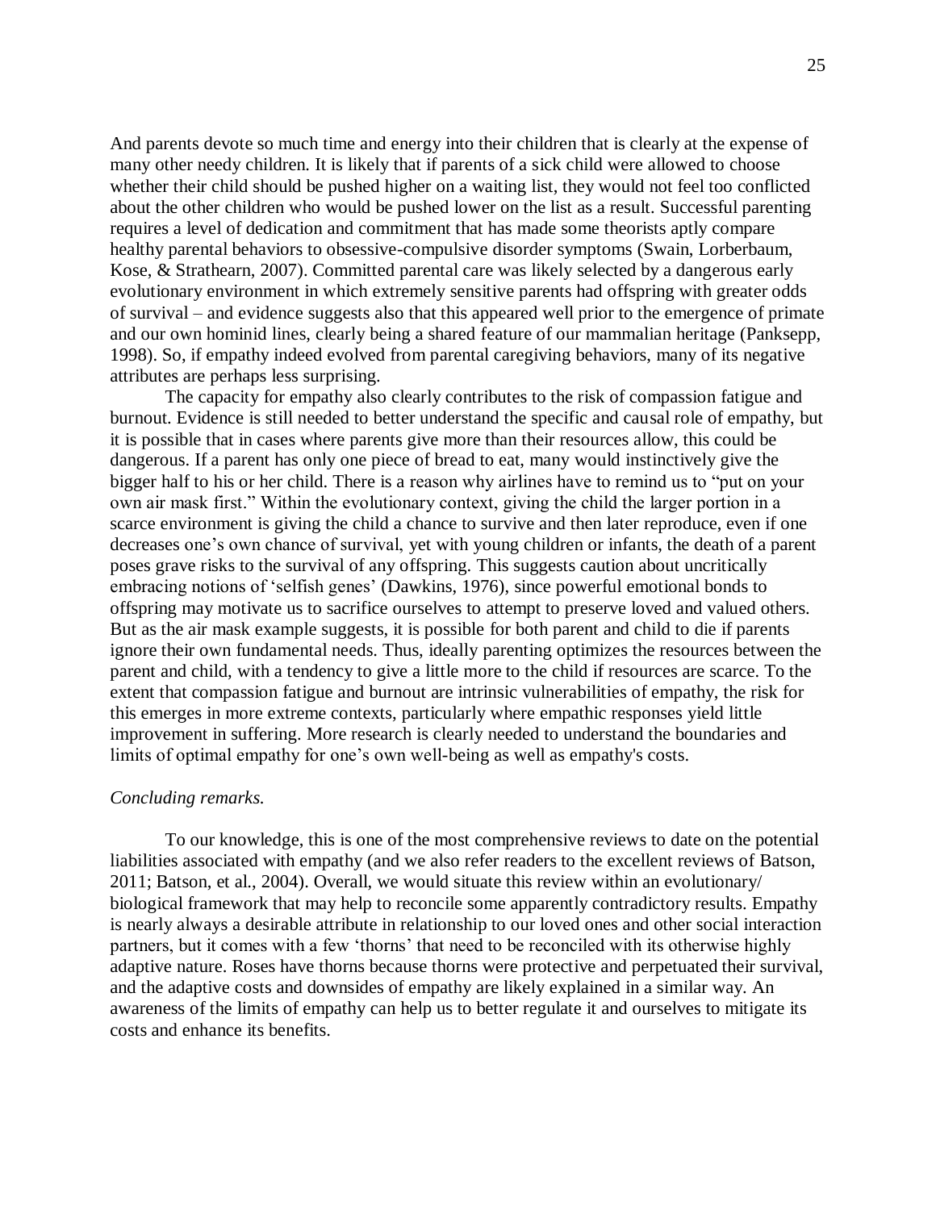And parents devote so much time and energy into their children that is clearly at the expense of many other needy children. It is likely that if parents of a sick child were allowed to choose whether their child should be pushed higher on a waiting list, they would not feel too conflicted about the other children who would be pushed lower on the list as a result. Successful parenting requires a level of dedication and commitment that has made some theorists aptly compare healthy parental behaviors to obsessive-compulsive disorder symptoms (Swain, Lorberbaum, Kose, & Strathearn, 2007). Committed parental care was likely selected by a dangerous early evolutionary environment in which extremely sensitive parents had offspring with greater odds of survival – and evidence suggests also that this appeared well prior to the emergence of primate and our own hominid lines, clearly being a shared feature of our mammalian heritage (Panksepp, 1998). So, if empathy indeed evolved from parental caregiving behaviors, many of its negative attributes are perhaps less surprising.

The capacity for empathy also clearly contributes to the risk of compassion fatigue and burnout. Evidence is still needed to better understand the specific and causal role of empathy, but it is possible that in cases where parents give more than their resources allow, this could be dangerous. If a parent has only one piece of bread to eat, many would instinctively give the bigger half to his or her child. There is a reason why airlines have to remind us to "put on your own air mask first." Within the evolutionary context, giving the child the larger portion in a scarce environment is giving the child a chance to survive and then later reproduce, even if one decreases one's own chance of survival, yet with young children or infants, the death of a parent poses grave risks to the survival of any offspring. This suggests caution about uncritically embracing notions of 'selfish genes' (Dawkins, 1976), since powerful emotional bonds to offspring may motivate us to sacrifice ourselves to attempt to preserve loved and valued others. But as the air mask example suggests, it is possible for both parent and child to die if parents ignore their own fundamental needs. Thus, ideally parenting optimizes the resources between the parent and child, with a tendency to give a little more to the child if resources are scarce. To the extent that compassion fatigue and burnout are intrinsic vulnerabilities of empathy, the risk for this emerges in more extreme contexts, particularly where empathic responses yield little improvement in suffering. More research is clearly needed to understand the boundaries and limits of optimal empathy for one's own well-being as well as empathy's costs.

*Concluding remarks.*

To our knowledge, this is one of the most comprehensive reviews to date on the potential liabilities associated with empathy (and we also refer readers to the excellent reviews of Batson, 2011; Batson, et al., 2004). Overall, we would situate this review within an evolutionary/ biological framework that may help to reconcile some apparently contradictory results. Empathy is nearly always a desirable attribute in relationship to our loved ones and other social interaction partners, but it comes with a few 'thorns' that need to be reconciled with its otherwise highly adaptive nature. Roses have thorns because thorns were protective and perpetuated their survival, and the adaptive costs and downsides of empathy are likely explained in a similar way. An awareness of the limits of empathy can help us to better regulate it and ourselves to mitigate its costs and enhance its benefits.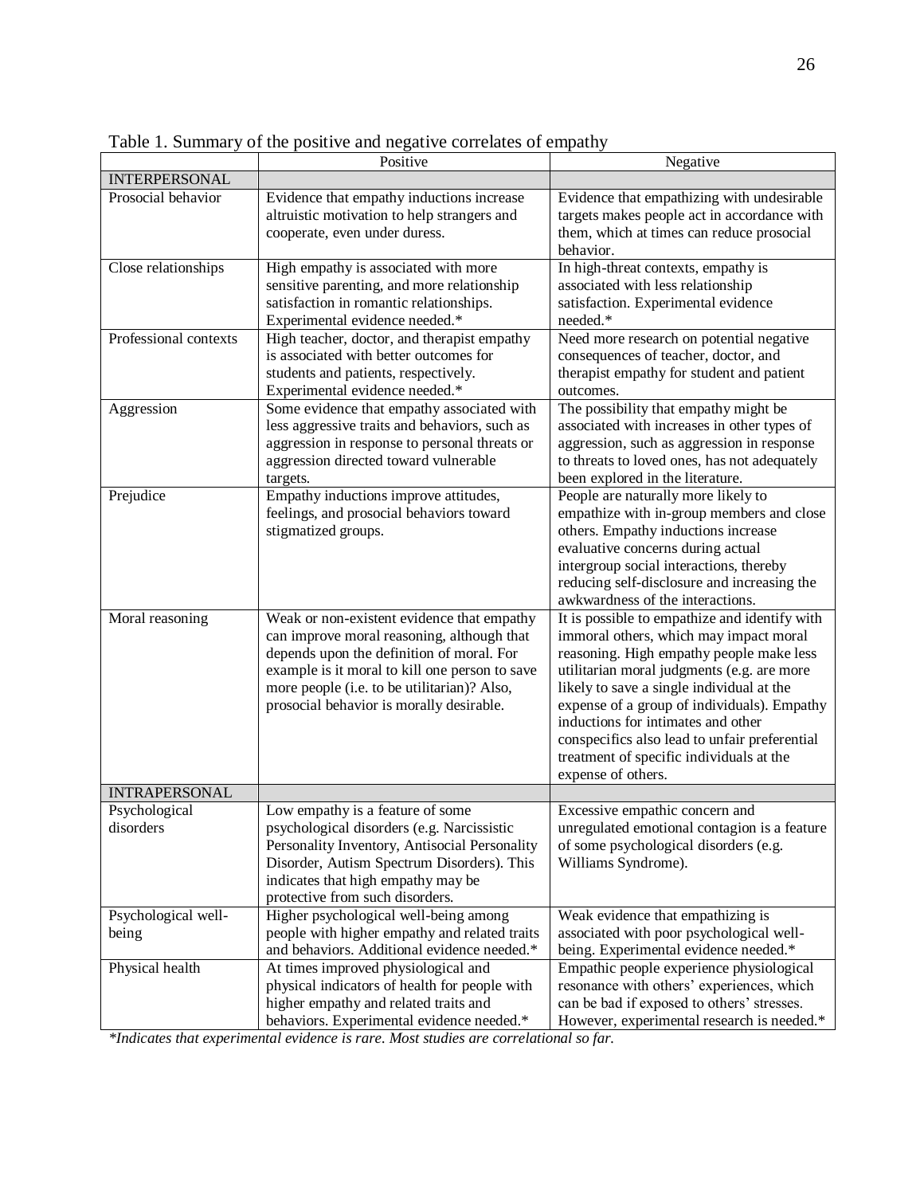Table 1. Summary of the positive and negative correlates of empathy

| | Positive | Negative |
|---|---|---|
| INTERPERSONAL | | |
| Prosocial behavior | Evidence that empathy inductions increase altruistic motivation to help strangers and cooperate, even under duress. | Evidence that empathizing with undesirable targets makes people act in accordance with them, which at times can reduce prosocial behavior. |
| Close relationships | High empathy is associated with more sensitive parenting, and more relationship satisfaction in romantic relationships. Experimental evidence needed.* | In high-threat contexts, empathy is associated with less relationship satisfaction. Experimental evidence needed.* |
| Professional contexts | High teacher, doctor, and therapist empathy is associated with better outcomes for students and patients, respectively. Experimental evidence needed.* | Need more research on potential negative consequences of teacher, doctor, and therapist empathy for student and patient outcomes. |
| Aggression | Some evidence that empathy associated with less aggressive traits and behaviors, such as aggression in response to personal threats or aggression directed toward vulnerable targets. | The possibility that empathy might be associated with increases in other types of aggression, such as aggression in response to threats to loved ones, has not adequately been explored in the literature. |
| Prejudice | Empathy inductions improve attitudes, feelings, and prosocial behaviors toward stigmatized groups. | People are naturally more likely to empathize with in-group members and close others. Empathy inductions increase evaluative concerns during actual intergroup social interactions, thereby reducing self-disclosure and increasing the awkwardness of the interactions. |
| Moral reasoning | Weak or non-existent evidence that empathy can improve moral reasoning, although that depends upon the definition of moral. For example is it moral to kill one person to save more people (i.e. to be utilitarian)? Also, prosocial behavior is morally desirable. | It is possible to empathize and identify with immoral others, which may impact moral reasoning. High empathy people make less utilitarian moral judgments (e.g. are more likely to save a single individual at the expense of a group of individuals). Empathy inductions for intimates and other conspecifics also lead to unfair preferential treatment of specific individuals at the expense of others. |
| INTRAPERSONAL | | |
| Psychological disorders | Low empathy is a feature of some psychological disorders (e.g. Narcissistic Personality Inventory, Antisocial Personality Disorder, Autism Spectrum Disorders). This indicates that high empathy may be protective from such disorders. | Excessive empathic concern and unregulated emotional contagion is a feature of some psychological disorders (e.g. Williams Syndrome). |
| Psychological well-being | Higher psychological well-being among people with higher empathy and related traits and behaviors. Additional evidence needed.* | Weak evidence that empathizing is associated with poor psychological well-being. Experimental evidence needed.* |
| Physical health | At times improved physiological and physical indicators of health for people with higher empathy and related traits and behaviors. Experimental evidence needed.* | Empathic people experience physiological resonance with others' experiences, which can be bad if exposed to others' stresses. However, experimental research is needed.* |

*\*Indicates that experimental evidence is rare. Most studies are correlational so far.*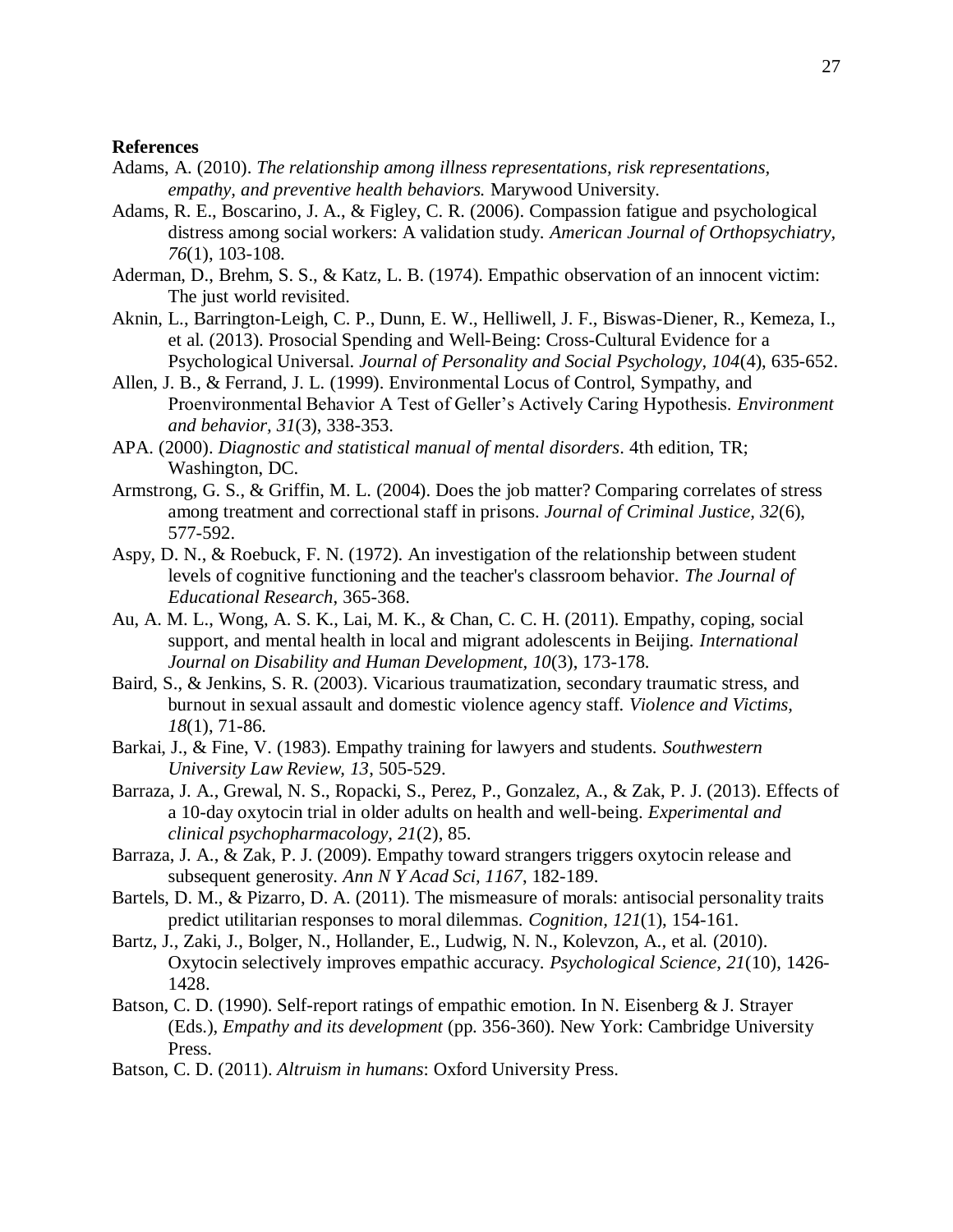**References**

Adams, A. (2010). *The relationship among illness representations, risk representations, empathy, and preventive health behaviors.* Marywood University.

Adams, R. E., Boscarino, J. A., & Figley, C. R. (2006). Compassion fatigue and psychological distress among social workers: A validation study. *American Journal of Orthopsychiatry, 76*(1), 103-108.

Aderman, D., Brehm, S. S., & Katz, L. B. (1974). Empathic observation of an innocent victim: The just world revisited.

Aknin, L., Barrington-Leigh, C. P., Dunn, E. W., Helliwell, J. F., Biswas-Diener, R., Kemeza, I., et al. (2013). Prosocial Spending and Well-Being: Cross-Cultural Evidence for a Psychological Universal. *Journal of Personality and Social Psychology, 104*(4), 635-652.

Allen, J. B., & Ferrand, J. L. (1999). Environmental Locus of Control, Sympathy, and Proenvironmental Behavior A Test of Geller's Actively Caring Hypothesis. *Environment and behavior, 31*(3), 338-353.

APA. (2000). *Diagnostic and statistical manual of mental disorders*. 4th edition, TR; Washington, DC.

Armstrong, G. S., & Griffin, M. L. (2004). Does the job matter? Comparing correlates of stress among treatment and correctional staff in prisons. *Journal of Criminal Justice, 32*(6), 577-592.

Aspy, D. N., & Roebuck, F. N. (1972). An investigation of the relationship between student levels of cognitive functioning and the teacher's classroom behavior. *The Journal of Educational Research*, 365-368.

Au, A. M. L., Wong, A. S. K., Lai, M. K., & Chan, C. C. H. (2011). Empathy, coping, social support, and mental health in local and migrant adolescents in Beijing. *International Journal on Disability and Human Development, 10*(3), 173-178.

Baird, S., & Jenkins, S. R. (2003). Vicarious traumatization, secondary traumatic stress, and burnout in sexual assault and domestic violence agency staff. *Violence and Victims, 18*(1), 71-86.

Barkai, J., & Fine, V. (1983). Empathy training for lawyers and students. *Southwestern University Law Review, 13*, 505-529.

Barraza, J. A., Grewal, N. S., Ropacki, S., Perez, P., Gonzalez, A., & Zak, P. J. (2013). Effects of a 10-day oxytocin trial in older adults on health and well-being. *Experimental and clinical psychopharmacology, 21*(2), 85.

Barraza, J. A., & Zak, P. J. (2009). Empathy toward strangers triggers oxytocin release and subsequent generosity. *Ann N Y Acad Sci, 1167*, 182-189.

Bartels, D. M., & Pizarro, D. A. (2011). The mismeasure of morals: antisocial personality traits predict utilitarian responses to moral dilemmas. *Cognition, 121*(1), 154-161.

Bartz, J., Zaki, J., Bolger, N., Hollander, E., Ludwig, N. N., Kolevzon, A., et al. (2010). Oxytocin selectively improves empathic accuracy. *Psychological Science, 21*(10), 1426-1428.

Batson, C. D. (1990). Self-report ratings of empathic emotion. In N. Eisenberg & J. Strayer (Eds.), *Empathy and its development* (pp. 356-360). New York: Cambridge University Press.

Batson, C. D. (2011). *Altruism in humans*: Oxford University Press.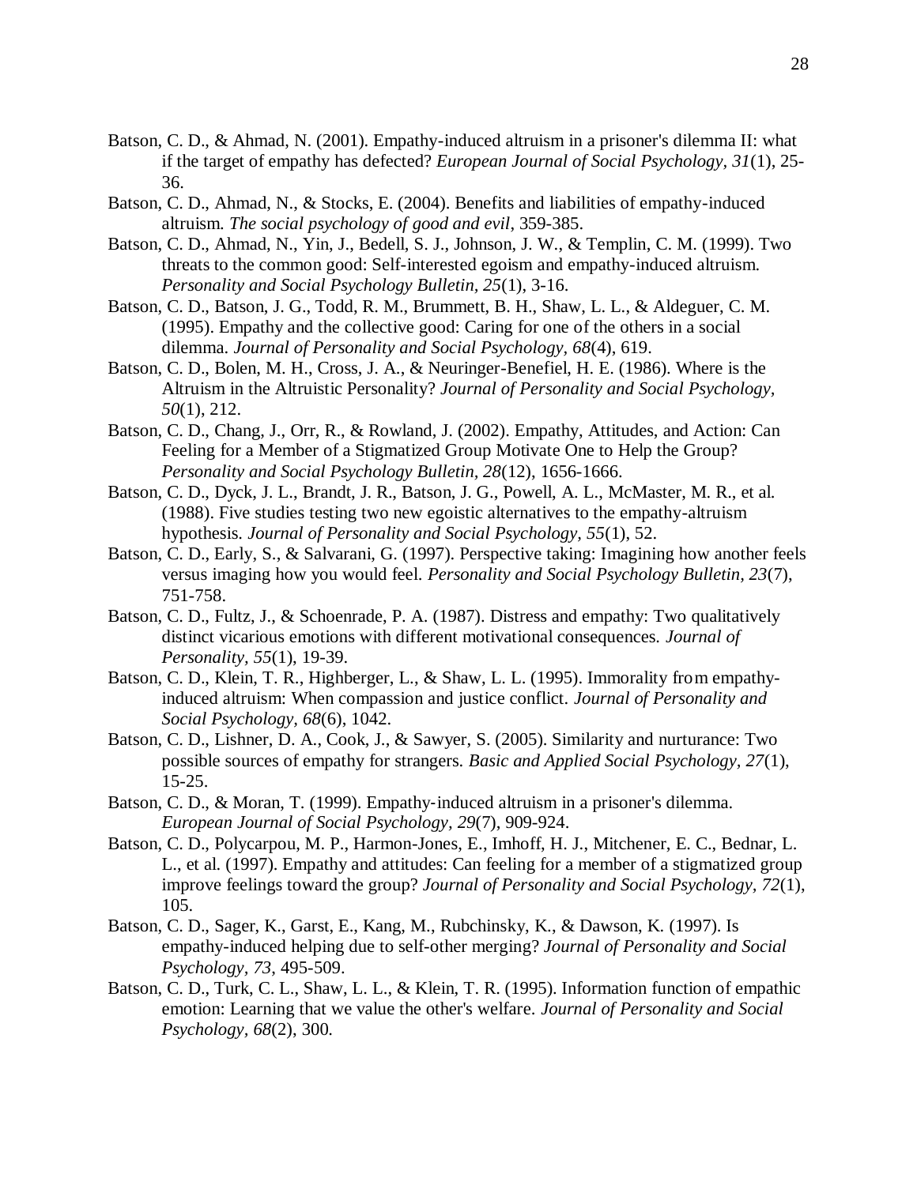Batson, C. D., & Ahmad, N. (2001). Empathy-induced altruism in a prisoner's dilemma II: what if the target of empathy has defected? *European Journal of Social Psychology, 31*(1), 25-36.

Batson, C. D., Ahmad, N., & Stocks, E. (2004). Benefits and liabilities of empathy-induced altruism. *The social psychology of good and evil*, 359-385.

Batson, C. D., Ahmad, N., Yin, J., Bedell, S. J., Johnson, J. W., & Templin, C. M. (1999). Two threats to the common good: Self-interested egoism and empathy-induced altruism. *Personality and Social Psychology Bulletin, 25*(1), 3-16.

Batson, C. D., Batson, J. G., Todd, R. M., Brummett, B. H., Shaw, L. L., & Aldeguer, C. M. (1995). Empathy and the collective good: Caring for one of the others in a social dilemma. *Journal of Personality and Social Psychology, 68*(4), 619.

Batson, C. D., Bolen, M. H., Cross, J. A., & Neuringer-Benefiel, H. E. (1986). Where is the Altruism in the Altruistic Personality? *Journal of Personality and Social Psychology, 50*(1), 212.

Batson, C. D., Chang, J., Orr, R., & Rowland, J. (2002). Empathy, Attitudes, and Action: Can Feeling for a Member of a Stigmatized Group Motivate One to Help the Group? *Personality and Social Psychology Bulletin, 28*(12), 1656-1666.

Batson, C. D., Dyck, J. L., Brandt, J. R., Batson, J. G., Powell, A. L., McMaster, M. R., et al. (1988). Five studies testing two new egoistic alternatives to the empathy-altruism hypothesis. *Journal of Personality and Social Psychology, 55*(1), 52.

Batson, C. D., Early, S., & Salvarani, G. (1997). Perspective taking: Imagining how another feels versus imaging how you would feel. *Personality and Social Psychology Bulletin, 23*(7), 751-758.

Batson, C. D., Fultz, J., & Schoenrade, P. A. (1987). Distress and empathy: Two qualitatively distinct vicarious emotions with different motivational consequences. *Journal of Personality, 55*(1), 19-39.

Batson, C. D., Klein, T. R., Highberger, L., & Shaw, L. L. (1995). Immorality from empathy-induced altruism: When compassion and justice conflict. *Journal of Personality and Social Psychology, 68*(6), 1042.

Batson, C. D., Lishner, D. A., Cook, J., & Sawyer, S. (2005). Similarity and nurturance: Two possible sources of empathy for strangers. *Basic and Applied Social Psychology, 27*(1), 15-25.

Batson, C. D., & Moran, T. (1999). Empathy-induced altruism in a prisoner's dilemma. *European Journal of Social Psychology, 29*(7), 909-924.

Batson, C. D., Polycarpou, M. P., Harmon-Jones, E., Imhoff, H. J., Mitchener, E. C., Bednar, L. L., et al. (1997). Empathy and attitudes: Can feeling for a member of a stigmatized group improve feelings toward the group? *Journal of Personality and Social Psychology, 72*(1), 105.

Batson, C. D., Sager, K., Garst, E., Kang, M., Rubchinsky, K., & Dawson, K. (1997). Is empathy-induced helping due to self-other merging? *Journal of Personality and Social Psychology, 73*, 495-509.

Batson, C. D., Turk, C. L., Shaw, L. L., & Klein, T. R. (1995). Information function of empathic emotion: Learning that we value the other's welfare. *Journal of Personality and Social Psychology, 68*(2), 300.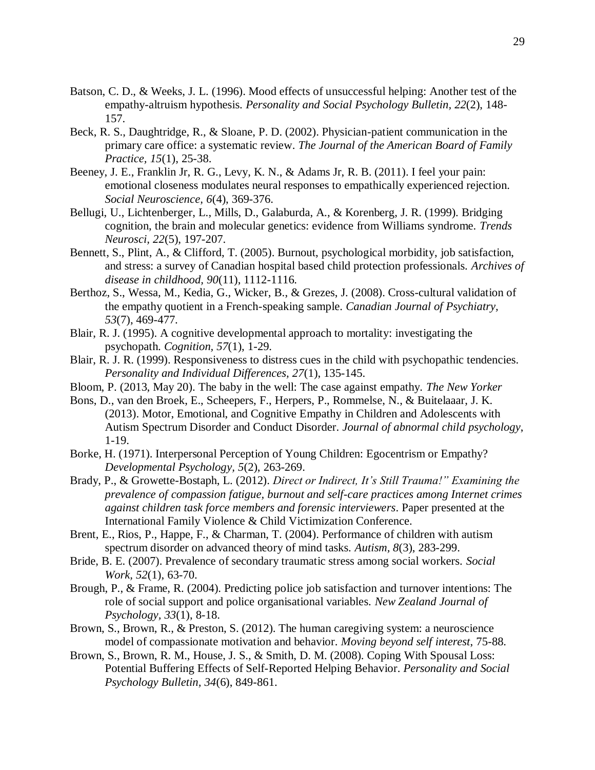Batson, C. D., & Weeks, J. L. (1996). Mood effects of unsuccessful helping: Another test of the empathy-altruism hypothesis. *Personality and Social Psychology Bulletin, 22*(2), 148-157.

Beck, R. S., Daughtridge, R., & Sloane, P. D. (2002). Physician-patient communication in the primary care office: a systematic review. *The Journal of the American Board of Family Practice, 15*(1), 25-38.

Beeney, J. E., Franklin Jr, R. G., Levy, K. N., & Adams Jr, R. B. (2011). I feel your pain: emotional closeness modulates neural responses to empathically experienced rejection. *Social Neuroscience, 6*(4), 369-376.

Bellugi, U., Lichtenberger, L., Mills, D., Galaburda, A., & Korenberg, J. R. (1999). Bridging cognition, the brain and molecular genetics: evidence from Williams syndrome. *Trends Neurosci, 22*(5), 197-207.

Bennett, S., Plint, A., & Clifford, T. (2005). Burnout, psychological morbidity, job satisfaction, and stress: a survey of Canadian hospital based child protection professionals. *Archives of disease in childhood, 90*(11), 1112-1116.

Berthoz, S., Wessa, M., Kedia, G., Wicker, B., & Grezes, J. (2008). Cross-cultural validation of the empathy quotient in a French-speaking sample. *Canadian Journal of Psychiatry, 53*(7), 469-477.

Blair, R. J. (1995). A cognitive developmental approach to mortality: investigating the psychopath. *Cognition, 57*(1), 1-29.

Blair, R. J. R. (1999). Responsiveness to distress cues in the child with psychopathic tendencies. *Personality and Individual Differences, 27*(1), 135-145.

Bloom, P. (2013, May 20). The baby in the well: The case against empathy. *The New Yorker*

Bons, D., van den Broek, E., Scheepers, F., Herpers, P., Rommelse, N., & Buitelaaar, J. K. (2013). Motor, Emotional, and Cognitive Empathy in Children and Adolescents with Autism Spectrum Disorder and Conduct Disorder. *Journal of abnormal child psychology*, 1-19.

Borke, H. (1971). Interpersonal Perception of Young Children: Egocentrism or Empathy? *Developmental Psychology, 5*(2), 263-269.

Brady, P., & Growette-Bostaph, L. (2012). *Direct or Indirect, It's Still Trauma!" Examining the prevalence of compassion fatigue, burnout and self-care practices among Internet crimes against children task force members and forensic interviewers*. Paper presented at the International Family Violence & Child Victimization Conference.

Brent, E., Rios, P., Happe, F., & Charman, T. (2004). Performance of children with autism spectrum disorder on advanced theory of mind tasks. *Autism, 8*(3), 283-299.

Bride, B. E. (2007). Prevalence of secondary traumatic stress among social workers. *Social Work, 52*(1), 63-70.

Brough, P., & Frame, R. (2004). Predicting police job satisfaction and turnover intentions: The role of social support and police organisational variables. *New Zealand Journal of Psychology, 33*(1), 8-18.

Brown, S., Brown, R., & Preston, S. (2012). The human caregiving system: a neuroscience model of compassionate motivation and behavior. *Moving beyond self interest*, 75-88.

Brown, S., Brown, R. M., House, J. S., & Smith, D. M. (2008). Coping With Spousal Loss: Potential Buffering Effects of Self-Reported Helping Behavior. *Personality and Social Psychology Bulletin, 34*(6), 849-861.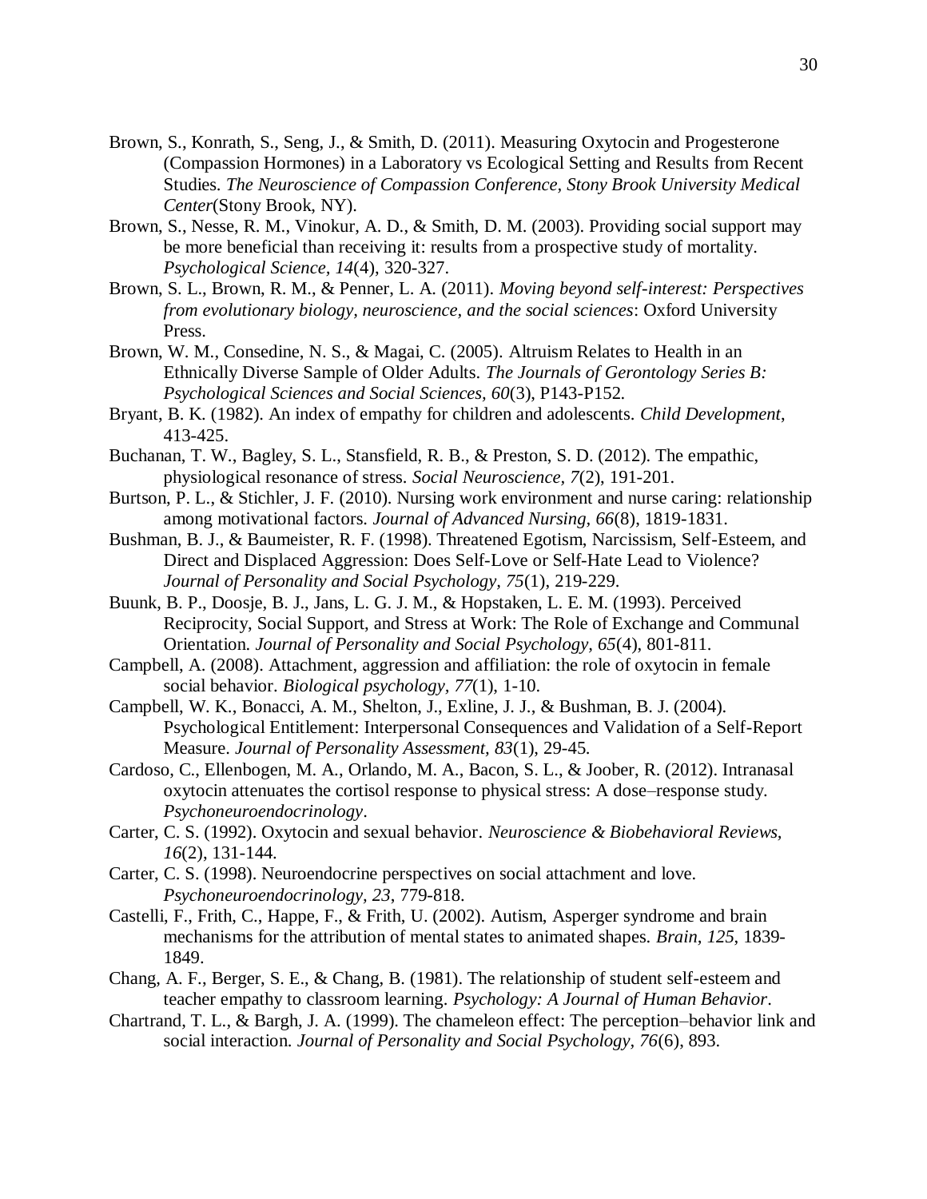Brown, S., Konrath, S., Seng, J., & Smith, D. (2011). Measuring Oxytocin and Progesterone (Compassion Hormones) in a Laboratory vs Ecological Setting and Results from Recent Studies. *The Neuroscience of Compassion Conference, Stony Brook University Medical Center*(Stony Brook, NY).

Brown, S., Nesse, R. M., Vinokur, A. D., & Smith, D. M. (2003). Providing social support may be more beneficial than receiving it: results from a prospective study of mortality. *Psychological Science, 14*(4), 320-327.

Brown, S. L., Brown, R. M., & Penner, L. A. (2011). *Moving beyond self-interest: Perspectives from evolutionary biology, neuroscience, and the social sciences*: Oxford University Press.

Brown, W. M., Consedine, N. S., & Magai, C. (2005). Altruism Relates to Health in an Ethnically Diverse Sample of Older Adults. *The Journals of Gerontology Series B: Psychological Sciences and Social Sciences, 60*(3), P143-P152.

Bryant, B. K. (1982). An index of empathy for children and adolescents. *Child Development*, 413-425.

Buchanan, T. W., Bagley, S. L., Stansfield, R. B., & Preston, S. D. (2012). The empathic, physiological resonance of stress. *Social Neuroscience, 7*(2), 191-201.

Burtson, P. L., & Stichler, J. F. (2010). Nursing work environment and nurse caring: relationship among motivational factors. *Journal of Advanced Nursing, 66*(8), 1819-1831.

Bushman, B. J., & Baumeister, R. F. (1998). Threatened Egotism, Narcissism, Self-Esteem, and Direct and Displaced Aggression: Does Self-Love or Self-Hate Lead to Violence? *Journal of Personality and Social Psychology, 75*(1), 219-229.

Buunk, B. P., Doosje, B. J., Jans, L. G. J. M., & Hopstaken, L. E. M. (1993). Perceived Reciprocity, Social Support, and Stress at Work: The Role of Exchange and Communal Orientation. *Journal of Personality and Social Psychology, 65*(4), 801-811.

Campbell, A. (2008). Attachment, aggression and affiliation: the role of oxytocin in female social behavior. *Biological psychology, 77*(1), 1-10.

Campbell, W. K., Bonacci, A. M., Shelton, J., Exline, J. J., & Bushman, B. J. (2004). Psychological Entitlement: Interpersonal Consequences and Validation of a Self-Report Measure. *Journal of Personality Assessment, 83*(1), 29-45.

Cardoso, C., Ellenbogen, M. A., Orlando, M. A., Bacon, S. L., & Joober, R. (2012). Intranasal oxytocin attenuates the cortisol response to physical stress: A dose–response study. *Psychoneuroendocrinology*.

Carter, C. S. (1992). Oxytocin and sexual behavior. *Neuroscience & Biobehavioral Reviews, 16*(2), 131-144.

Carter, C. S. (1998). Neuroendocrine perspectives on social attachment and love. *Psychoneuroendocrinology, 23*, 779-818.

Castelli, F., Frith, C., Happe, F., & Frith, U. (2002). Autism, Asperger syndrome and brain mechanisms for the attribution of mental states to animated shapes. *Brain, 125*, 1839-1849.

Chang, A. F., Berger, S. E., & Chang, B. (1981). The relationship of student self-esteem and teacher empathy to classroom learning. *Psychology: A Journal of Human Behavior*.

Chartrand, T. L., & Bargh, J. A. (1999). The chameleon effect: The perception–behavior link and social interaction. *Journal of Personality and Social Psychology, 76*(6), 893.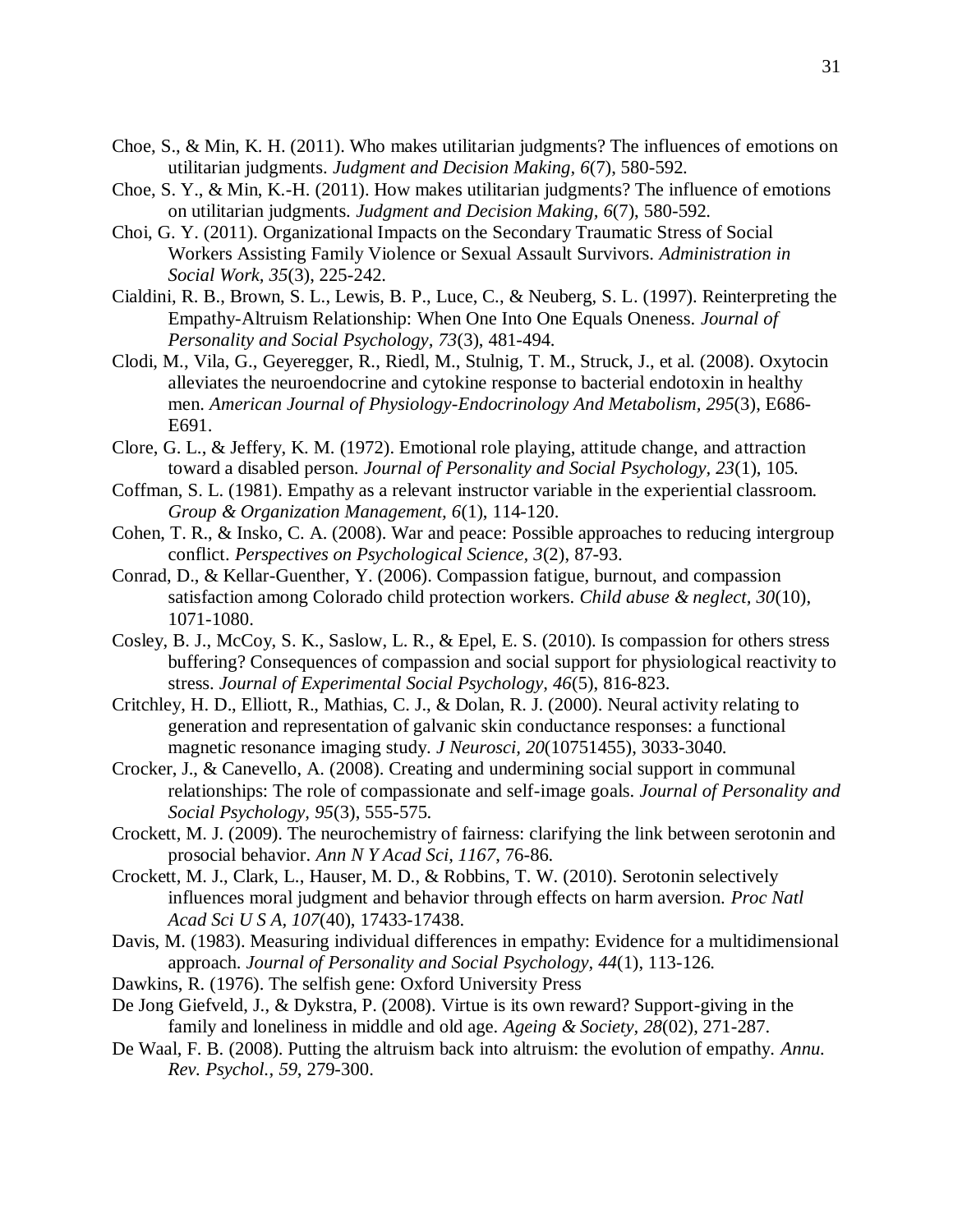Choe, S., & Min, K. H. (2011). Who makes utilitarian judgments? The influences of emotions on utilitarian judgments. *Judgment and Decision Making, 6*(7), 580-592.

Choe, S. Y., & Min, K.-H. (2011). How makes utilitarian judgments? The influence of emotions on utilitarian judgments. *Judgment and Decision Making, 6*(7), 580-592.

Choi, G. Y. (2011). Organizational Impacts on the Secondary Traumatic Stress of Social Workers Assisting Family Violence or Sexual Assault Survivors. *Administration in Social Work, 35*(3), 225-242.

Cialdini, R. B., Brown, S. L., Lewis, B. P., Luce, C., & Neuberg, S. L. (1997). Reinterpreting the Empathy-Altruism Relationship: When One Into One Equals Oneness. *Journal of Personality and Social Psychology, 73*(3), 481-494.

Clodi, M., Vila, G., Geyeregger, R., Riedl, M., Stulnig, T. M., Struck, J., et al. (2008). Oxytocin alleviates the neuroendocrine and cytokine response to bacterial endotoxin in healthy men. *American Journal of Physiology-Endocrinology And Metabolism, 295*(3), E686-E691.

Clore, G. L., & Jeffery, K. M. (1972). Emotional role playing, attitude change, and attraction toward a disabled person. *Journal of Personality and Social Psychology, 23*(1), 105.

Coffman, S. L. (1981). Empathy as a relevant instructor variable in the experiential classroom. *Group & Organization Management, 6*(1), 114-120.

Cohen, T. R., & Insko, C. A. (2008). War and peace: Possible approaches to reducing intergroup conflict. *Perspectives on Psychological Science, 3*(2), 87-93.

Conrad, D., & Kellar-Guenther, Y. (2006). Compassion fatigue, burnout, and compassion satisfaction among Colorado child protection workers. *Child abuse & neglect, 30*(10), 1071-1080.

Cosley, B. J., McCoy, S. K., Saslow, L. R., & Epel, E. S. (2010). Is compassion for others stress buffering? Consequences of compassion and social support for physiological reactivity to stress. *Journal of Experimental Social Psychology, 46*(5), 816-823.

Critchley, H. D., Elliott, R., Mathias, C. J., & Dolan, R. J. (2000). Neural activity relating to generation and representation of galvanic skin conductance responses: a functional magnetic resonance imaging study. *J Neurosci, 20*(10751455), 3033-3040.

Crocker, J., & Canevello, A. (2008). Creating and undermining social support in communal relationships: The role of compassionate and self-image goals. *Journal of Personality and Social Psychology, 95*(3), 555-575.

Crockett, M. J. (2009). The neurochemistry of fairness: clarifying the link between serotonin and prosocial behavior. *Ann N Y Acad Sci, 1167*, 76-86.

Crockett, M. J., Clark, L., Hauser, M. D., & Robbins, T. W. (2010). Serotonin selectively influences moral judgment and behavior through effects on harm aversion. *Proc Natl Acad Sci U S A, 107*(40), 17433-17438.

Davis, M. (1983). Measuring individual differences in empathy: Evidence for a multidimensional approach. *Journal of Personality and Social Psychology, 44*(1), 113-126.

Dawkins, R. (1976). The selfish gene: Oxford University Press

De Jong Giefveld, J., & Dykstra, P. (2008). Virtue is its own reward? Support-giving in the family and loneliness in middle and old age. *Ageing & Society, 28*(02), 271-287.

De Waal, F. B. (2008). Putting the altruism back into altruism: the evolution of empathy. *Annu. Rev. Psychol., 59*, 279-300.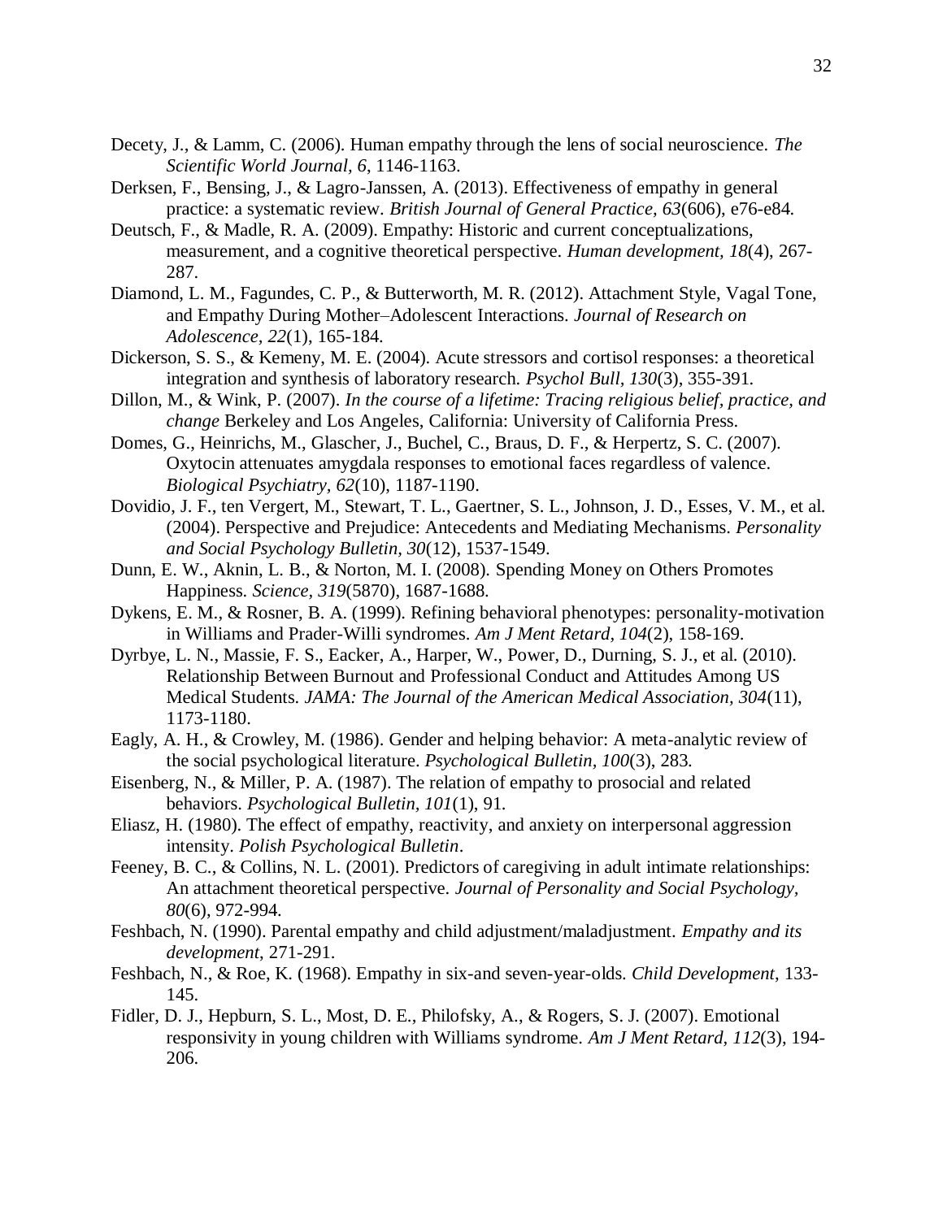Decety, J., & Lamm, C. (2006). Human empathy through the lens of social neuroscience. *The Scientific World Journal, 6*, 1146-1163.

Derksen, F., Bensing, J., & Lagro-Janssen, A. (2013). Effectiveness of empathy in general practice: a systematic review. *British Journal of General Practice, 63*(606), e76-e84.

Deutsch, F., & Madle, R. A. (2009). Empathy: Historic and current conceptualizations, measurement, and a cognitive theoretical perspective. *Human development, 18*(4), 267-287.

Diamond, L. M., Fagundes, C. P., & Butterworth, M. R. (2012). Attachment Style, Vagal Tone, and Empathy During Mother–Adolescent Interactions. *Journal of Research on Adolescence, 22*(1), 165-184.

Dickerson, S. S., & Kemeny, M. E. (2004). Acute stressors and cortisol responses: a theoretical integration and synthesis of laboratory research. *Psychol Bull, 130*(3), 355-391.

Dillon, M., & Wink, P. (2007). *In the course of a lifetime: Tracing religious belief, practice, and change* Berkeley and Los Angeles, California: University of California Press.

Domes, G., Heinrichs, M., Glascher, J., Buchel, C., Braus, D. F., & Herpertz, S. C. (2007). Oxytocin attenuates amygdala responses to emotional faces regardless of valence. *Biological Psychiatry, 62*(10), 1187-1190.

Dovidio, J. F., ten Vergert, M., Stewart, T. L., Gaertner, S. L., Johnson, J. D., Esses, V. M., et al. (2004). Perspective and Prejudice: Antecedents and Mediating Mechanisms. *Personality and Social Psychology Bulletin, 30*(12), 1537-1549.

Dunn, E. W., Aknin, L. B., & Norton, M. I. (2008). Spending Money on Others Promotes Happiness. *Science, 319*(5870), 1687-1688.

Dykens, E. M., & Rosner, B. A. (1999). Refining behavioral phenotypes: personality-motivation in Williams and Prader-Willi syndromes. *Am J Ment Retard, 104*(2), 158-169.

Dyrbye, L. N., Massie, F. S., Eacker, A., Harper, W., Power, D., Durning, S. J., et al. (2010). Relationship Between Burnout and Professional Conduct and Attitudes Among US Medical Students. *JAMA: The Journal of the American Medical Association, 304*(11), 1173-1180.

Eagly, A. H., & Crowley, M. (1986). Gender and helping behavior: A meta-analytic review of the social psychological literature. *Psychological Bulletin, 100*(3), 283.

Eisenberg, N., & Miller, P. A. (1987). The relation of empathy to prosocial and related behaviors. *Psychological Bulletin, 101*(1), 91.

Eliasz, H. (1980). The effect of empathy, reactivity, and anxiety on interpersonal aggression intensity. *Polish Psychological Bulletin*.

Feeney, B. C., & Collins, N. L. (2001). Predictors of caregiving in adult intimate relationships: An attachment theoretical perspective. *Journal of Personality and Social Psychology, 80*(6), 972-994.

Feshbach, N. (1990). Parental empathy and child adjustment/maladjustment. *Empathy and its development*, 271-291.

Feshbach, N., & Roe, K. (1968). Empathy in six-and seven-year-olds. *Child Development*, 133-145.

Fidler, D. J., Hepburn, S. L., Most, D. E., Philofsky, A., & Rogers, S. J. (2007). Emotional responsivity in young children with Williams syndrome. *Am J Ment Retard, 112*(3), 194-206.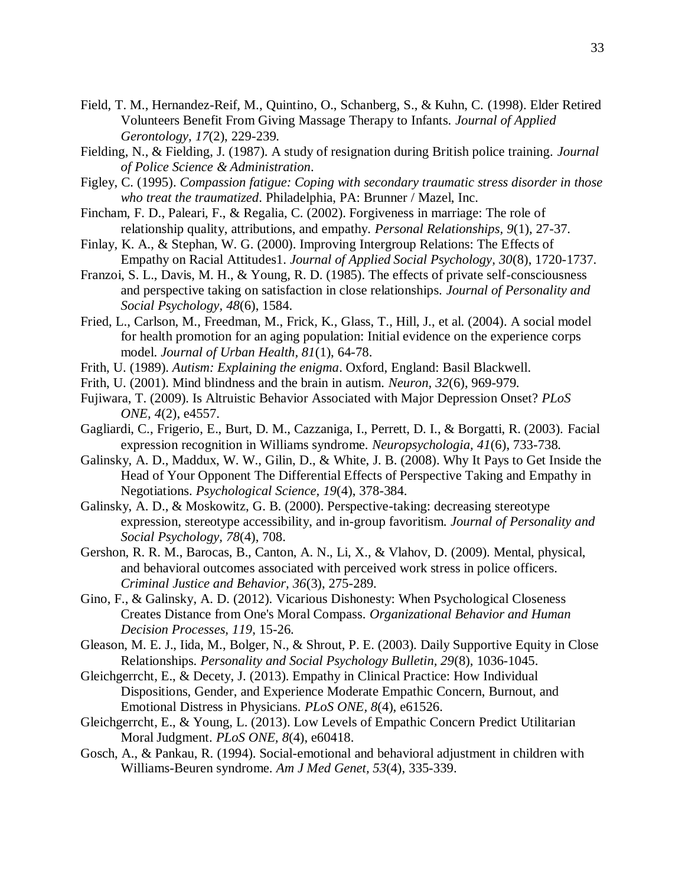Field, T. M., Hernandez-Reif, M., Quintino, O., Schanberg, S., & Kuhn, C. (1998). Elder Retired Volunteers Benefit From Giving Massage Therapy to Infants. *Journal of Applied Gerontology, 17*(2), 229-239.

Fielding, N., & Fielding, J. (1987). A study of resignation during British police training. *Journal of Police Science & Administration*.

Figley, C. (1995). *Compassion fatigue: Coping with secondary traumatic stress disorder in those who treat the traumatized*. Philadelphia, PA: Brunner / Mazel, Inc.

Fincham, F. D., Paleari, F., & Regalia, C. (2002). Forgiveness in marriage: The role of relationship quality, attributions, and empathy. *Personal Relationships, 9*(1), 27-37.

Finlay, K. A., & Stephan, W. G. (2000). Improving Intergroup Relations: The Effects of Empathy on Racial Attitudes1. *Journal of Applied Social Psychology, 30*(8), 1720-1737.

Franzoi, S. L., Davis, M. H., & Young, R. D. (1985). The effects of private self-consciousness and perspective taking on satisfaction in close relationships. *Journal of Personality and Social Psychology, 48*(6), 1584.

Fried, L., Carlson, M., Freedman, M., Frick, K., Glass, T., Hill, J., et al. (2004). A social model for health promotion for an aging population: Initial evidence on the experience corps model. *Journal of Urban Health, 81*(1), 64-78.

Frith, U. (1989). *Autism: Explaining the enigma*. Oxford, England: Basil Blackwell.

Frith, U. (2001). Mind blindness and the brain in autism. *Neuron, 32*(6), 969-979.

Fujiwara, T. (2009). Is Altruistic Behavior Associated with Major Depression Onset? *PLoS ONE, 4*(2), e4557.

Gagliardi, C., Frigerio, E., Burt, D. M., Cazzaniga, I., Perrett, D. I., & Borgatti, R. (2003). Facial expression recognition in Williams syndrome. *Neuropsychologia, 41*(6), 733-738.

Galinsky, A. D., Maddux, W. W., Gilin, D., & White, J. B. (2008). Why It Pays to Get Inside the Head of Your Opponent The Differential Effects of Perspective Taking and Empathy in Negotiations. *Psychological Science, 19*(4), 378-384.

Galinsky, A. D., & Moskowitz, G. B. (2000). Perspective-taking: decreasing stereotype expression, stereotype accessibility, and in-group favoritism. *Journal of Personality and Social Psychology, 78*(4), 708.

Gershon, R. R. M., Barocas, B., Canton, A. N., Li, X., & Vlahov, D. (2009). Mental, physical, and behavioral outcomes associated with perceived work stress in police officers. *Criminal Justice and Behavior, 36*(3), 275-289.

Gino, F., & Galinsky, A. D. (2012). Vicarious Dishonesty: When Psychological Closeness Creates Distance from One's Moral Compass. *Organizational Behavior and Human Decision Processes, 119*, 15-26.

Gleason, M. E. J., Iida, M., Bolger, N., & Shrout, P. E. (2003). Daily Supportive Equity in Close Relationships. *Personality and Social Psychology Bulletin, 29*(8), 1036-1045.

Gleichgerrcht, E., & Decety, J. (2013). Empathy in Clinical Practice: How Individual Dispositions, Gender, and Experience Moderate Empathic Concern, Burnout, and Emotional Distress in Physicians. *PLoS ONE, 8*(4), e61526.

Gleichgerrcht, E., & Young, L. (2013). Low Levels of Empathic Concern Predict Utilitarian Moral Judgment. *PLoS ONE, 8*(4), e60418.

Gosch, A., & Pankau, R. (1994). Social-emotional and behavioral adjustment in children with Williams-Beuren syndrome. *Am J Med Genet, 53*(4), 335-339.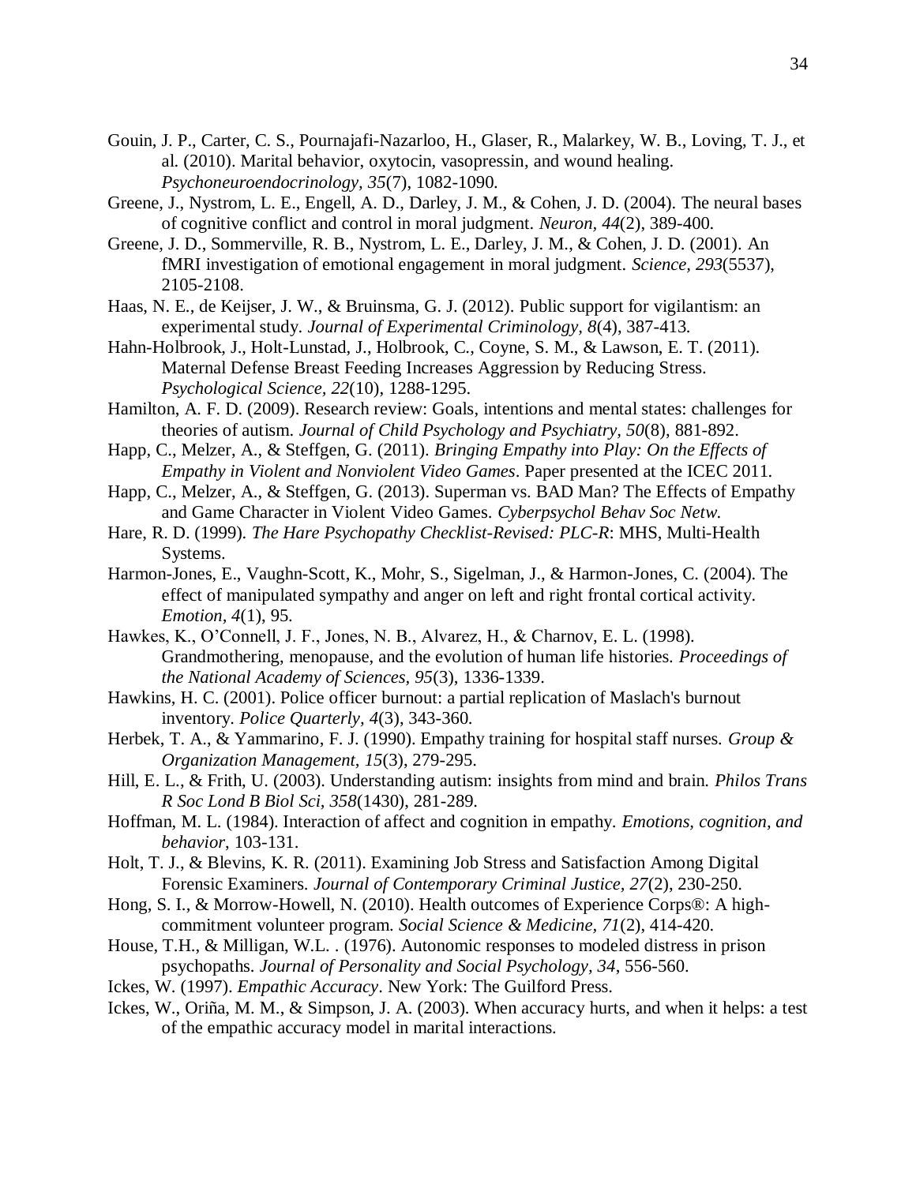Gouin, J. P., Carter, C. S., Pournajafi-Nazarloo, H., Glaser, R., Malarkey, W. B., Loving, T. J., et al. (2010). Marital behavior, oxytocin, vasopressin, and wound healing. *Psychoneuroendocrinology, 35*(7), 1082-1090.

Greene, J., Nystrom, L. E., Engell, A. D., Darley, J. M., & Cohen, J. D. (2004). The neural bases of cognitive conflict and control in moral judgment. *Neuron, 44*(2), 389-400.

Greene, J. D., Sommerville, R. B., Nystrom, L. E., Darley, J. M., & Cohen, J. D. (2001). An fMRI investigation of emotional engagement in moral judgment. *Science, 293*(5537), 2105-2108.

Haas, N. E., de Keijser, J. W., & Bruinsma, G. J. (2012). Public support for vigilantism: an experimental study. *Journal of Experimental Criminology, 8*(4), 387-413.

Hahn-Holbrook, J., Holt-Lunstad, J., Holbrook, C., Coyne, S. M., & Lawson, E. T. (2011). Maternal Defense Breast Feeding Increases Aggression by Reducing Stress. *Psychological Science, 22*(10), 1288-1295.

Hamilton, A. F. D. (2009). Research review: Goals, intentions and mental states: challenges for theories of autism. *Journal of Child Psychology and Psychiatry, 50*(8), 881-892.

Happ, C., Melzer, A., & Steffgen, G. (2011). *Bringing Empathy into Play: On the Effects of Empathy in Violent and Nonviolent Video Games*. Paper presented at the ICEC 2011.

Happ, C., Melzer, A., & Steffgen, G. (2013). Superman vs. BAD Man? The Effects of Empathy and Game Character in Violent Video Games. *Cyberpsychol Behav Soc Netw*.

Hare, R. D. (1999). *The Hare Psychopathy Checklist-Revised: PLC-R*: MHS, Multi-Health Systems.

Harmon-Jones, E., Vaughn-Scott, K., Mohr, S., Sigelman, J., & Harmon-Jones, C. (2004). The effect of manipulated sympathy and anger on left and right frontal cortical activity. *Emotion, 4*(1), 95.

Hawkes, K., O'Connell, J. F., Jones, N. B., Alvarez, H., & Charnov, E. L. (1998). Grandmothering, menopause, and the evolution of human life histories. *Proceedings of the National Academy of Sciences, 95*(3), 1336-1339.

Hawkins, H. C. (2001). Police officer burnout: a partial replication of Maslach's burnout inventory. *Police Quarterly, 4*(3), 343-360.

Herbek, T. A., & Yammarino, F. J. (1990). Empathy training for hospital staff nurses. *Group & Organization Management, 15*(3), 279-295.

Hill, E. L., & Frith, U. (2003). Understanding autism: insights from mind and brain. *Philos Trans R Soc Lond B Biol Sci, 358*(1430), 281-289.

Hoffman, M. L. (1984). Interaction of affect and cognition in empathy. *Emotions, cognition, and behavior*, 103-131.

Holt, T. J., & Blevins, K. R. (2011). Examining Job Stress and Satisfaction Among Digital Forensic Examiners. *Journal of Contemporary Criminal Justice, 27*(2), 230-250.

Hong, S. I., & Morrow-Howell, N. (2010). Health outcomes of Experience Corps®: A high-commitment volunteer program. *Social Science & Medicine, 71*(2), 414-420.

House, T.H., & Milligan, W.L. . (1976). Autonomic responses to modeled distress in prison psychopaths. *Journal of Personality and Social Psychology, 34*, 556-560.

Ickes, W. (1997). *Empathic Accuracy*. New York: The Guilford Press.

Ickes, W., Oriña, M. M., & Simpson, J. A. (2003). When accuracy hurts, and when it helps: a test of the empathic accuracy model in marital interactions.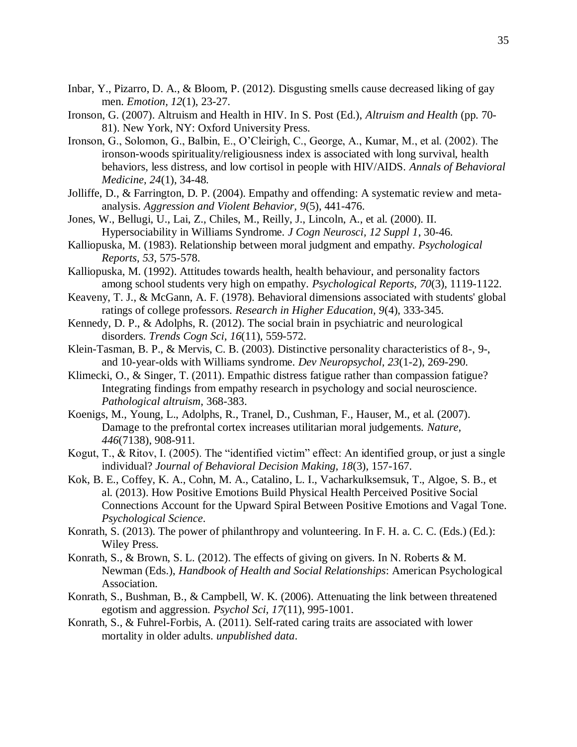Inbar, Y., Pizarro, D. A., & Bloom, P. (2012). Disgusting smells cause decreased liking of gay men. *Emotion, 12*(1), 23-27.

Ironson, G. (2007). Altruism and Health in HIV. In S. Post (Ed.), *Altruism and Health* (pp. 70-81). New York, NY: Oxford University Press.

Ironson, G., Solomon, G., Balbin, E., O'Cleirigh, C., George, A., Kumar, M., et al. (2002). The ironson-woods spirituality/religiousness index is associated with long survival, health behaviors, less distress, and low cortisol in people with HIV/AIDS. *Annals of Behavioral Medicine, 24*(1), 34-48.

Jolliffe, D., & Farrington, D. P. (2004). Empathy and offending: A systematic review and meta-analysis. *Aggression and Violent Behavior, 9*(5), 441-476.

Jones, W., Bellugi, U., Lai, Z., Chiles, M., Reilly, J., Lincoln, A., et al. (2000). II. Hypersociability in Williams Syndrome. *J Cogn Neurosci, 12 Suppl 1*, 30-46.

Kalliopuska, M. (1983). Relationship between moral judgment and empathy. *Psychological Reports, 53*, 575-578.

Kalliopuska, M. (1992). Attitudes towards health, health behaviour, and personality factors among school students very high on empathy. *Psychological Reports, 70*(3), 1119-1122.

Keaveny, T. J., & McGann, A. F. (1978). Behavioral dimensions associated with students' global ratings of college professors. *Research in Higher Education, 9*(4), 333-345.

Kennedy, D. P., & Adolphs, R. (2012). The social brain in psychiatric and neurological disorders. *Trends Cogn Sci, 16*(11), 559-572.

Klein-Tasman, B. P., & Mervis, C. B. (2003). Distinctive personality characteristics of 8-, 9-, and 10-year-olds with Williams syndrome. *Dev Neuropsychol, 23*(1-2), 269-290.

Klimecki, O., & Singer, T. (2011). Empathic distress fatigue rather than compassion fatigue? Integrating findings from empathy research in psychology and social neuroscience. *Pathological altruism*, 368-383.

Koenigs, M., Young, L., Adolphs, R., Tranel, D., Cushman, F., Hauser, M., et al. (2007). Damage to the prefrontal cortex increases utilitarian moral judgements. *Nature, 446*(7138), 908-911.

Kogut, T., & Ritov, I. (2005). The "identified victim" effect: An identified group, or just a single individual? *Journal of Behavioral Decision Making, 18*(3), 157-167.

Kok, B. E., Coffey, K. A., Cohn, M. A., Catalino, L. I., Vacharkulksemsuk, T., Algoe, S. B., et al. (2013). How Positive Emotions Build Physical Health Perceived Positive Social Connections Account for the Upward Spiral Between Positive Emotions and Vagal Tone. *Psychological Science*.

Konrath, S. (2013). The power of philanthropy and volunteering. In F. H. a. C. C. (Eds.) (Ed.): Wiley Press.

Konrath, S., & Brown, S. L. (2012). The effects of giving on givers. In N. Roberts & M. Newman (Eds.), *Handbook of Health and Social Relationships*: American Psychological Association.

Konrath, S., Bushman, B., & Campbell, W. K. (2006). Attenuating the link between threatened egotism and aggression. *Psychol Sci, 17*(11), 995-1001.

Konrath, S., & Fuhrel-Forbis, A. (2011). Self-rated caring traits are associated with lower mortality in older adults. *unpublished data*.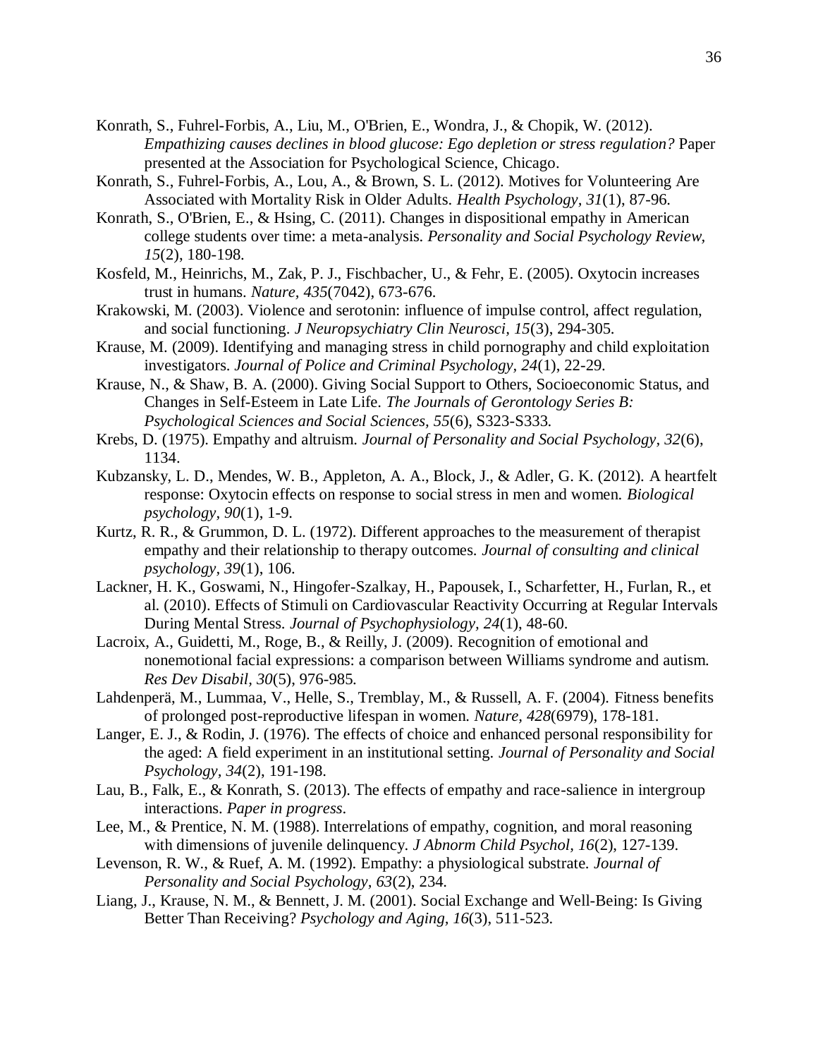Konrath, S., Fuhrel-Forbis, A., Liu, M., O'Brien, E., Wondra, J., & Chopik, W. (2012). *Empathizing causes declines in blood glucose: Ego depletion or stress regulation?* Paper presented at the Association for Psychological Science, Chicago.

Konrath, S., Fuhrel-Forbis, A., Lou, A., & Brown, S. L. (2012). Motives for Volunteering Are Associated with Mortality Risk in Older Adults. *Health Psychology, 31*(1), 87-96.

Konrath, S., O'Brien, E., & Hsing, C. (2011). Changes in dispositional empathy in American college students over time: a meta-analysis. *Personality and Social Psychology Review, 15*(2), 180-198.

Kosfeld, M., Heinrichs, M., Zak, P. J., Fischbacher, U., & Fehr, E. (2005). Oxytocin increases trust in humans. *Nature, 435*(7042), 673-676.

Krakowski, M. (2003). Violence and serotonin: influence of impulse control, affect regulation, and social functioning. *J Neuropsychiatry Clin Neurosci, 15*(3), 294-305.

Krause, M. (2009). Identifying and managing stress in child pornography and child exploitation investigators. *Journal of Police and Criminal Psychology, 24*(1), 22-29.

Krause, N., & Shaw, B. A. (2000). Giving Social Support to Others, Socioeconomic Status, and Changes in Self-Esteem in Late Life. *The Journals of Gerontology Series B: Psychological Sciences and Social Sciences, 55*(6), S323-S333.

Krebs, D. (1975). Empathy and altruism. *Journal of Personality and Social Psychology, 32*(6), 1134.

Kubzansky, L. D., Mendes, W. B., Appleton, A. A., Block, J., & Adler, G. K. (2012). A heartfelt response: Oxytocin effects on response to social stress in men and women. *Biological psychology, 90*(1), 1-9.

Kurtz, R. R., & Grummon, D. L. (1972). Different approaches to the measurement of therapist empathy and their relationship to therapy outcomes. *Journal of consulting and clinical psychology, 39*(1), 106.

Lackner, H. K., Goswami, N., Hingofer-Szalkay, H., Papousek, I., Scharfetter, H., Furlan, R., et al. (2010). Effects of Stimuli on Cardiovascular Reactivity Occurring at Regular Intervals During Mental Stress. *Journal of Psychophysiology, 24*(1), 48-60.

Lacroix, A., Guidetti, M., Roge, B., & Reilly, J. (2009). Recognition of emotional and nonemotional facial expressions: a comparison between Williams syndrome and autism. *Res Dev Disabil, 30*(5), 976-985.

Lahdenperä, M., Lummaa, V., Helle, S., Tremblay, M., & Russell, A. F. (2004). Fitness benefits of prolonged post-reproductive lifespan in women. *Nature, 428*(6979), 178-181.

Langer, E. J., & Rodin, J. (1976). The effects of choice and enhanced personal responsibility for the aged: A field experiment in an institutional setting. *Journal of Personality and Social Psychology, 34*(2), 191-198.

Lau, B., Falk, E., & Konrath, S. (2013). The effects of empathy and race-salience in intergroup interactions. *Paper in progress*.

Lee, M., & Prentice, N. M. (1988). Interrelations of empathy, cognition, and moral reasoning with dimensions of juvenile delinquency. *J Abnorm Child Psychol, 16*(2), 127-139.

Levenson, R. W., & Ruef, A. M. (1992). Empathy: a physiological substrate. *Journal of Personality and Social Psychology, 63*(2), 234.

Liang, J., Krause, N. M., & Bennett, J. M. (2001). Social Exchange and Well-Being: Is Giving Better Than Receiving? *Psychology and Aging, 16*(3), 511-523.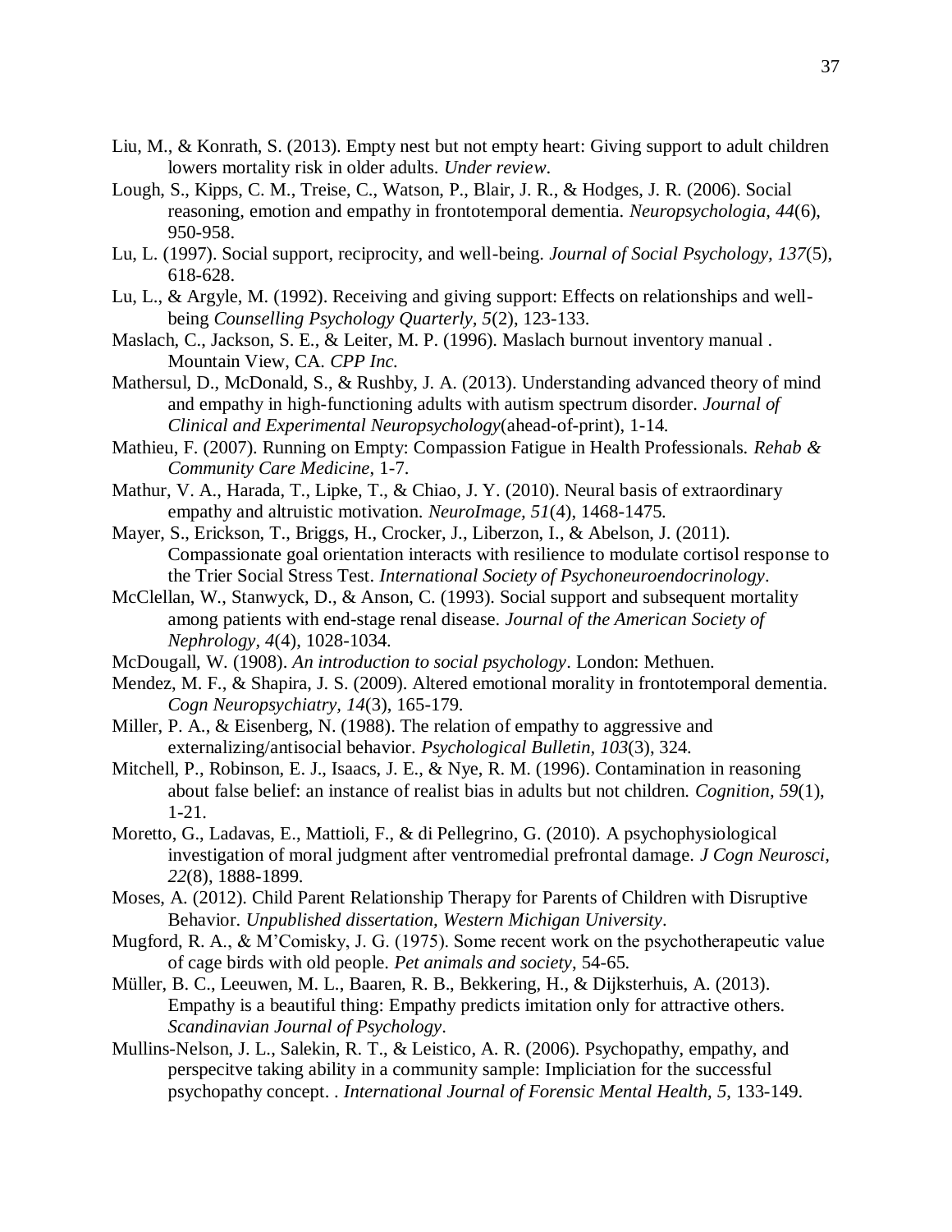Liu, M., & Konrath, S. (2013). Empty nest but not empty heart: Giving support to adult children lowers mortality risk in older adults. *Under review*.

Lough, S., Kipps, C. M., Treise, C., Watson, P., Blair, J. R., & Hodges, J. R. (2006). Social reasoning, emotion and empathy in frontotemporal dementia. *Neuropsychologia, 44*(6), 950-958.

Lu, L. (1997). Social support, reciprocity, and well-being. *Journal of Social Psychology, 137*(5), 618-628.

Lu, L., & Argyle, M. (1992). Receiving and giving support: Effects on relationships and well-being *Counselling Psychology Quarterly, 5*(2), 123-133.

Maslach, C., Jackson, S. E., & Leiter, M. P. (1996). Maslach burnout inventory manual . Mountain View, CA. *CPP Inc.*

Mathersul, D., McDonald, S., & Rushby, J. A. (2013). Understanding advanced theory of mind and empathy in high-functioning adults with autism spectrum disorder. *Journal of Clinical and Experimental Neuropsychology*(ahead-of-print), 1-14.

Mathieu, F. (2007). Running on Empty: Compassion Fatigue in Health Professionals. *Rehab & Community Care Medicine*, 1-7.

Mathur, V. A., Harada, T., Lipke, T., & Chiao, J. Y. (2010). Neural basis of extraordinary empathy and altruistic motivation. *NeuroImage, 51*(4), 1468-1475.

Mayer, S., Erickson, T., Briggs, H., Crocker, J., Liberzon, I., & Abelson, J. (2011). Compassionate goal orientation interacts with resilience to modulate cortisol response to the Trier Social Stress Test. *International Society of Psychoneuroendocrinology*.

McClellan, W., Stanwyck, D., & Anson, C. (1993). Social support and subsequent mortality among patients with end-stage renal disease. *Journal of the American Society of Nephrology, 4*(4), 1028-1034.

McDougall, W. (1908). *An introduction to social psychology*. London: Methuen.

Mendez, M. F., & Shapira, J. S. (2009). Altered emotional morality in frontotemporal dementia. *Cogn Neuropsychiatry, 14*(3), 165-179.

Miller, P. A., & Eisenberg, N. (1988). The relation of empathy to aggressive and externalizing/antisocial behavior. *Psychological Bulletin, 103*(3), 324.

Mitchell, P., Robinson, E. J., Isaacs, J. E., & Nye, R. M. (1996). Contamination in reasoning about false belief: an instance of realist bias in adults but not children. *Cognition, 59*(1), 1-21.

Moretto, G., Ladavas, E., Mattioli, F., & di Pellegrino, G. (2010). A psychophysiological investigation of moral judgment after ventromedial prefrontal damage. *J Cogn Neurosci, 22*(8), 1888-1899.

Moses, A. (2012). Child Parent Relationship Therapy for Parents of Children with Disruptive Behavior. *Unpublished dissertation, Western Michigan University*.

Mugford, R. A., & M'Comisky, J. G. (1975). Some recent work on the psychotherapeutic value of cage birds with old people. *Pet animals and society*, 54-65.

Müller, B. C., Leeuwen, M. L., Baaren, R. B., Bekkering, H., & Dijksterhuis, A. (2013). Empathy is a beautiful thing: Empathy predicts imitation only for attractive others. *Scandinavian Journal of Psychology*.

Mullins-Nelson, J. L., Salekin, R. T., & Leistico, A. R. (2006). Psychopathy, empathy, and perspecitve taking ability in a community sample: Impliciation for the successful psychopathy concept. . *International Journal of Forensic Mental Health, 5*, 133-149.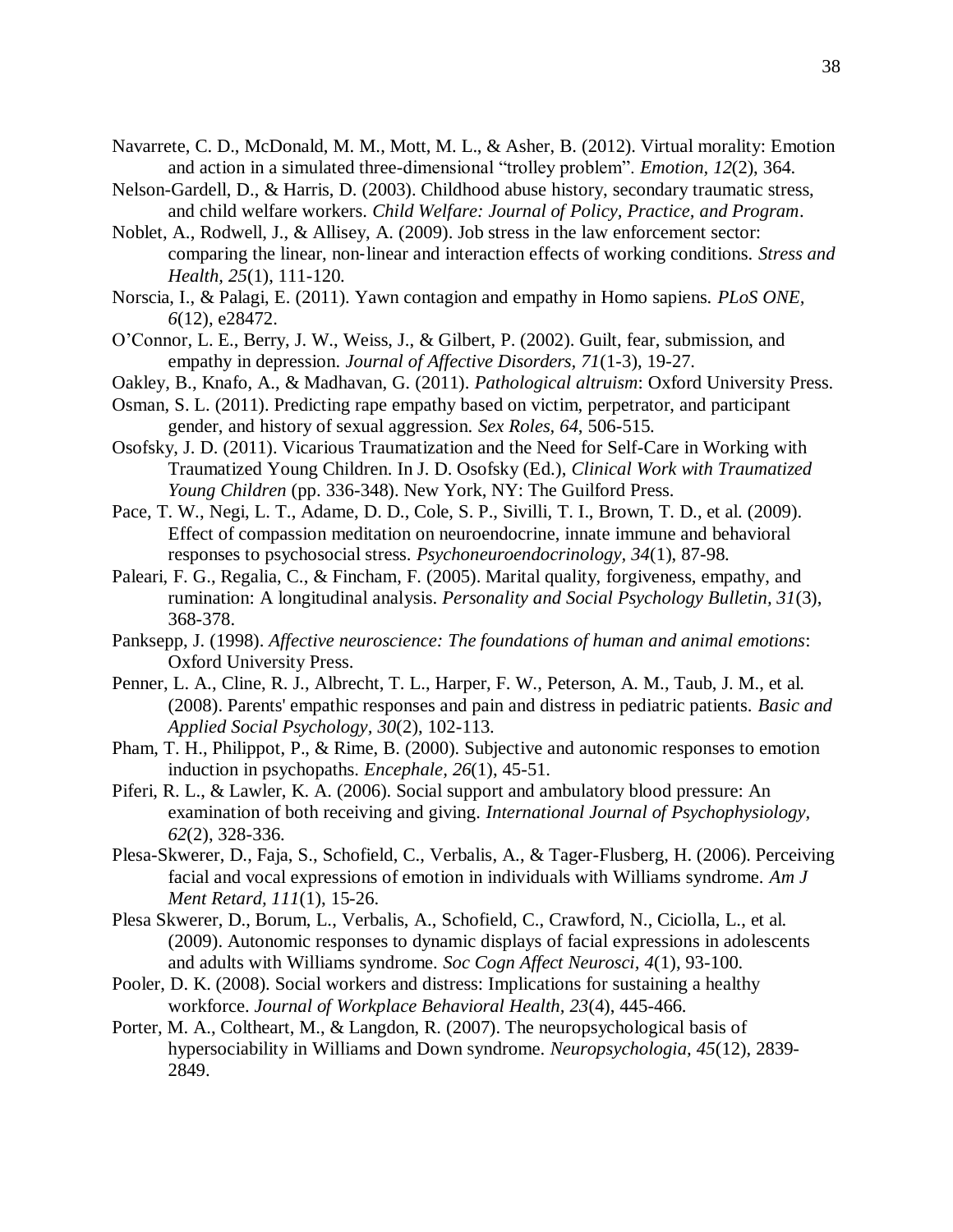Navarrete, C. D., McDonald, M. M., Mott, M. L., & Asher, B. (2012). Virtual morality: Emotion and action in a simulated three-dimensional "trolley problem". *Emotion, 12*(2), 364.

Nelson-Gardell, D., & Harris, D. (2003). Childhood abuse history, secondary traumatic stress, and child welfare workers. *Child Welfare: Journal of Policy, Practice, and Program*.

Noblet, A., Rodwell, J., & Allisey, A. (2009). Job stress in the law enforcement sector: comparing the linear, non-linear and interaction effects of working conditions. *Stress and Health, 25*(1), 111-120.

Norscia, I., & Palagi, E. (2011). Yawn contagion and empathy in Homo sapiens. *PLoS ONE, 6*(12), e28472.

O'Connor, L. E., Berry, J. W., Weiss, J., & Gilbert, P. (2002). Guilt, fear, submission, and empathy in depression. *Journal of Affective Disorders, 71*(1-3), 19-27.

Oakley, B., Knafo, A., & Madhavan, G. (2011). *Pathological altruism*: Oxford University Press.

Osman, S. L. (2011). Predicting rape empathy based on victim, perpetrator, and participant gender, and history of sexual aggression. *Sex Roles, 64*, 506-515.

Osofsky, J. D. (2011). Vicarious Traumatization and the Need for Self-Care in Working with Traumatized Young Children. In J. D. Osofsky (Ed.), *Clinical Work with Traumatized Young Children* (pp. 336-348). New York, NY: The Guilford Press.

Pace, T. W., Negi, L. T., Adame, D. D., Cole, S. P., Sivilli, T. I., Brown, T. D., et al. (2009). Effect of compassion meditation on neuroendocrine, innate immune and behavioral responses to psychosocial stress. *Psychoneuroendocrinology, 34*(1), 87-98.

Paleari, F. G., Regalia, C., & Fincham, F. (2005). Marital quality, forgiveness, empathy, and rumination: A longitudinal analysis. *Personality and Social Psychology Bulletin, 31*(3), 368-378.

Panksepp, J. (1998). *Affective neuroscience: The foundations of human and animal emotions*: Oxford University Press.

Penner, L. A., Cline, R. J., Albrecht, T. L., Harper, F. W., Peterson, A. M., Taub, J. M., et al. (2008). Parents' empathic responses and pain and distress in pediatric patients. *Basic and Applied Social Psychology, 30*(2), 102-113.

Pham, T. H., Philippot, P., & Rime, B. (2000). Subjective and autonomic responses to emotion induction in psychopaths. *Encephale, 26*(1), 45-51.

Piferi, R. L., & Lawler, K. A. (2006). Social support and ambulatory blood pressure: An examination of both receiving and giving. *International Journal of Psychophysiology, 62*(2), 328-336.

Plesa-Skwerer, D., Faja, S., Schofield, C., Verbalis, A., & Tager-Flusberg, H. (2006). Perceiving facial and vocal expressions of emotion in individuals with Williams syndrome. *Am J Ment Retard, 111*(1), 15-26.

Plesa Skwerer, D., Borum, L., Verbalis, A., Schofield, C., Crawford, N., Ciciolla, L., et al. (2009). Autonomic responses to dynamic displays of facial expressions in adolescents and adults with Williams syndrome. *Soc Cogn Affect Neurosci, 4*(1), 93-100.

Pooler, D. K. (2008). Social workers and distress: Implications for sustaining a healthy workforce. *Journal of Workplace Behavioral Health, 23*(4), 445-466.

Porter, M. A., Coltheart, M., & Langdon, R. (2007). The neuropsychological basis of hypersociability in Williams and Down syndrome. *Neuropsychologia, 45*(12), 2839-2849.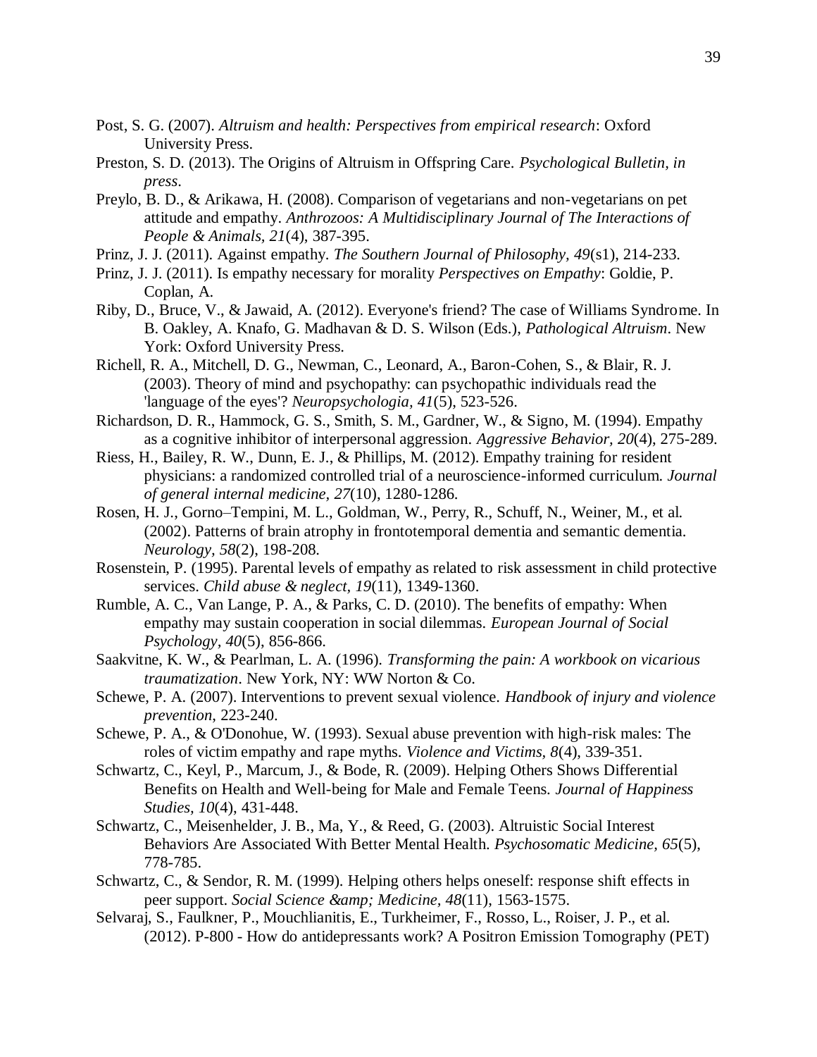Post, S. G. (2007). *Altruism and health: Perspectives from empirical research*: Oxford University Press.

Preston, S. D. (2013). The Origins of Altruism in Offspring Care. *Psychological Bulletin, in press*.

Preylo, B. D., & Arikawa, H. (2008). Comparison of vegetarians and non-vegetarians on pet attitude and empathy. *Anthrozoos: A Multidisciplinary Journal of The Interactions of People & Animals, 21*(4), 387-395.

Prinz, J. J. (2011). Against empathy. *The Southern Journal of Philosophy, 49*(s1), 214-233.

Prinz, J. J. (2011). Is empathy necessary for morality *Perspectives on Empathy*: Goldie, P. Coplan, A.

Riby, D., Bruce, V., & Jawaid, A. (2012). Everyone's friend? The case of Williams Syndrome. In B. Oakley, A. Knafo, G. Madhavan & D. S. Wilson (Eds.), *Pathological Altruism*. New York: Oxford University Press.

Richell, R. A., Mitchell, D. G., Newman, C., Leonard, A., Baron-Cohen, S., & Blair, R. J. (2003). Theory of mind and psychopathy: can psychopathic individuals read the 'language of the eyes'? *Neuropsychologia, 41*(5), 523-526.

Richardson, D. R., Hammock, G. S., Smith, S. M., Gardner, W., & Signo, M. (1994). Empathy as a cognitive inhibitor of interpersonal aggression. *Aggressive Behavior, 20*(4), 275-289.

Riess, H., Bailey, R. W., Dunn, E. J., & Phillips, M. (2012). Empathy training for resident physicians: a randomized controlled trial of a neuroscience-informed curriculum. *Journal of general internal medicine, 27*(10), 1280-1286.

Rosen, H. J., Gorno–Tempini, M. L., Goldman, W., Perry, R., Schuff, N., Weiner, M., et al. (2002). Patterns of brain atrophy in frontotemporal dementia and semantic dementia. *Neurology, 58*(2), 198-208.

Rosenstein, P. (1995). Parental levels of empathy as related to risk assessment in child protective services. *Child abuse & neglect, 19*(11), 1349-1360.

Rumble, A. C., Van Lange, P. A., & Parks, C. D. (2010). The benefits of empathy: When empathy may sustain cooperation in social dilemmas. *European Journal of Social Psychology, 40*(5), 856-866.

Saakvitne, K. W., & Pearlman, L. A. (1996). *Transforming the pain: A workbook on vicarious traumatization*. New York, NY: WW Norton & Co.

Schewe, P. A. (2007). Interventions to prevent sexual violence. *Handbook of injury and violence prevention*, 223-240.

Schewe, P. A., & O'Donohue, W. (1993). Sexual abuse prevention with high-risk males: The roles of victim empathy and rape myths. *Violence and Victims, 8*(4), 339-351.

Schwartz, C., Keyl, P., Marcum, J., & Bode, R. (2009). Helping Others Shows Differential Benefits on Health and Well-being for Male and Female Teens. *Journal of Happiness Studies, 10*(4), 431-448.

Schwartz, C., Meisenhelder, J. B., Ma, Y., & Reed, G. (2003). Altruistic Social Interest Behaviors Are Associated With Better Mental Health. *Psychosomatic Medicine, 65*(5), 778-785.

Schwartz, C., & Sendor, R. M. (1999). Helping others helps oneself: response shift effects in peer support. *Social Science &amp; Medicine, 48*(11), 1563-1575.

Selvaraj, S., Faulkner, P., Mouchlianitis, E., Turkheimer, F., Rosso, L., Roiser, J. P., et al. (2012). P-800 - How do antidepressants work? A Positron Emission Tomography (PET)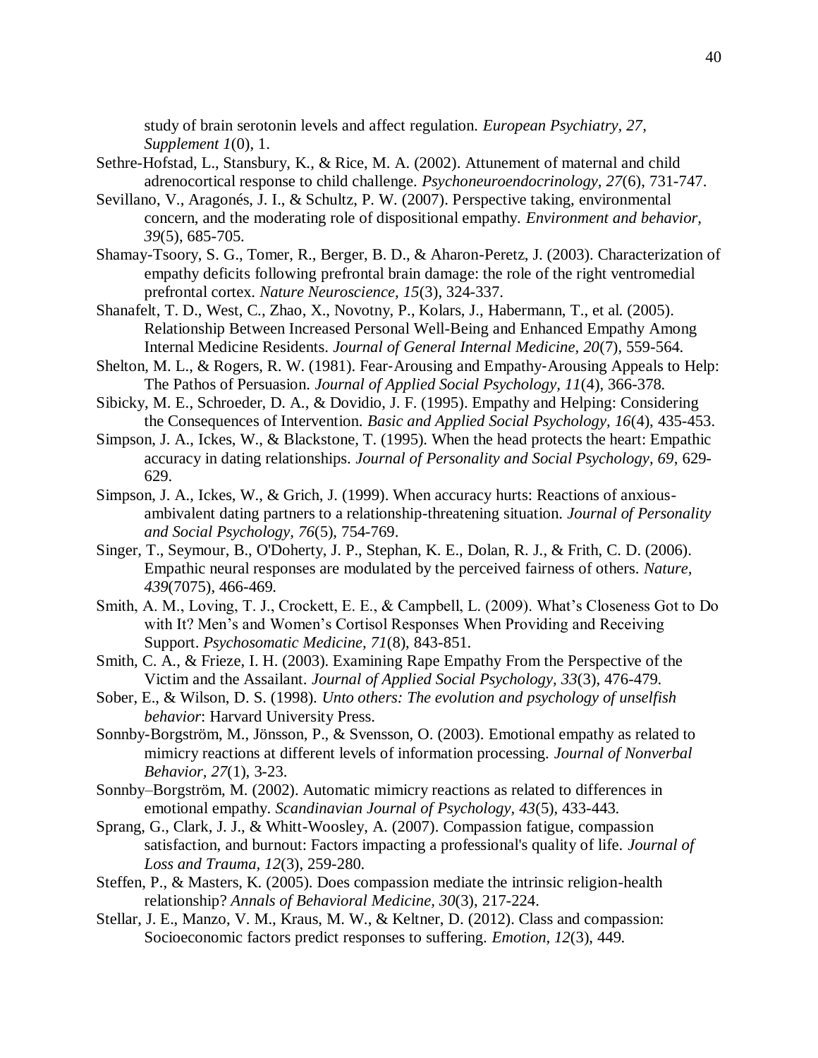study of brain serotonin levels and affect regulation. *European Psychiatry, 27, Supplement 1*(0), 1.

Sethre-Hofstad, L., Stansbury, K., & Rice, M. A. (2002). Attunement of maternal and child adrenocortical response to child challenge. *Psychoneuroendocrinology, 27*(6), 731-747.

Sevillano, V., Aragonés, J. I., & Schultz, P. W. (2007). Perspective taking, environmental concern, and the moderating role of dispositional empathy. *Environment and behavior, 39*(5), 685-705.

Shamay-Tsoory, S. G., Tomer, R., Berger, B. D., & Aharon-Peretz, J. (2003). Characterization of empathy deficits following prefrontal brain damage: the role of the right ventromedial prefrontal cortex. *Nature Neuroscience, 15*(3), 324-337.

Shanafelt, T. D., West, C., Zhao, X., Novotny, P., Kolars, J., Habermann, T., et al. (2005). Relationship Between Increased Personal Well-Being and Enhanced Empathy Among Internal Medicine Residents. *Journal of General Internal Medicine, 20*(7), 559-564.

Shelton, M. L., & Rogers, R. W. (1981). Fear-Arousing and Empathy-Arousing Appeals to Help: The Pathos of Persuasion. *Journal of Applied Social Psychology, 11*(4), 366-378.

Sibicky, M. E., Schroeder, D. A., & Dovidio, J. F. (1995). Empathy and Helping: Considering the Consequences of Intervention. *Basic and Applied Social Psychology, 16*(4), 435-453.

Simpson, J. A., Ickes, W., & Blackstone, T. (1995). When the head protects the heart: Empathic accuracy in dating relationships. *Journal of Personality and Social Psychology, 69*, 629-629.

Simpson, J. A., Ickes, W., & Grich, J. (1999). When accuracy hurts: Reactions of anxious-ambivalent dating partners to a relationship-threatening situation. *Journal of Personality and Social Psychology, 76*(5), 754-769.

Singer, T., Seymour, B., O'Doherty, J. P., Stephan, K. E., Dolan, R. J., & Frith, C. D. (2006). Empathic neural responses are modulated by the perceived fairness of others. *Nature, 439*(7075), 466-469.

Smith, A. M., Loving, T. J., Crockett, E. E., & Campbell, L. (2009). What's Closeness Got to Do with It? Men's and Women's Cortisol Responses When Providing and Receiving Support. *Psychosomatic Medicine, 71*(8), 843-851.

Smith, C. A., & Frieze, I. H. (2003). Examining Rape Empathy From the Perspective of the Victim and the Assailant. *Journal of Applied Social Psychology, 33*(3), 476-479.

Sober, E., & Wilson, D. S. (1998). *Unto others: The evolution and psychology of unselfish behavior*: Harvard University Press.

Sonnby-Borgström, M., Jönsson, P., & Svensson, O. (2003). Emotional empathy as related to mimicry reactions at different levels of information processing. *Journal of Nonverbal Behavior, 27*(1), 3-23.

Sonnby–Borgström, M. (2002). Automatic mimicry reactions as related to differences in emotional empathy. *Scandinavian Journal of Psychology, 43*(5), 433-443.

Sprang, G., Clark, J. J., & Whitt-Woosley, A. (2007). Compassion fatigue, compassion satisfaction, and burnout: Factors impacting a professional's quality of life. *Journal of Loss and Trauma, 12*(3), 259-280.

Steffen, P., & Masters, K. (2005). Does compassion mediate the intrinsic religion-health relationship? *Annals of Behavioral Medicine, 30*(3), 217-224.

Stellar, J. E., Manzo, V. M., Kraus, M. W., & Keltner, D. (2012). Class and compassion: Socioeconomic factors predict responses to suffering. *Emotion, 12*(3), 449.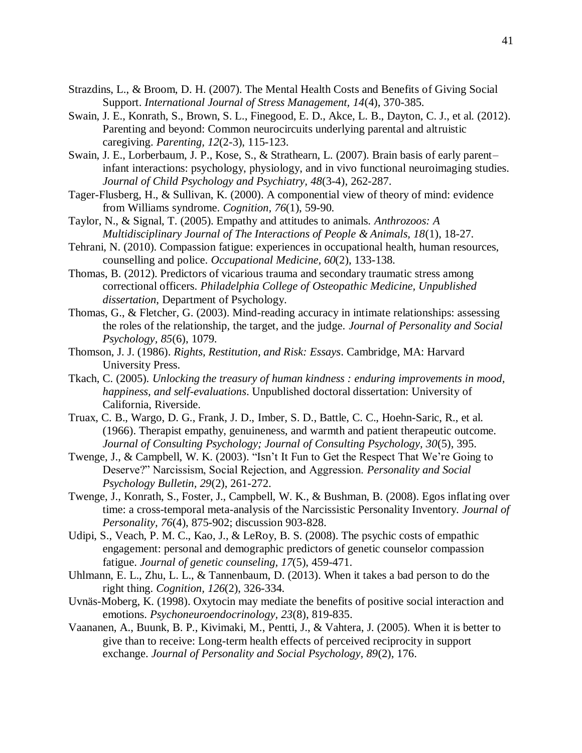Strazdins, L., & Broom, D. H. (2007). The Mental Health Costs and Benefits of Giving Social Support. *International Journal of Stress Management, 14*(4), 370-385.

Swain, J. E., Konrath, S., Brown, S. L., Finegood, E. D., Akce, L. B., Dayton, C. J., et al. (2012). Parenting and beyond: Common neurocircuits underlying parental and altruistic caregiving. *Parenting, 12*(2-3), 115-123.

Swain, J. E., Lorberbaum, J. P., Kose, S., & Strathearn, L. (2007). Brain basis of early parent–infant interactions: psychology, physiology, and in vivo functional neuroimaging studies. *Journal of Child Psychology and Psychiatry, 48*(3-4), 262-287.

Tager-Flusberg, H., & Sullivan, K. (2000). A componential view of theory of mind: evidence from Williams syndrome. *Cognition, 76*(1), 59-90.

Taylor, N., & Signal, T. (2005). Empathy and attitudes to animals. *Anthrozoos: A Multidisciplinary Journal of The Interactions of People & Animals, 18*(1), 18-27.

Tehrani, N. (2010). Compassion fatigue: experiences in occupational health, human resources, counselling and police. *Occupational Medicine, 60*(2), 133-138.

Thomas, B. (2012). Predictors of vicarious trauma and secondary traumatic stress among correctional officers. *Philadelphia College of Osteopathic Medicine, Unpublished dissertation*, Department of Psychology.

Thomas, G., & Fletcher, G. (2003). Mind-reading accuracy in intimate relationships: assessing the roles of the relationship, the target, and the judge. *Journal of Personality and Social Psychology, 85*(6), 1079.

Thomson, J. J. (1986). *Rights, Restitution, and Risk: Essays*. Cambridge, MA: Harvard University Press.

Tkach, C. (2005). *Unlocking the treasury of human kindness : enduring improvements in mood, happiness, and self-evaluations*. Unpublished doctoral dissertation: University of California, Riverside.

Truax, C. B., Wargo, D. G., Frank, J. D., Imber, S. D., Battle, C. C., Hoehn-Saric, R., et al. (1966). Therapist empathy, genuineness, and warmth and patient therapeutic outcome. *Journal of Consulting Psychology; Journal of Consulting Psychology, 30*(5), 395.

Twenge, J., & Campbell, W. K. (2003). "Isn't It Fun to Get the Respect That We're Going to Deserve?" Narcissism, Social Rejection, and Aggression. *Personality and Social Psychology Bulletin, 29*(2), 261-272.

Twenge, J., Konrath, S., Foster, J., Campbell, W. K., & Bushman, B. (2008). Egos inflating over time: a cross-temporal meta-analysis of the Narcissistic Personality Inventory. *Journal of Personality, 76*(4), 875-902; discussion 903-828.

Udipi, S., Veach, P. M. C., Kao, J., & LeRoy, B. S. (2008). The psychic costs of empathic engagement: personal and demographic predictors of genetic counselor compassion fatigue. *Journal of genetic counseling, 17*(5), 459-471.

Uhlmann, E. L., Zhu, L. L., & Tannenbaum, D. (2013). When it takes a bad person to do the right thing. *Cognition, 126*(2), 326-334.

Uvnäs-Moberg, K. (1998). Oxytocin may mediate the benefits of positive social interaction and emotions. *Psychoneuroendocrinology, 23*(8), 819-835.

Vaananen, A., Buunk, B. P., Kivimaki, M., Pentti, J., & Vahtera, J. (2005). When it is better to give than to receive: Long-term health effects of perceived reciprocity in support exchange. *Journal of Personality and Social Psychology, 89*(2), 176.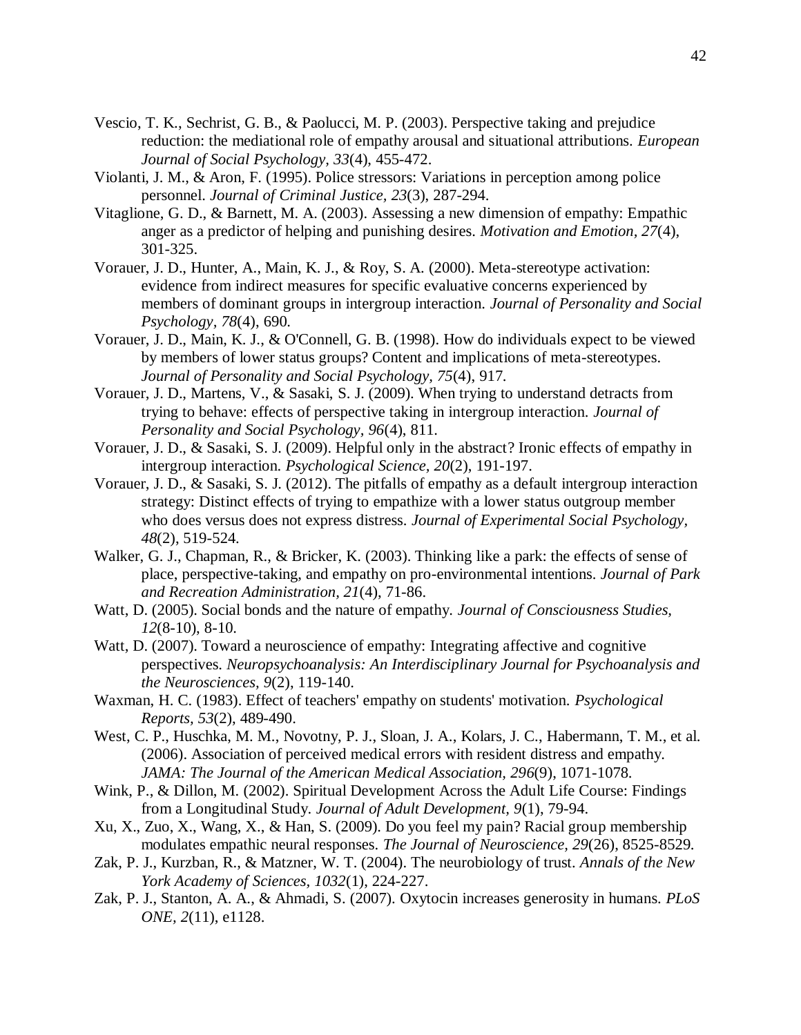Vescio, T. K., Sechrist, G. B., & Paolucci, M. P. (2003). Perspective taking and prejudice reduction: the mediational role of empathy arousal and situational attributions. *European Journal of Social Psychology, 33*(4), 455-472.

Violanti, J. M., & Aron, F. (1995). Police stressors: Variations in perception among police personnel. *Journal of Criminal Justice, 23*(3), 287-294.

Vitaglione, G. D., & Barnett, M. A. (2003). Assessing a new dimension of empathy: Empathic anger as a predictor of helping and punishing desires. *Motivation and Emotion, 27*(4), 301-325.

Vorauer, J. D., Hunter, A., Main, K. J., & Roy, S. A. (2000). Meta-stereotype activation: evidence from indirect measures for specific evaluative concerns experienced by members of dominant groups in intergroup interaction. *Journal of Personality and Social Psychology, 78*(4), 690.

Vorauer, J. D., Main, K. J., & O'Connell, G. B. (1998). How do individuals expect to be viewed by members of lower status groups? Content and implications of meta-stereotypes. *Journal of Personality and Social Psychology, 75*(4), 917.

Vorauer, J. D., Martens, V., & Sasaki, S. J. (2009). When trying to understand detracts from trying to behave: effects of perspective taking in intergroup interaction. *Journal of Personality and Social Psychology, 96*(4), 811.

Vorauer, J. D., & Sasaki, S. J. (2009). Helpful only in the abstract? Ironic effects of empathy in intergroup interaction. *Psychological Science, 20*(2), 191-197.

Vorauer, J. D., & Sasaki, S. J. (2012). The pitfalls of empathy as a default intergroup interaction strategy: Distinct effects of trying to empathize with a lower status outgroup member who does versus does not express distress. *Journal of Experimental Social Psychology, 48*(2), 519-524.

Walker, G. J., Chapman, R., & Bricker, K. (2003). Thinking like a park: the effects of sense of place, perspective-taking, and empathy on pro-environmental intentions. *Journal of Park and Recreation Administration, 21*(4), 71-86.

Watt, D. (2005). Social bonds and the nature of empathy. *Journal of Consciousness Studies, 12*(8-10), 8-10.

Watt, D. (2007). Toward a neuroscience of empathy: Integrating affective and cognitive perspectives. *Neuropsychoanalysis: An Interdisciplinary Journal for Psychoanalysis and the Neurosciences, 9*(2), 119-140.

Waxman, H. C. (1983). Effect of teachers' empathy on students' motivation. *Psychological Reports, 53*(2), 489-490.

West, C. P., Huschka, M. M., Novotny, P. J., Sloan, J. A., Kolars, J. C., Habermann, T. M., et al. (2006). Association of perceived medical errors with resident distress and empathy. *JAMA: The Journal of the American Medical Association, 296*(9), 1071-1078.

Wink, P., & Dillon, M. (2002). Spiritual Development Across the Adult Life Course: Findings from a Longitudinal Study. *Journal of Adult Development, 9*(1), 79-94.

Xu, X., Zuo, X., Wang, X., & Han, S. (2009). Do you feel my pain? Racial group membership modulates empathic neural responses. *The Journal of Neuroscience, 29*(26), 8525-8529.

Zak, P. J., Kurzban, R., & Matzner, W. T. (2004). The neurobiology of trust. *Annals of the New York Academy of Sciences, 1032*(1), 224-227.

Zak, P. J., Stanton, A. A., & Ahmadi, S. (2007). Oxytocin increases generosity in humans. *PLoS ONE, 2*(11), e1128.